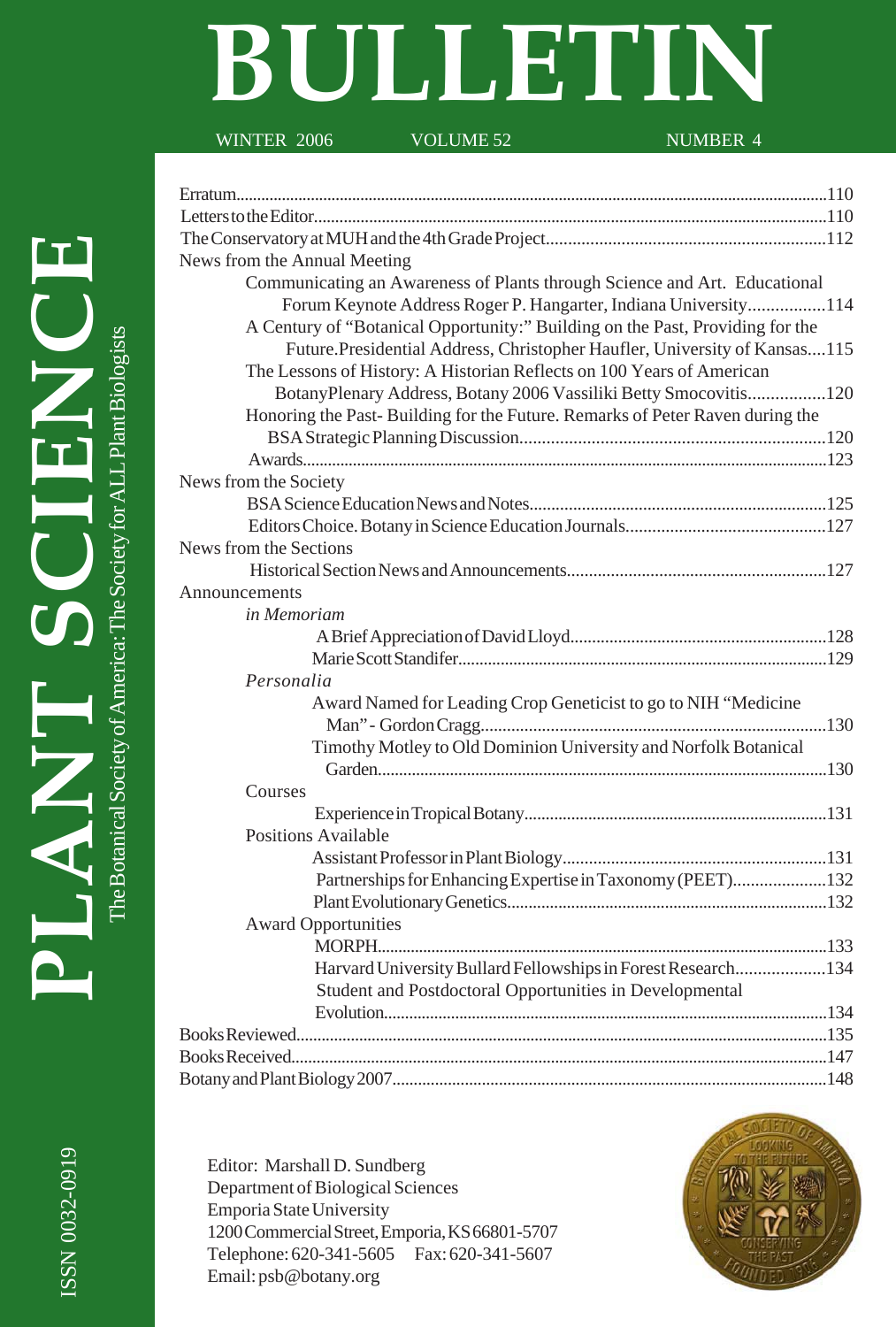# PLANT SCIENCE BULLETIN

The Botanical Society of America: The Society for ALL Plant Biologists

WINTER 2006 VOLUME 52 NUMBER 4

ISSN 0032-0919

Erratum....................................................................................110

Letters to the Editor....................................................................110

The Conservatory at MUH and the 4th Grade Project...............................112

News from the Annual Meeting

- Communicating an Awareness of Plants through Science and Art. Educational Forum Keynote Address Roger P. Hangarter, Indiana University..................114
- A Century of "Botanical Opportunity:" Building on the Past, Providing for the Future.Presidential Address, Christopher Haufler, University of Kansas....115
- The Lessons of History: A Historian Reflects on 100 Years of American BotanyPlenary Address, Botany 2006 Vassiliki Betty Smocovitis.................120
- Honoring the Past- Building for the Future. Remarks of Peter Raven during the BSA Strategic Planning Discussion....................................................120
- Awards..........................................................................................123

News from the Society

- BSA Science Education News and Notes...................................................125
- Editors Choice. Botany in Science Education Journals.............................127

News from the Sections

- Historical Section News and Announcements...........................................127

Announcements

*in Memoriam*

- A Brief Appreciation of David Lloyd...........................................128
- Marie Scott Standifer.....................................................................129

*Personalia*

- Award Named for Leading Crop Geneticist to go to NIH "Medicine Man" - Gordon Cragg..............................................................................130
- Timothy Motley to Old Dominion University and Norfolk Botanical Garden.........................................................................................130

Courses

- Experience in Tropical Botany.......................................................131

Positions Available

- Assistant Professor in Plant Biology............................................131
- Partnerships for Enhancing Expertise in Taxonomy (PEET).....................132
- Plant Evolutionary Genetics..........................................................132

Award Opportunities

- MORPH..........................................................................................133
- Harvard University Bullard Fellowships in Forest Research....................134
- Student and Postdoctoral Opportunities in Developmental Evolution........................................................................................134

Books Reviewed............................................................................135

Books Received.............................................................................147

Botany and Plant Biology 2007......................................................148

Editor: Marshall D. Sundberg
Department of Biological Sciences
Emporia State University
1200 Commercial Street, Emporia, KS 66801-5707
Telephone: 620-341-5605 Fax: 620-341-5607
Email: psb@botany.org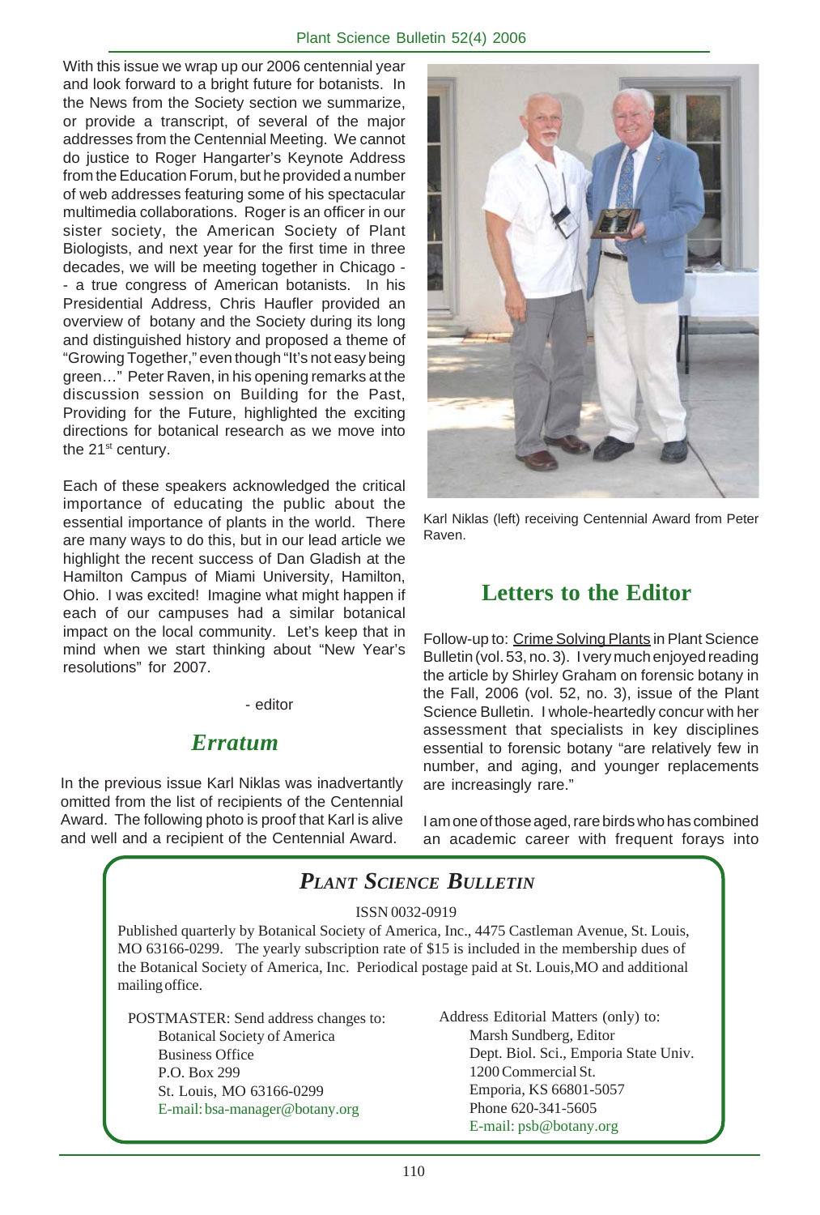With this issue we wrap up our 2006 centennial year and look forward to a bright future for botanists. In the News from the Society section we summarize, or provide a transcript, of several of the major addresses from the Centennial Meeting. We cannot do justice to Roger Hangarter's Keynote Address from the Education Forum, but he provided a number of web addresses featuring some of his spectacular multimedia collaborations. Roger is an officer in our sister society, the American Society of Plant Biologists, and next year for the first time in three decades, we will be meeting together in Chicago - - a true congress of American botanists. In his Presidential Address, Chris Haufler provided an overview of botany and the Society during its long and distinguished history and proposed a theme of "Growing Together," even though "It's not easy being green…" Peter Raven, in his opening remarks at the discussion session on Building for the Past, Providing for the Future, highlighted the exciting directions for botanical research as we move into the 21st century.

Each of these speakers acknowledged the critical importance of educating the public about the essential importance of plants in the world. There are many ways to do this, but in our lead article we highlight the recent success of Dan Gladish at the Hamilton Campus of Miami University, Hamilton, Ohio. I was excited! Imagine what might happen if each of our campuses had a similar botanical impact on the local community. Let's keep that in mind when we start thinking about "New Year's resolutions" for 2007.

- editor

## *Erratum*

In the previous issue Karl Niklas was inadvertantly omitted from the list of recipients of the Centennial Award. The following photo is proof that Karl is alive and well and a recipient of the Centennial Award.

Karl Niklas (left) receiving Centennial Award from Peter Raven.

## Letters to the Editor

Follow-up to: Crime Solving Plants in Plant Science Bulletin (vol. 53, no. 3). I very much enjoyed reading the article by Shirley Graham on forensic botany in the Fall, 2006 (vol. 52, no. 3), issue of the Plant Science Bulletin. I whole-heartedly concur with her assessment that specialists in key disciplines essential to forensic botany "are relatively few in number, and aging, and younger replacements are increasingly rare."

I am one of those aged, rare birds who has combined an academic career with frequent forays into

---

***Plant Science Bulletin***

ISSN 0032-0919

Published quarterly by Botanical Society of America, Inc., 4475 Castleman Avenue, St. Louis, MO 63166-0299. The yearly subscription rate of $15 is included in the membership dues of the Botanical Society of America, Inc. Periodical postage paid at St. Louis, MO and additional mailing office.

POSTMASTER: Send address changes to:
Botanical Society of America
Business Office
P.O. Box 299
St. Louis, MO 63166-0299
E-mail: bsa-manager@botany.org

Address Editorial Matters (only) to:
Marsh Sundberg, Editor
Dept. Biol. Sci., Emporia State Univ.
1200 Commercial St.
Emporia, KS 66801-5057
Phone 620-341-5605
E-mail: psb@botany.org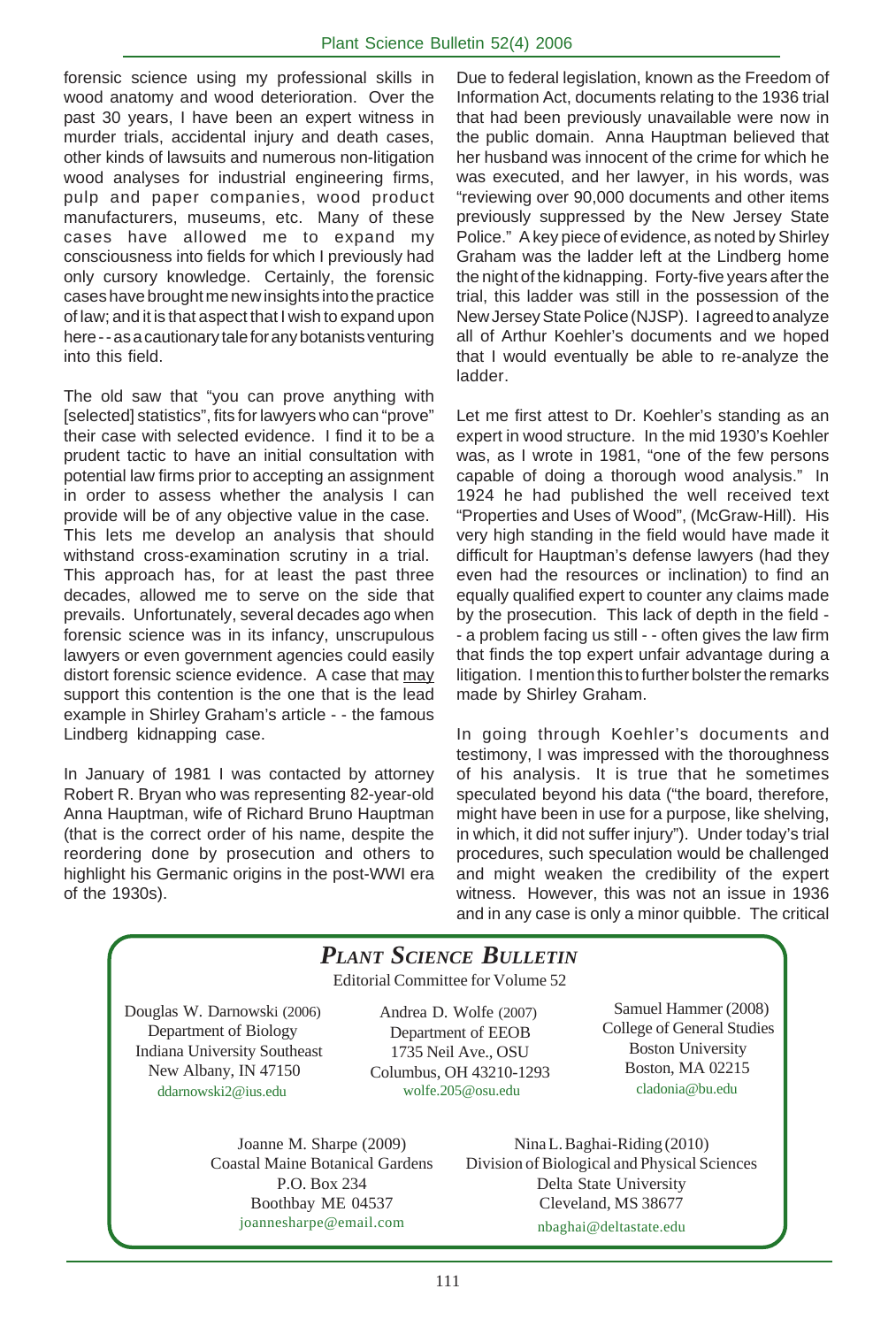forensic science using my professional skills in wood anatomy and wood deterioration. Over the past 30 years, I have been an expert witness in murder trials, accidental injury and death cases, other kinds of lawsuits and numerous non-litigation wood analyses for industrial engineering firms, pulp and paper companies, wood product manufacturers, museums, etc. Many of these cases have allowed me to expand my consciousness into fields for which I previously had only cursory knowledge. Certainly, the forensic cases have brought me new insights into the practice of law; and it is that aspect that I wish to expand upon here - - as a cautionary tale for any botanists venturing into this field.

The old saw that "you can prove anything with [selected] statistics", fits for lawyers who can "prove" their case with selected evidence. I find it to be a prudent tactic to have an initial consultation with potential law firms prior to accepting an assignment in order to assess whether the analysis I can provide will be of any objective value in the case. This lets me develop an analysis that should withstand cross-examination scrutiny in a trial. This approach has, for at least the past three decades, allowed me to serve on the side that prevails. Unfortunately, several decades ago when forensic science was in its infancy, unscrupulous lawyers or even government agencies could easily distort forensic science evidence. A case that <u>may</u> support this contention is the one that is the lead example in Shirley Graham's article - - the famous Lindberg kidnapping case.

In January of 1981 I was contacted by attorney Robert R. Bryan who was representing 82-year-old Anna Hauptman, wife of Richard Bruno Hauptman (that is the correct order of his name, despite the reordering done by prosecution and others to highlight his Germanic origins in the post-WWI era of the 1930s).

Due to federal legislation, known as the Freedom of Information Act, documents relating to the 1936 trial that had been previously unavailable were now in the public domain. Anna Hauptman believed that her husband was innocent of the crime for which he was executed, and her lawyer, in his words, was "reviewing over 90,000 documents and other items previously suppressed by the New Jersey State Police." A key piece of evidence, as noted by Shirley Graham was the ladder left at the Lindberg home the night of the kidnapping. Forty-five years after the trial, this ladder was still in the possession of the New Jersey State Police (NJSP). I agreed to analyze all of Arthur Koehler's documents and we hoped that I would eventually be able to re-analyze the ladder.

Let me first attest to Dr. Koehler's standing as an expert in wood structure. In the mid 1930's Koehler was, as I wrote in 1981, "one of the few persons capable of doing a thorough wood analysis." In 1924 he had published the well received text "Properties and Uses of Wood", (McGraw-Hill). His very high standing in the field would have made it difficult for Hauptman's defense lawyers (had they even had the resources or inclination) to find an equally qualified expert to counter any claims made by the prosecution. This lack of depth in the field - - a problem facing us still - - often gives the law firm that finds the top expert unfair advantage during a litigation. I mention this to further bolster the remarks made by Shirley Graham.

In going through Koehler's documents and testimony, I was impressed with the thoroughness of his analysis. It is true that he sometimes speculated beyond his data ("the board, therefore, might have been in use for a purpose, like shelving, in which, it did not suffer injury"). Under today's trial procedures, such speculation would be challenged and might weaken the credibility of the expert witness. However, this was not an issue in 1936 and in any case is only a minor quibble. The critical

## *PLANT SCIENCE BULLETIN*

Editorial Committee for Volume 52

Douglas W. Darnowski (2006)
Department of Biology
Indiana University Southeast
New Albany, IN 47150
ddarnowski2@ius.edu

Andrea D. Wolfe (2007)
Department of EEOB
1735 Neil Ave., OSU
Columbus, OH 43210-1293
wolfe.205@osu.edu

Samuel Hammer (2008)
College of General Studies
Boston University
Boston, MA 02215
cladonia@bu.edu

Joanne M. Sharpe (2009)
Coastal Maine Botanical Gardens
P.O. Box 234
Boothbay ME 04537
joannesharpe@email.com

Nina L. Baghai-Riding (2010)
Division of Biological and Physical Sciences
Delta State University
Cleveland, MS 38677
nbaghai@deltastate.edu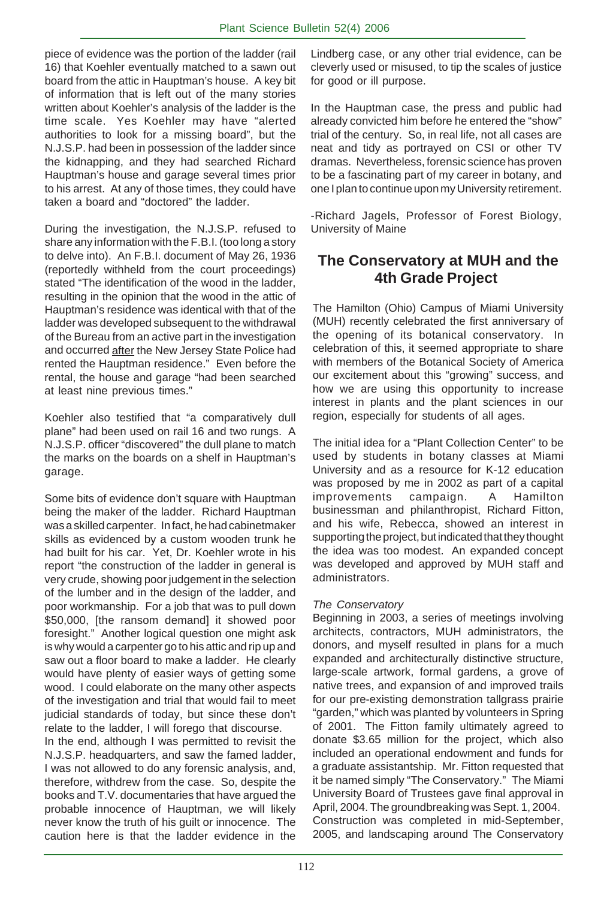piece of evidence was the portion of the ladder (rail 16) that Koehler eventually matched to a sawn out board from the attic in Hauptman's house. A key bit of information that is left out of the many stories written about Koehler's analysis of the ladder is the time scale. Yes Koehler may have "alerted authorities to look for a missing board", but the N.J.S.P. had been in possession of the ladder since the kidnapping, and they had searched Richard Hauptman's house and garage several times prior to his arrest. At any of those times, they could have taken a board and "doctored" the ladder.

During the investigation, the N.J.S.P. refused to share any information with the F.B.I. (too long a story to delve into). An F.B.I. document of May 26, 1936 (reportedly withheld from the court proceedings) stated "The identification of the wood in the ladder, resulting in the opinion that the wood in the attic of Hauptman's residence was identical with that of the ladder was developed subsequent to the withdrawal of the Bureau from an active part in the investigation and occurred after the New Jersey State Police had rented the Hauptman residence." Even before the rental, the house and garage "had been searched at least nine previous times."

Koehler also testified that "a comparatively dull plane" had been used on rail 16 and two rungs. A N.J.S.P. officer "discovered" the dull plane to match the marks on the boards on a shelf in Hauptman's garage.

Some bits of evidence don't square with Hauptman being the maker of the ladder. Richard Hauptman was a skilled carpenter. In fact, he had cabinetmaker skills as evidenced by a custom wooden trunk he had built for his car. Yet, Dr. Koehler wrote in his report "the construction of the ladder in general is very crude, showing poor judgement in the selection of the lumber and in the design of the ladder, and poor workmanship. For a job that was to pull down $50,000, [the ransom demand] it showed poor foresight." Another logical question one might ask is why would a carpenter go to his attic and rip up and saw out a floor board to make a ladder. He clearly would have plenty of easier ways of getting some wood. I could elaborate on the many other aspects of the investigation and trial that would fail to meet judicial standards of today, but since these don't relate to the ladder, I will forego that discourse.

In the end, although I was permitted to revisit the N.J.S.P. headquarters, and saw the famed ladder, I was not allowed to do any forensic analysis, and, therefore, withdrew from the case. So, despite the books and T.V. documentaries that have argued the probable innocence of Hauptman, we will likely never know the truth of his guilt or innocence. The caution here is that the ladder evidence in the Lindberg case, or any other trial evidence, can be cleverly used or misused, to tip the scales of justice for good or ill purpose.

In the Hauptman case, the press and public had already convicted him before he entered the "show" trial of the century. So, in real life, not all cases are neat and tidy as portrayed on CSI or other TV dramas. Nevertheless, forensic science has proven to be a fascinating part of my career in botany, and one I plan to continue upon my University retirement.

-Richard Jagels, Professor of Forest Biology, University of Maine

## The Conservatory at MUH and the 4th Grade Project

The Hamilton (Ohio) Campus of Miami University (MUH) recently celebrated the first anniversary of the opening of its botanical conservatory. In celebration of this, it seemed appropriate to share with members of the Botanical Society of America our excitement about this "growing" success, and how we are using this opportunity to increase interest in plants and the plant sciences in our region, especially for students of all ages.

The initial idea for a "Plant Collection Center" to be used by students in botany classes at Miami University and as a resource for K-12 education was proposed by me in 2002 as part of a capital improvements campaign. A Hamilton businessman and philanthropist, Richard Fitton, and his wife, Rebecca, showed an interest in supporting the project, but indicated that they thought the idea was too modest. An expanded concept was developed and approved by MUH staff and administrators.

*The Conservatory*

Beginning in 2003, a series of meetings involving architects, contractors, MUH administrators, the donors, and myself resulted in plans for a much expanded and architecturally distinctive structure, large-scale artwork, formal gardens, a grove of native trees, and expansion of and improved trails for our pre-existing demonstration tallgrass prairie "garden," which was planted by volunteers in Spring of 2001. The Fitton family ultimately agreed to donate $3.65 million for the project, which also included an operational endowment and funds for a graduate assistantship. Mr. Fitton requested that it be named simply "The Conservatory." The Miami University Board of Trustees gave final approval in April, 2004. The groundbreaking was Sept. 1, 2004. Construction was completed in mid-September, 2005, and landscaping around The Conservatory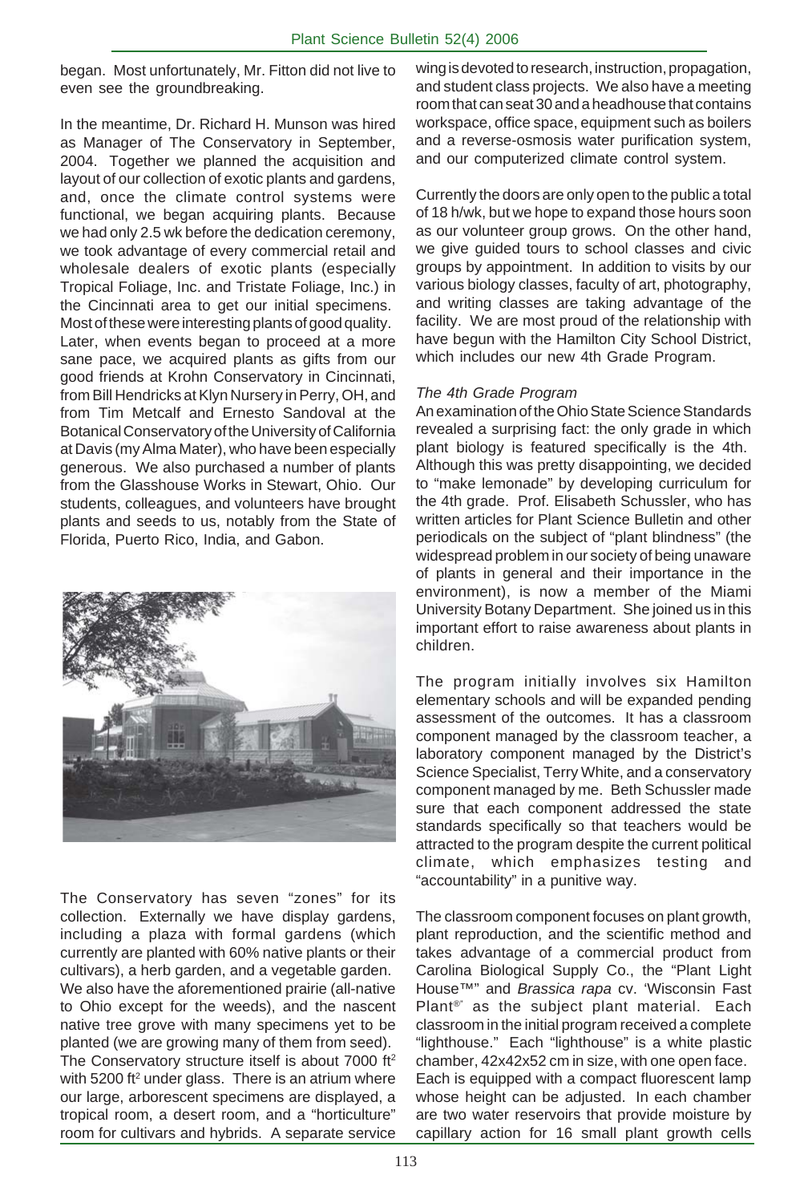began. Most unfortunately, Mr. Fitton did not live to even see the groundbreaking.

In the meantime, Dr. Richard H. Munson was hired as Manager of The Conservatory in September, 2004. Together we planned the acquisition and layout of our collection of exotic plants and gardens, and, once the climate control systems were functional, we began acquiring plants. Because we had only 2.5 wk before the dedication ceremony, we took advantage of every commercial retail and wholesale dealers of exotic plants (especially Tropical Foliage, Inc. and Tristate Foliage, Inc.) in the Cincinnati area to get our initial specimens. Most of these were interesting plants of good quality. Later, when events began to proceed at a more sane pace, we acquired plants as gifts from our good friends at Krohn Conservatory in Cincinnati, from Bill Hendricks at Klyn Nursery in Perry, OH, and from Tim Metcalf and Ernesto Sandoval at the Botanical Conservatory of the University of California at Davis (my Alma Mater), who have been especially generous. We also purchased a number of plants from the Glasshouse Works in Stewart, Ohio. Our students, colleagues, and volunteers have brought plants and seeds to us, notably from the State of Florida, Puerto Rico, India, and Gabon.

The Conservatory has seven "zones" for its collection. Externally we have display gardens, including a plaza with formal gardens (which currently are planted with 60% native plants or their cultivars), a herb garden, and a vegetable garden. We also have the aforementioned prairie (all-native to Ohio except for the weeds), and the nascent native tree grove with many specimens yet to be planted (we are growing many of them from seed). The Conservatory structure itself is about 7000 $ft^2$ with 5200 $ft^2$ under glass. There is an atrium where our large, arborescent specimens are displayed, a tropical room, a desert room, and a "horticulture" room for cultivars and hybrids. A separate service wing is devoted to research, instruction, propagation, and student class projects. We also have a meeting room that can seat 30 and a headhouse that contains workspace, office space, equipment such as boilers and a reverse-osmosis water purification system, and our computerized climate control system.

Currently the doors are only open to the public a total of 18 h/wk, but we hope to expand those hours soon as our volunteer group grows. On the other hand, we give guided tours to school classes and civic groups by appointment. In addition to visits by our various biology classes, faculty of art, photography, and writing classes are taking advantage of the facility. We are most proud of the relationship with have begun with the Hamilton City School District, which includes our new 4th Grade Program.

*The 4th Grade Program*

An examination of the Ohio State Science Standards revealed a surprising fact: the only grade in which plant biology is featured specifically is the 4th. Although this was pretty disappointing, we decided to "make lemonade" by developing curriculum for the 4th grade. Prof. Elisabeth Schussler, who has written articles for Plant Science Bulletin and other periodicals on the subject of "plant blindness" (the widespread problem in our society of being unaware of plants in general and their importance in the environment), is now a member of the Miami University Botany Department. She joined us in this important effort to raise awareness about plants in children.

The program initially involves six Hamilton elementary schools and will be expanded pending assessment of the outcomes. It has a classroom component managed by the classroom teacher, a laboratory component managed by the District's Science Specialist, Terry White, and a conservatory component managed by me. Beth Schussler made sure that each component addressed the state standards specifically so that teachers would be attracted to the program despite the current political climate, which emphasizes testing and "accountability" in a punitive way.

The classroom component focuses on plant growth, plant reproduction, and the scientific method and takes advantage of a commercial product from Carolina Biological Supply Co., the "Plant Light House™" and *Brassica rapa* cv. 'Wisconsin Fast Plant®' as the subject plant material. Each classroom in the initial program received a complete "lighthouse." Each "lighthouse" is a white plastic chamber, 42x42x52 cm in size, with one open face. Each is equipped with a compact fluorescent lamp whose height can be adjusted. In each chamber are two water reservoirs that provide moisture by capillary action for 16 small plant growth cells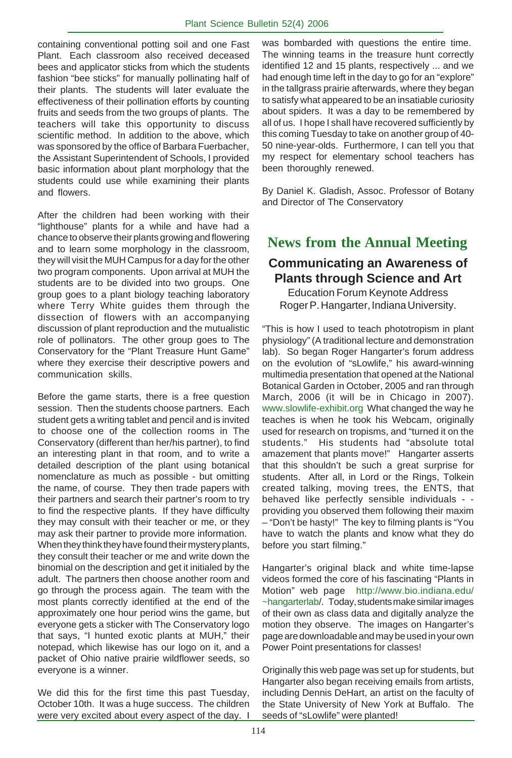containing conventional potting soil and one Fast Plant. Each classroom also received deceased bees and applicator sticks from which the students fashion "bee sticks" for manually pollinating half of their plants. The students will later evaluate the effectiveness of their pollination efforts by counting fruits and seeds from the two groups of plants. The teachers will take this opportunity to discuss scientific method. In addition to the above, which was sponsored by the office of Barbara Fuerbacher, the Assistant Superintendent of Schools, I provided basic information about plant morphology that the students could use while examining their plants and flowers.

After the children had been working with their "lighthouse" plants for a while and have had a chance to observe their plants growing and flowering and to learn some morphology in the classroom, they will visit the MUH Campus for a day for the other two program components. Upon arrival at MUH the students are to be divided into two groups. One group goes to a plant biology teaching laboratory where Terry White guides them through the dissection of flowers with an accompanying discussion of plant reproduction and the mutualistic role of pollinators. The other group goes to The Conservatory for the "Plant Treasure Hunt Game" where they exercise their descriptive powers and communication skills.

Before the game starts, there is a free question session. Then the students choose partners. Each student gets a writing tablet and pencil and is invited to choose one of the collection rooms in The Conservatory (different than her/his partner), to find an interesting plant in that room, and to write a detailed description of the plant using botanical nomenclature as much as possible - but omitting the name, of course. They then trade papers with their partners and search their partner's room to try to find the respective plants. If they have difficulty they may consult with their teacher or me, or they may ask their partner to provide more information. When they think they have found their mystery plants, they consult their teacher or me and write down the binomial on the description and get it initialed by the adult. The partners then choose another room and go through the process again. The team with the most plants correctly identified at the end of the approximately one hour period wins the game, but everyone gets a sticker with The Conservatory logo that says, "I hunted exotic plants at MUH," their notepad, which likewise has our logo on it, and a packet of Ohio native prairie wildflower seeds, so everyone is a winner.

We did this for the first time this past Tuesday, October 10th. It was a huge success. The children were very excited about every aspect of the day. I was bombarded with questions the entire time. The winning teams in the treasure hunt correctly identified 12 and 15 plants, respectively ... and we had enough time left in the day to go for an "explore" in the tallgrass prairie afterwards, where they began to satisfy what appeared to be an insatiable curiosity about spiders. It was a day to be remembered by all of us. I hope I shall have recovered sufficiently by this coming Tuesday to take on another group of 40-50 nine-year-olds. Furthermore, I can tell you that my respect for elementary school teachers has been thoroughly renewed.

By Daniel K. Gladish, Assoc. Professor of Botany and Director of The Conservatory

# News from the Annual Meeting

## Communicating an Awareness of Plants through Science and Art

Education Forum Keynote Address
Roger P. Hangarter, Indiana University.

"This is how I used to teach phototropism in plant physiology" (A traditional lecture and demonstration lab). So began Roger Hangarter's forum address on the evolution of "sLowlife," his award-winning multimedia presentation that opened at the National Botanical Garden in October, 2005 and ran through March, 2006 (it will be in Chicago in 2007). www.slowlife-exhibit.org What changed the way he teaches is when he took his Webcam, originally used for research on tropisms, and "turned it on the students." His students had "absolute total amazement that plants move!" Hangarter asserts that this shouldn't be such a great surprise for students. After all, in Lord or the Rings, Tolkein created talking, moving trees, the ENTS, that behaved like perfectly sensible individuals - - providing you observed them following their maxim – "Don't be hasty!" The key to filming plants is "You have to watch the plants and know what they do before you start filming."

Hangarter's original black and white time-lapse videos formed the core of his fascinating "Plants in Motion" web page http://www.bio.indiana.edu/~hangarterlab/. Today, students make similar images of their own as class data and digitally analyze the motion they observe. The images on Hangarter's page are downloadable and may be used in your own Power Point presentations for classes!

Originally this web page was set up for students, but Hangarter also began receiving emails from artists, including Dennis DeHart, an artist on the faculty of the State University of New York at Buffalo. The seeds of "sLowlife" were planted!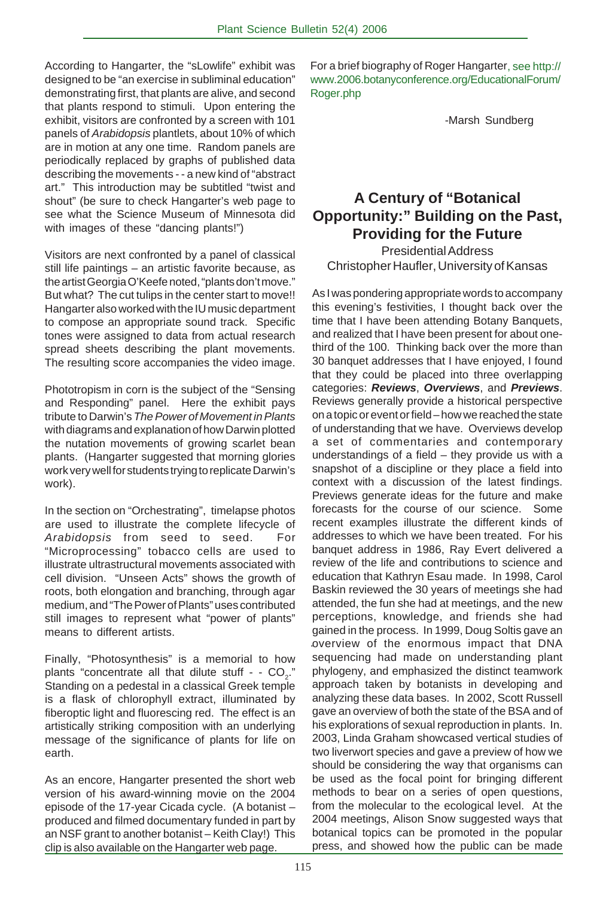According to Hangarter, the "sLowlife" exhibit was designed to be "an exercise in subliminal education" demonstrating first, that plants are alive, and second that plants respond to stimuli. Upon entering the exhibit, visitors are confronted by a screen with 101 panels of *Arabidopsis* plantlets, about 10% of which are in motion at any one time. Random panels are periodically replaced by graphs of published data describing the movements - - a new kind of "abstract art." This introduction may be subtitled "twist and shout" (be sure to check Hangarter's web page to see what the Science Museum of Minnesota did with images of these "dancing plants!")

Visitors are next confronted by a panel of classical still life paintings – an artistic favorite because, as the artist Georgia O'Keefe noted, "plants don't move." But what? The cut tulips in the center start to move!! Hangarter also worked with the IU music department to compose an appropriate sound track. Specific tones were assigned to data from actual research spread sheets describing the plant movements. The resulting score accompanies the video image.

Phototropism in corn is the subject of the "Sensing and Responding" panel. Here the exhibit pays tribute to Darwin's *The Power of Movement in Plants* with diagrams and explanation of how Darwin plotted the nutation movements of growing scarlet bean plants. (Hangarter suggested that morning glories work very well for students trying to replicate Darwin's work).

In the section on "Orchestrating", timelapse photos are used to illustrate the complete lifecycle of *Arabidopsis* from seed to seed. For "Microprocessing" tobacco cells are used to illustrate ultrastructural movements associated with cell division. "Unseen Acts" shows the growth of roots, both elongation and branching, through agar medium, and "The Power of Plants" uses contributed still images to represent what "power of plants" means to different artists.

Finally, "Photosynthesis" is a memorial to how plants "concentrate all that dilute stuff - - $CO_2$." Standing on a pedestal in a classical Greek temple is a flask of chlorophyll extract, illuminated by fiberoptic light and fluorescing red. The effect is an artistically striking composition with an underlying message of the significance of plants for life on earth.

As an encore, Hangarter presented the short web version of his award-winning movie on the 2004 episode of the 17-year Cicada cycle. (A botanist – produced and filmed documentary funded in part by an NSF grant to another botanist – Keith Clay!) This clip is also available on the Hangarter web page.

For a brief biography of Roger Hangarter, see http://www.2006.botanyconference.org/EducationalForum/Roger.php

-Marsh Sundberg

## A Century of "Botanical Opportunity:" Building on the Past, Providing for the Future

Presidential Address
Christopher Haufler, University of Kansas

As I was pondering appropriate words to accompany this evening's festivities, I thought back over the time that I have been attending Botany Banquets, and realized that I have been present for about one-third of the 100. Thinking back over the more than 30 banquet addresses that I have enjoyed, I found that they could be placed into three overlapping categories: ***Reviews***, ***Overviews***, and ***Previews***. Reviews generally provide a historical perspective on a topic or event or field – how we reached the state of understanding that we have. Overviews develop a set of commentaries and contemporary understandings of a field – they provide us with a snapshot of a discipline or they place a field into context with a discussion of the latest findings. Previews generate ideas for the future and make forecasts for the course of our science. Some recent examples illustrate the different kinds of addresses to which we have been treated. For his banquet address in 1986, Ray Evert delivered a review of the life and contributions to science and education that Kathryn Esau made. In 1998, Carol Baskin reviewed the 30 years of meetings she had attended, the fun she had at meetings, and the new perceptions, knowledge, and friends she had gained in the process. In 1999, Doug Soltis gave an overview of the enormous impact that DNA sequencing had made on understanding plant phylogeny, and emphasized the distinct teamwork approach taken by botanists in developing and analyzing these data bases. In 2002, Scott Russell gave an overview of both the state of the BSA and of his explorations of sexual reproduction in plants. In 2003, Linda Graham showcased vertical studies of two liverwort species and gave a preview of how we should be considering the way that organisms can be used as the focal point for bringing different methods to bear on a series of open questions, from the molecular to the ecological level. At the 2004 meetings, Alison Snow suggested ways that botanical topics can be promoted in the popular press, and showed how the public can be made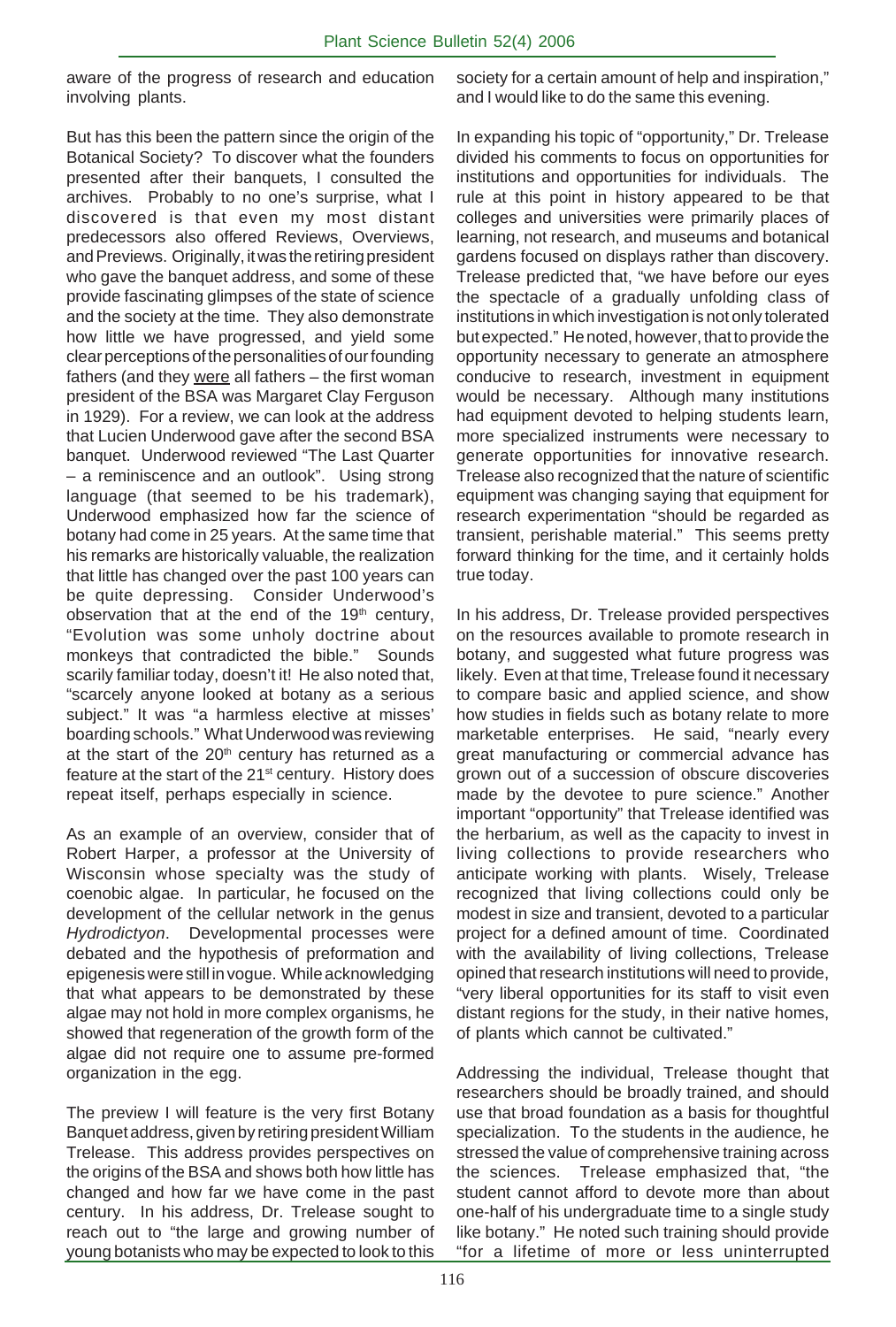aware of the progress of research and education involving plants.

But has this been the pattern since the origin of the Botanical Society? To discover what the founders presented after their banquets, I consulted the archives. Probably to no one's surprise, what I discovered is that even my most distant predecessors also offered Reviews, Overviews, and Previews. Originally, it was the retiring president who gave the banquet address, and some of these provide fascinating glimpses of the state of science and the society at the time. They also demonstrate how little we have progressed, and yield some clear perceptions of the personalities of our founding fathers (and they were all fathers – the first woman president of the BSA was Margaret Clay Ferguson in 1929). For a review, we can look at the address that Lucien Underwood gave after the second BSA banquet. Underwood reviewed "The Last Quarter – a reminiscence and an outlook". Using strong language (that seemed to be his trademark), Underwood emphasized how far the science of botany had come in 25 years. At the same time that his remarks are historically valuable, the realization that little has changed over the past 100 years can be quite depressing. Consider Underwood's observation that at the end of the 19th century, "Evolution was some unholy doctrine about monkeys that contradicted the bible." Sounds scarily familiar today, doesn't it! He also noted that, "scarcely anyone looked at botany as a serious subject." It was "a harmless elective at misses' boarding schools." What Underwood was reviewing at the start of the 20th century has returned as a feature at the start of the 21st century. History does repeat itself, perhaps especially in science.

As an example of an overview, consider that of Robert Harper, a professor at the University of Wisconsin whose specialty was the study of coenobic algae. In particular, he focused on the development of the cellular network in the genus *Hydrodictyon*. Developmental processes were debated and the hypothesis of preformation and epigenesis were still in vogue. While acknowledging that what appears to be demonstrated by these algae may not hold in more complex organisms, he showed that regeneration of the growth form of the algae did not require one to assume pre-formed organization in the egg.

The preview I will feature is the very first Botany Banquet address, given by retiring president William Trelease. This address provides perspectives on the origins of the BSA and shows both how little has changed and how far we have come in the past century. In his address, Dr. Trelease sought to reach out to "the large and growing number of young botanists who may be expected to look to this society for a certain amount of help and inspiration," and I would like to do the same this evening.

In expanding his topic of "opportunity," Dr. Trelease divided his comments to focus on opportunities for institutions and opportunities for individuals. The rule at this point in history appeared to be that colleges and universities were primarily places of learning, not research, and museums and botanical gardens focused on displays rather than discovery. Trelease predicted that, "we have before our eyes the spectacle of a gradually unfolding class of institutions in which investigation is not only tolerated but expected." He noted, however, that to provide the opportunity necessary to generate an atmosphere conducive to research, investment in equipment would be necessary. Although many institutions had equipment devoted to helping students learn, more specialized instruments were necessary to generate opportunities for innovative research. Trelease also recognized that the nature of scientific equipment was changing saying that equipment for research experimentation "should be regarded as transient, perishable material." This seems pretty forward thinking for the time, and it certainly holds true today.

In his address, Dr. Trelease provided perspectives on the resources available to promote research in botany, and suggested what future progress was likely. Even at that time, Trelease found it necessary to compare basic and applied science, and show how studies in fields such as botany relate to more marketable enterprises. He said, "nearly every great manufacturing or commercial advance has grown out of a succession of obscure discoveries made by the devotee to pure science." Another important "opportunity" that Trelease identified was the herbarium, as well as the capacity to invest in living collections to provide researchers who anticipate working with plants. Wisely, Trelease recognized that living collections could only be modest in size and transient, devoted to a particular project for a defined amount of time. Coordinated with the availability of living collections, Trelease opined that research institutions will need to provide, "very liberal opportunities for its staff to visit even distant regions for the study, in their native homes, of plants which cannot be cultivated."

Addressing the individual, Trelease thought that researchers should be broadly trained, and should use that broad foundation as a basis for thoughtful specialization. To the students in the audience, he stressed the value of comprehensive training across the sciences. Trelease emphasized that, "the student cannot afford to devote more than about one-half of his undergraduate time to a single study like botany." He noted such training should provide "for a lifetime of more or less uninterrupted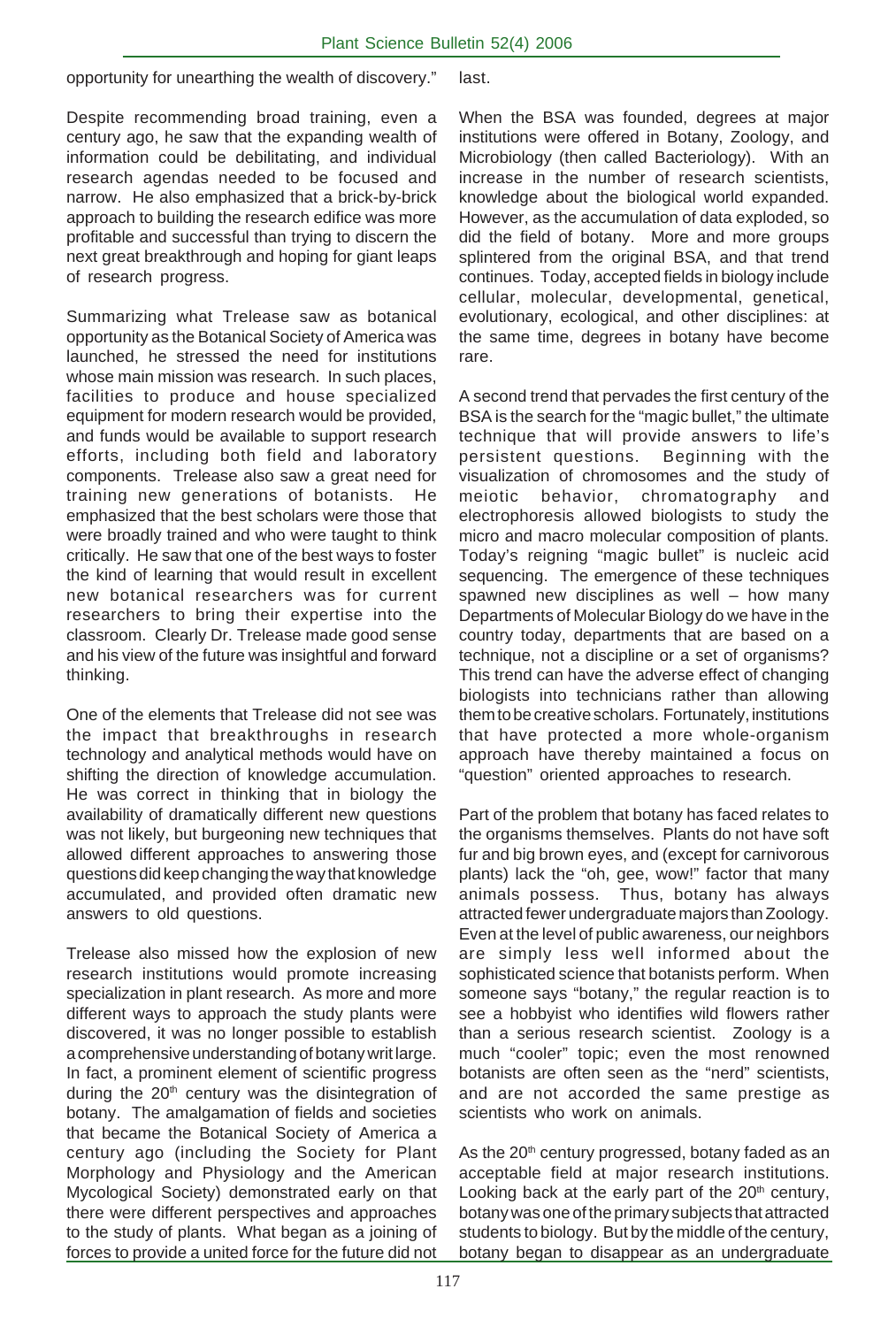opportunity for unearthing the wealth of discovery."

Despite recommending broad training, even a century ago, he saw that the expanding wealth of information could be debilitating, and individual research agendas needed to be focused and narrow. He also emphasized that a brick-by-brick approach to building the research edifice was more profitable and successful than trying to discern the next great breakthrough and hoping for giant leaps of research progress.

Summarizing what Trelease saw as botanical opportunity as the Botanical Society of America was launched, he stressed the need for institutions whose main mission was research. In such places, facilities to produce and house specialized equipment for modern research would be provided, and funds would be available to support research efforts, including both field and laboratory components. Trelease also saw a great need for training new generations of botanists. He emphasized that the best scholars were those that were broadly trained and who were taught to think critically. He saw that one of the best ways to foster the kind of learning that would result in excellent new botanical researchers was for current researchers to bring their expertise into the classroom. Clearly Dr. Trelease made good sense and his view of the future was insightful and forward thinking.

One of the elements that Trelease did not see was the impact that breakthroughs in research technology and analytical methods would have on shifting the direction of knowledge accumulation. He was correct in thinking that in biology the availability of dramatically different new questions was not likely, but burgeoning new techniques that allowed different approaches to answering those questions did keep changing the way that knowledge accumulated, and provided often dramatic new answers to old questions.

Trelease also missed how the explosion of new research institutions would promote increasing specialization in plant research. As more and more different ways to approach the study plants were discovered, it was no longer possible to establish a comprehensive understanding of botany writ large. In fact, a prominent element of scientific progress during the 20th century was the disintegration of botany. The amalgamation of fields and societies that became the Botanical Society of America a century ago (including the Society for Plant Morphology and Physiology and the American Mycological Society) demonstrated early on that there were different perspectives and approaches to the study of plants. What began as a joining of forces to provide a united force for the future did not last.

When the BSA was founded, degrees at major institutions were offered in Botany, Zoology, and Microbiology (then called Bacteriology). With an increase in the number of research scientists, knowledge about the biological world expanded. However, as the accumulation of data exploded, so did the field of botany. More and more groups splintered from the original BSA, and that trend continues. Today, accepted fields in biology include cellular, molecular, developmental, genetical, evolutionary, ecological, and other disciplines: at the same time, degrees in botany have become rare.

A second trend that pervades the first century of the BSA is the search for the "magic bullet," the ultimate technique that will provide answers to life's persistent questions. Beginning with the visualization of chromosomes and the study of meiotic behavior, chromatography and electrophoresis allowed biologists to study the micro and macro molecular composition of plants. Today's reigning "magic bullet" is nucleic acid sequencing. The emergence of these techniques spawned new disciplines as well – how many Departments of Molecular Biology do we have in the country today, departments that are based on a technique, not a discipline or a set of organisms? This trend can have the adverse effect of changing biologists into technicians rather than allowing them to be creative scholars. Fortunately, institutions that have protected a more whole-organism approach have thereby maintained a focus on "question" oriented approaches to research.

Part of the problem that botany has faced relates to the organisms themselves. Plants do not have soft fur and big brown eyes, and (except for carnivorous plants) lack the "oh, gee, wow!" factor that many animals possess. Thus, botany has always attracted fewer undergraduate majors than Zoology. Even at the level of public awareness, our neighbors are simply less well informed about the sophisticated science that botanists perform. When someone says "botany," the regular reaction is to see a hobbyist who identifies wild flowers rather than a serious research scientist. Zoology is a much "cooler" topic; even the most renowned botanists are often seen as the "nerd" scientists, and are not accorded the same prestige as scientists who work on animals.

As the 20th century progressed, botany faded as an acceptable field at major research institutions. Looking back at the early part of the 20th century, botany was one of the primary subjects that attracted students to biology. But by the middle of the century, botany began to disappear as an undergraduate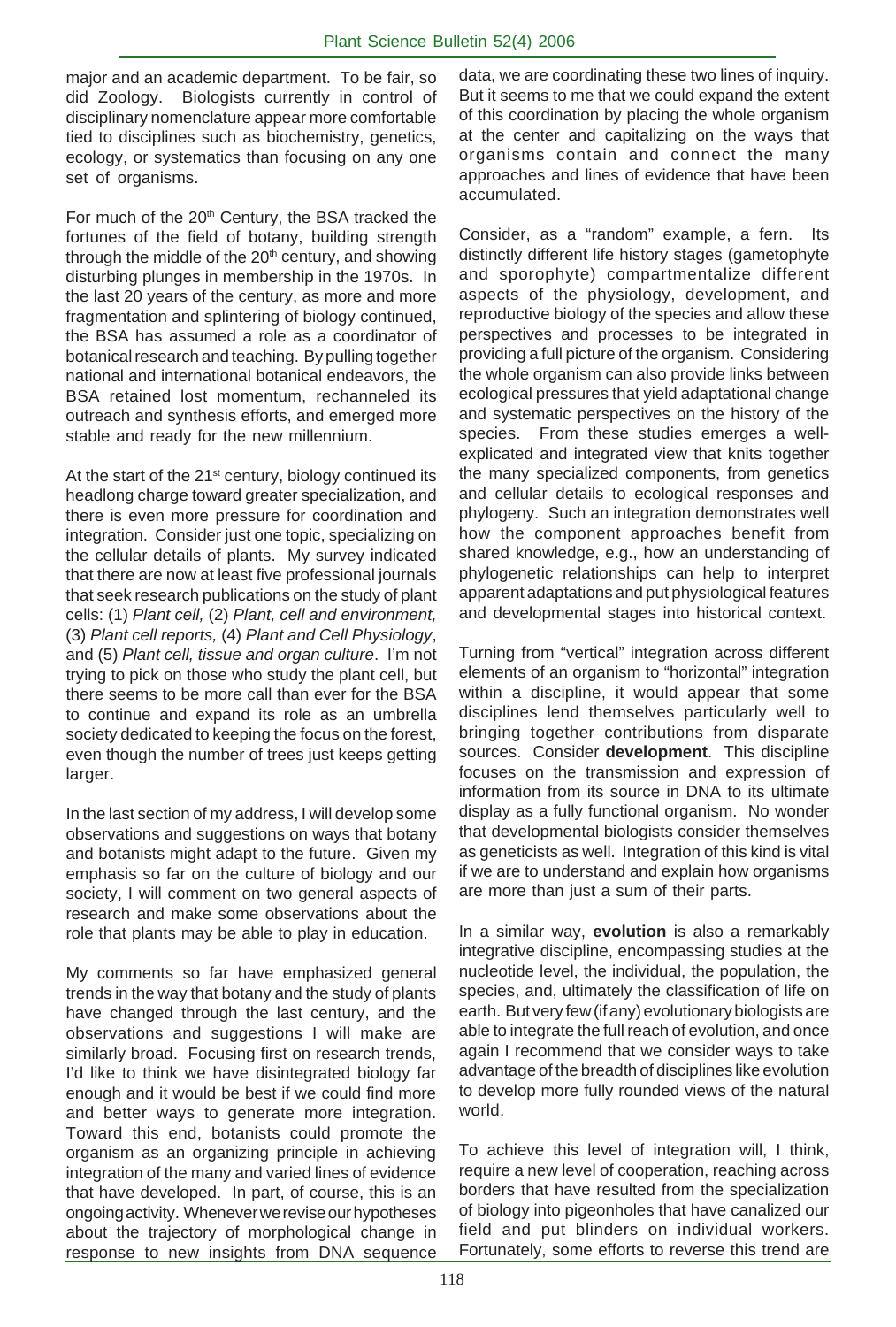major and an academic department. To be fair, so did Zoology. Biologists currently in control of disciplinary nomenclature appear more comfortable tied to disciplines such as biochemistry, genetics, ecology, or systematics than focusing on any one set of organisms.

For much of the 20th Century, the BSA tracked the fortunes of the field of botany, building strength through the middle of the 20th century, and showing disturbing plunges in membership in the 1970s. In the last 20 years of the century, as more and more fragmentation and splintering of biology continued, the BSA has assumed a role as a coordinator of botanical research and teaching. By pulling together national and international botanical endeavors, the BSA retained lost momentum, rechanneled its outreach and synthesis efforts, and emerged more stable and ready for the new millennium.

At the start of the 21st century, biology continued its headlong charge toward greater specialization, and there is even more pressure for coordination and integration. Consider just one topic, specializing on the cellular details of plants. My survey indicated that there are now at least five professional journals that seek research publications on the study of plant cells: (1) *Plant cell,* (2) *Plant, cell and environment,* (3) *Plant cell reports,* (4) *Plant and Cell Physiology*, and (5) *Plant cell, tissue and organ culture*. I'm not trying to pick on those who study the plant cell, but there seems to be more call than ever for the BSA to continue and expand its role as an umbrella society dedicated to keeping the focus on the forest, even though the number of trees just keeps getting larger.

In the last section of my address, I will develop some observations and suggestions on ways that botany and botanists might adapt to the future. Given my emphasis so far on the culture of biology and our society, I will comment on two general aspects of research and make some observations about the role that plants may be able to play in education.

My comments so far have emphasized general trends in the way that botany and the study of plants have changed through the last century, and the observations and suggestions I will make are similarly broad. Focusing first on research trends, I'd like to think we have disintegrated biology far enough and it would be best if we could find more and better ways to generate more integration. Toward this end, botanists could promote the organism as an organizing principle in achieving integration of the many and varied lines of evidence that have developed. In part, of course, this is an ongoing activity. Whenever we revise our hypotheses about the trajectory of morphological change in response to new insights from DNA sequence data, we are coordinating these two lines of inquiry. But it seems to me that we could expand the extent of this coordination by placing the whole organism at the center and capitalizing on the ways that organisms contain and connect the many approaches and lines of evidence that have been accumulated.

Consider, as a "random" example, a fern. Its distinctly different life history stages (gametophyte and sporophyte) compartmentalize different aspects of the physiology, development, and reproductive biology of the species and allow these perspectives and processes to be integrated in providing a full picture of the organism. Considering the whole organism can also provide links between ecological pressures that yield adaptational change and systematic perspectives on the history of the species. From these studies emerges a well-explicated and integrated view that knits together the many specialized components, from genetics and cellular details to ecological responses and phylogeny. Such an integration demonstrates well how the component approaches benefit from shared knowledge, e.g., how an understanding of phylogenetic relationships can help to interpret apparent adaptations and put physiological features and developmental stages into historical context.

Turning from "vertical" integration across different elements of an organism to "horizontal" integration within a discipline, it would appear that some disciplines lend themselves particularly well to bringing together contributions from disparate sources. Consider **development**. This discipline focuses on the transmission and expression of information from its source in DNA to its ultimate display as a fully functional organism. No wonder that developmental biologists consider themselves as geneticists as well. Integration of this kind is vital if we are to understand and explain how organisms are more than just a sum of their parts.

In a similar way, **evolution** is also a remarkably integrative discipline, encompassing studies at the nucleotide level, the individual, the population, the species, and, ultimately the classification of life on earth. But very few (if any) evolutionary biologists are able to integrate the full reach of evolution, and once again I recommend that we consider ways to take advantage of the breadth of disciplines like evolution to develop more fully rounded views of the natural world.

To achieve this level of integration will, I think, require a new level of cooperation, reaching across borders that have resulted from the specialization of biology into pigeonholes that have canalized our field and put blinders on individual workers. Fortunately, some efforts to reverse this trend are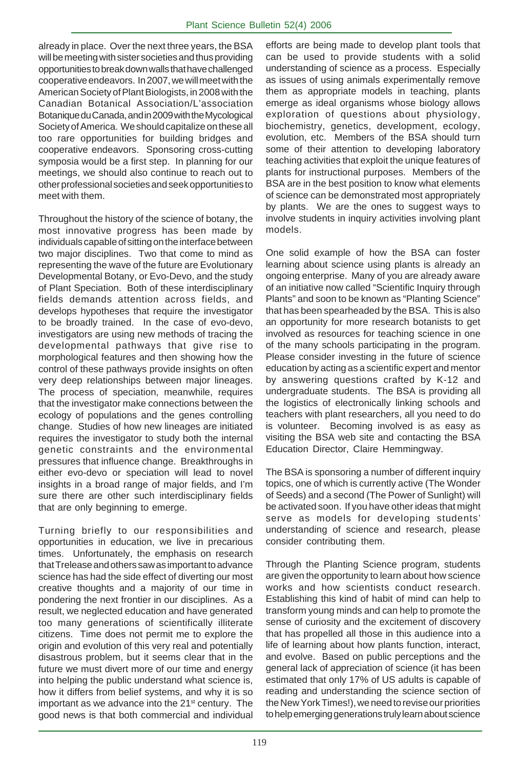already in place. Over the next three years, the BSA will be meeting with sister societies and thus providing opportunities to break down walls that have challenged cooperative endeavors. In 2007, we will meet with the American Society of Plant Biologists, in 2008 with the Canadian Botanical Association/L'association Botanique du Canada, and in 2009 with the Mycological Society of America. We should capitalize on these all too rare opportunities for building bridges and cooperative endeavors. Sponsoring cross-cutting symposia would be a first step. In planning for our meetings, we should also continue to reach out to other professional societies and seek opportunities to meet with them.

Throughout the history of the science of botany, the most innovative progress has been made by individuals capable of sitting on the interface between two major disciplines. Two that come to mind as representing the wave of the future are Evolutionary Developmental Botany, or Evo-Devo, and the study of Plant Speciation. Both of these interdisciplinary fields demands attention across fields, and develops hypotheses that require the investigator to be broadly trained. In the case of evo-devo, investigators are using new methods of tracing the developmental pathways that give rise to morphological features and then showing how the control of these pathways provide insights on often very deep relationships between major lineages. The process of speciation, meanwhile, requires that the investigator make connections between the ecology of populations and the genes controlling change. Studies of how new lineages are initiated requires the investigator to study both the internal genetic constraints and the environmental pressures that influence change. Breakthroughs in either evo-devo or speciation will lead to novel insights in a broad range of major fields, and I'm sure there are other such interdisciplinary fields that are only beginning to emerge.

Turning briefly to our responsibilities and opportunities in education, we live in precarious times. Unfortunately, the emphasis on research that Trelease and others saw as important to advance science has had the side effect of diverting our most creative thoughts and a majority of our time in pondering the next frontier in our disciplines. As a result, we neglected education and have generated too many generations of scientifically illiterate citizens. Time does not permit me to explore the origin and evolution of this very real and potentially disastrous problem, but it seems clear that in the future we must divert more of our time and energy into helping the public understand what science is, how it differs from belief systems, and why it is so important as we advance into the 21st century. The good news is that both commercial and individual efforts are being made to develop plant tools that can be used to provide students with a solid understanding of science as a process. Especially as issues of using animals experimentally remove them as appropriate models in teaching, plants emerge as ideal organisms whose biology allows exploration of questions about physiology, biochemistry, genetics, development, ecology, evolution, etc. Members of the BSA should turn some of their attention to developing laboratory teaching activities that exploit the unique features of plants for instructional purposes. Members of the BSA are in the best position to know what elements of science can be demonstrated most appropriately by plants. We are the ones to suggest ways to involve students in inquiry activities involving plant models.

One solid example of how the BSA can foster learning about science using plants is already an ongoing enterprise. Many of you are already aware of an initiative now called "Scientific Inquiry through Plants" and soon to be known as "Planting Science" that has been spearheaded by the BSA. This is also an opportunity for more research botanists to get involved as resources for teaching science in one of the many schools participating in the program. Please consider investing in the future of science education by acting as a scientific expert and mentor by answering questions crafted by K-12 and undergraduate students. The BSA is providing all the logistics of electronically linking schools and teachers with plant researchers, all you need to do is volunteer. Becoming involved is as easy as visiting the BSA web site and contacting the BSA Education Director, Claire Hemmingway.

The BSA is sponsoring a number of different inquiry topics, one of which is currently active (The Wonder of Seeds) and a second (The Power of Sunlight) will be activated soon. If you have other ideas that might serve as models for developing students' understanding of science and research, please consider contributing them.

Through the Planting Science program, students are given the opportunity to learn about how science works and how scientists conduct research. Establishing this kind of habit of mind can help to transform young minds and can help to promote the sense of curiosity and the excitement of discovery that has propelled all those in this audience into a life of learning about how plants function, interact, and evolve. Based on public perceptions and the general lack of appreciation of science (it has been estimated that only 17% of US adults is capable of reading and understanding the science section of the New York Times!), we need to revise our priorities to help emerging generations truly learn about science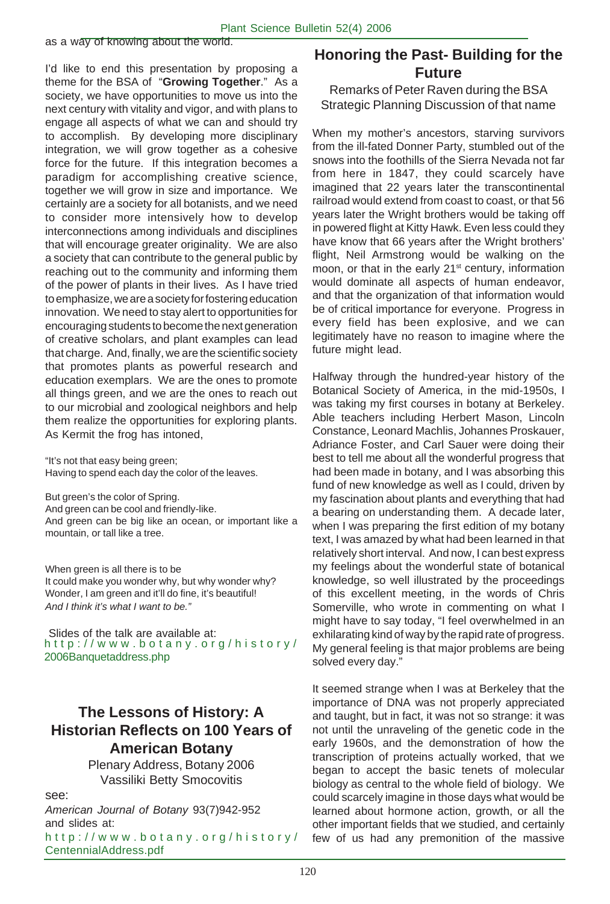as a way of knowing about the world.

I'd like to end this presentation by proposing a theme for the BSA of "**Growing Together**." As a society, we have opportunities to move us into the next century with vitality and vigor, and with plans to engage all aspects of what we can and should try to accomplish. By developing more disciplinary integration, we will grow together as a cohesive force for the future. If this integration becomes a paradigm for accomplishing creative science, together we will grow in size and importance. We certainly are a society for all botanists, and we need to consider more intensively how to develop interconnections among individuals and disciplines that will encourage greater originality. We are also a society that can contribute to the general public by reaching out to the community and informing them of the power of plants in their lives. As I have tried to emphasize, we are a society for fostering education innovation. We need to stay alert to opportunities for encouraging students to become the next generation of creative scholars, and plant examples can lead that charge. And, finally, we are the scientific society that promotes plants as powerful research and education exemplars. We are the ones to promote all things green, and we are the ones to reach out to our microbial and zoological neighbors and help them realize the opportunities for exploring plants. As Kermit the frog has intoned,

"It's not that easy being green;
Having to spend each day the color of the leaves.

But green's the color of Spring.
And green can be cool and friendly-like.
And green can be big like an ocean, or important like a mountain, or tall like a tree.

When green is all there is to be
It could make you wonder why, but why wonder why?
Wonder, I am green and it'll do fine, it's beautiful!
*And I think it's what I want to be."*

Slides of the talk are available at:
http://www.botany.org/history/2006Banquetaddress.php

## The Lessons of History: A Historian Reflects on 100 Years of American Botany

Plenary Address, Botany 2006
Vassiliki Betty Smocovitis

see:
*American Journal of Botany* 93(7)942-952
and slides at:
http://www.botany.org/history/CentennialAddress.pdf

## Honoring the Past- Building for the Future

Remarks of Peter Raven during the BSA Strategic Planning Discussion of that name

When my mother's ancestors, starving survivors from the ill-fated Donner Party, stumbled out of the snows into the foothills of the Sierra Nevada not far from here in 1847, they could scarcely have imagined that 22 years later the transcontinental railroad would extend from coast to coast, or that 56 years later the Wright brothers would be taking off in powered flight at Kitty Hawk. Even less could they have know that 66 years after the Wright brothers' flight, Neil Armstrong would be walking on the moon, or that in the early 21st century, information would dominate all aspects of human endeavor, and that the organization of that information would be of critical importance for everyone. Progress in every field has been explosive, and we can legitimately have no reason to imagine where the future might lead.

Halfway through the hundred-year history of the Botanical Society of America, in the mid-1950s, I was taking my first courses in botany at Berkeley. Able teachers including Herbert Mason, Lincoln Constance, Leonard Machlis, Johannes Proskauer, Adriance Foster, and Carl Sauer were doing their best to tell me about all the wonderful progress that had been made in botany, and I was absorbing this fund of new knowledge as well as I could, driven by my fascination about plants and everything that had a bearing on understanding them. A decade later, when I was preparing the first edition of my botany text, I was amazed by what had been learned in that relatively short interval. And now, I can best express my feelings about the wonderful state of botanical knowledge, so well illustrated by the proceedings of this excellent meeting, in the words of Chris Somerville, who wrote in commenting on what I might have to say today, "I feel overwhelmed in an exhilarating kind of way by the rapid rate of progress. My general feeling is that major problems are being solved every day."

It seemed strange when I was at Berkeley that the importance of DNA was not properly appreciated and taught, but in fact, it was not so strange: it was not until the unraveling of the genetic code in the early 1960s, and the demonstration of how the transcription of proteins actually worked, that we began to accept the basic tenets of molecular biology as central to the whole field of biology. We could scarcely imagine in those days what would be learned about hormone action, growth, or all the other important fields that we studied, and certainly few of us had any premonition of the massive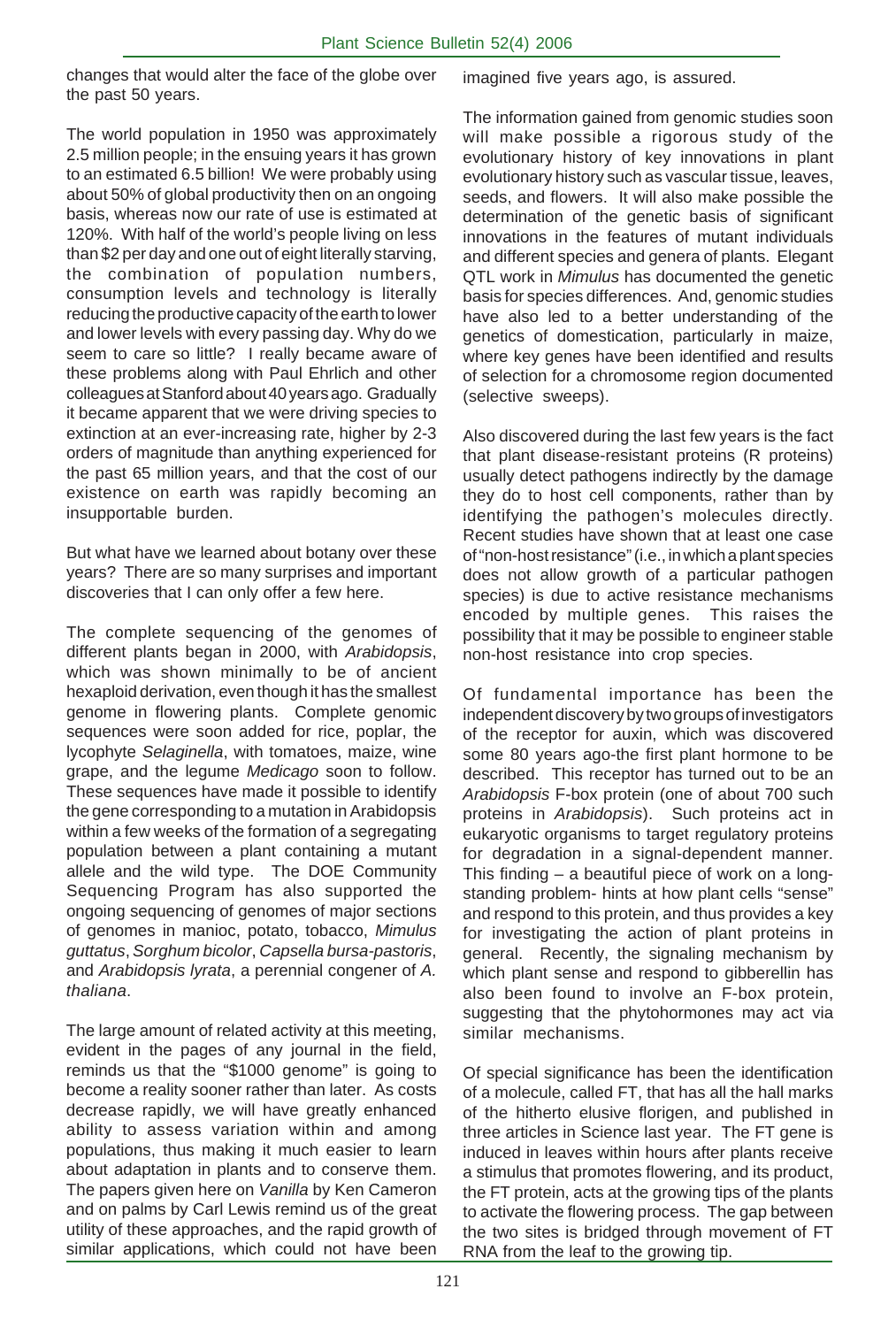changes that would alter the face of the globe over the past 50 years.

The world population in 1950 was approximately 2.5 million people; in the ensuing years it has grown to an estimated 6.5 billion! We were probably using about 50% of global productivity then on an ongoing basis, whereas now our rate of use is estimated at 120%. With half of the world's people living on less than $2 per day and one out of eight literally starving, the combination of population numbers, consumption levels and technology is literally reducing the productive capacity of the earth to lower and lower levels with every passing day. Why do we seem to care so little? I really became aware of these problems along with Paul Ehrlich and other colleagues at Stanford about 40 years ago. Gradually it became apparent that we were driving species to extinction at an ever-increasing rate, higher by 2-3 orders of magnitude than anything experienced for the past 65 million years, and that the cost of our existence on earth was rapidly becoming an insupportable burden.

But what have we learned about botany over these years? There are so many surprises and important discoveries that I can only offer a few here.

The complete sequencing of the genomes of different plants began in 2000, with *Arabidopsis*, which was shown minimally to be of ancient hexaploid derivation, even though it has the smallest genome in flowering plants. Complete genomic sequences were soon added for rice, poplar, the lycophyte *Selaginella*, with tomatoes, maize, wine grape, and the legume *Medicago* soon to follow. These sequences have made it possible to identify the gene corresponding to a mutation in Arabidopsis within a few weeks of the formation of a segregating population between a plant containing a mutant allele and the wild type. The DOE Community Sequencing Program has also supported the ongoing sequencing of genomes of major sections of genomes in manioc, potato, tobacco, *Mimulus guttatus*, *Sorghum bicolor*, *Capsella bursa-pastoris*, and *Arabidopsis lyrata*, a perennial congener of *A. thaliana*.

The large amount of related activity at this meeting, evident in the pages of any journal in the field, reminds us that the "$1000 genome" is going to become a reality sooner rather than later. As costs decrease rapidly, we will have greatly enhanced ability to assess variation within and among populations, thus making it much easier to learn about adaptation in plants and to conserve them. The papers given here on *Vanilla* by Ken Cameron and on palms by Carl Lewis remind us of the great utility of these approaches, and the rapid growth of similar applications, which could not have been imagined five years ago, is assured.

The information gained from genomic studies soon will make possible a rigorous study of the evolutionary history of key innovations in plant evolutionary history such as vascular tissue, leaves, seeds, and flowers. It will also make possible the determination of the genetic basis of significant innovations in the features of mutant individuals and different species and genera of plants. Elegant QTL work in *Mimulus* has documented the genetic basis for species differences. And, genomic studies have also led to a better understanding of the genetics of domestication, particularly in maize, where key genes have been identified and results of selection for a chromosome region documented (selective sweeps).

Also discovered during the last few years is the fact that plant disease-resistant proteins (R proteins) usually detect pathogens indirectly by the damage they do to host cell components, rather than by identifying the pathogen's molecules directly. Recent studies have shown that at least one case of "non-host resistance" (i.e., in which a plant species does not allow growth of a particular pathogen species) is due to active resistance mechanisms encoded by multiple genes. This raises the possibility that it may be possible to engineer stable non-host resistance into crop species.

Of fundamental importance has been the independent discovery by two groups of investigators of the receptor for auxin, which was discovered some 80 years ago-the first plant hormone to be described. This receptor has turned out to be an *Arabidopsis* F-box protein (one of about 700 such proteins in *Arabidopsis*). Such proteins act in eukaryotic organisms to target regulatory proteins for degradation in a signal-dependent manner. This finding – a beautiful piece of work on a long-standing problem- hints at how plant cells "sense" and respond to this protein, and thus provides a key for investigating the action of plant proteins in general. Recently, the signaling mechanism by which plant sense and respond to gibberellin has also been found to involve an F-box protein, suggesting that the phytohormones may act via similar mechanisms.

Of special significance has been the identification of a molecule, called FT, that has all the hall marks of the hitherto elusive florigen, and published in three articles in Science last year. The FT gene is induced in leaves within hours after plants receive a stimulus that promotes flowering, and its product, the FT protein, acts at the growing tips of the plants to activate the flowering process. The gap between the two sites is bridged through movement of FT RNA from the leaf to the growing tip.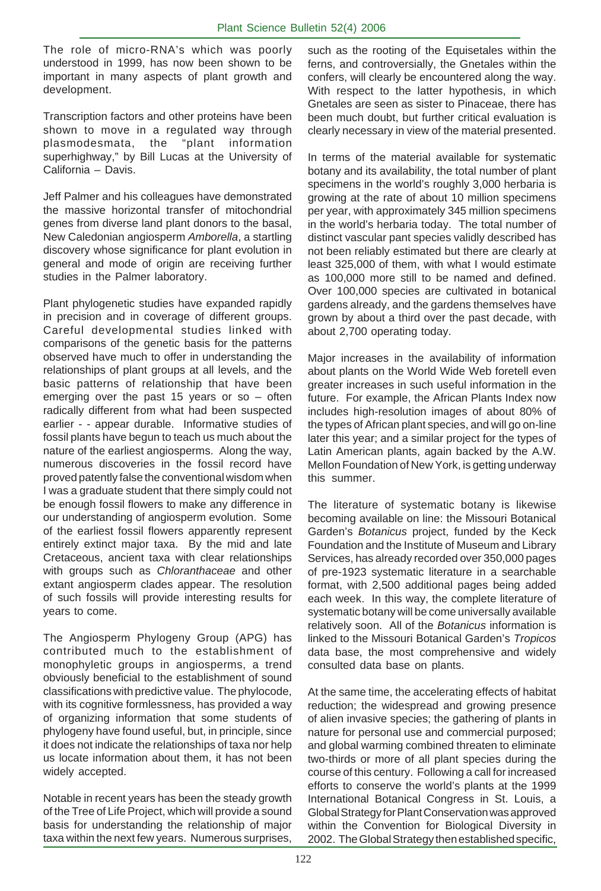The role of micro-RNA's which was poorly understood in 1999, has now been shown to be important in many aspects of plant growth and development.

Transcription factors and other proteins have been shown to move in a regulated way through plasmodesmata, the "plant information superhighway," by Bill Lucas at the University of California – Davis.

Jeff Palmer and his colleagues have demonstrated the massive horizontal transfer of mitochondrial genes from diverse land plant donors to the basal, New Caledonian angiosperm *Amborella*, a startling discovery whose significance for plant evolution in general and mode of origin are receiving further studies in the Palmer laboratory.

Plant phylogenetic studies have expanded rapidly in precision and in coverage of different groups. Careful developmental studies linked with comparisons of the genetic basis for the patterns observed have much to offer in understanding the relationships of plant groups at all levels, and the basic patterns of relationship that have been emerging over the past 15 years or so – often radically different from what had been suspected earlier - - appear durable. Informative studies of fossil plants have begun to teach us much about the nature of the earliest angiosperms. Along the way, numerous discoveries in the fossil record have proved patently false the conventional wisdom when I was a graduate student that there simply could not be enough fossil flowers to make any difference in our understanding of angiosperm evolution. Some of the earliest fossil flowers apparently represent entirely extinct major taxa. By the mid and late Cretaceous, ancient taxa with clear relationships with groups such as *Chloranthaceae* and other extant angiosperm clades appear. The resolution of such fossils will provide interesting results for years to come.

The Angiosperm Phylogeny Group (APG) has contributed much to the establishment of monophyletic groups in angiosperms, a trend obviously beneficial to the establishment of sound classifications with predictive value. The phylocode, with its cognitive formlessness, has provided a way of organizing information that some students of phylogeny have found useful, but, in principle, since it does not indicate the relationships of taxa nor help us locate information about them, it has not been widely accepted.

Notable in recent years has been the steady growth of the Tree of Life Project, which will provide a sound basis for understanding the relationship of major taxa within the next few years. Numerous surprises, such as the rooting of the Equisetales within the ferns, and controversially, the Gnetales within the confers, will clearly be encountered along the way. With respect to the latter hypothesis, in which Gnetales are seen as sister to Pinaceae, there has been much doubt, but further critical evaluation is clearly necessary in view of the material presented.

In terms of the material available for systematic botany and its availability, the total number of plant specimens in the world's roughly 3,000 herbaria is growing at the rate of about 10 million specimens per year, with approximately 345 million specimens in the world's herbaria today. The total number of distinct vascular pant species validly described has not been reliably estimated but there are clearly at least 325,000 of them, with what I would estimate as 100,000 more still to be named and defined. Over 100,000 species are cultivated in botanical gardens already, and the gardens themselves have grown by about a third over the past decade, with about 2,700 operating today.

Major increases in the availability of information about plants on the World Wide Web foretell even greater increases in such useful information in the future. For example, the African Plants Index now includes high-resolution images of about 80% of the types of African plant species, and will go on-line later this year; and a similar project for the types of Latin American plants, again backed by the A.W. Mellon Foundation of New York, is getting underway this summer.

The literature of systematic botany is likewise becoming available on line: the Missouri Botanical Garden's *Botanicus* project, funded by the Keck Foundation and the Institute of Museum and Library Services, has already recorded over 350,000 pages of pre-1923 systematic literature in a searchable format, with 2,500 additional pages being added each week. In this way, the complete literature of systematic botany will be come universally available relatively soon. All of the *Botanicus* information is linked to the Missouri Botanical Garden's *Tropicos* data base, the most comprehensive and widely consulted data base on plants.

At the same time, the accelerating effects of habitat reduction; the widespread and growing presence of alien invasive species; the gathering of plants in nature for personal use and commercial purposed; and global warming combined threaten to eliminate two-thirds or more of all plant species during the course of this century. Following a call for increased efforts to conserve the world's plants at the 1999 International Botanical Congress in St. Louis, a Global Strategy for Plant Conservation was approved within the Convention for Biological Diversity in 2002. The Global Strategy then established specific,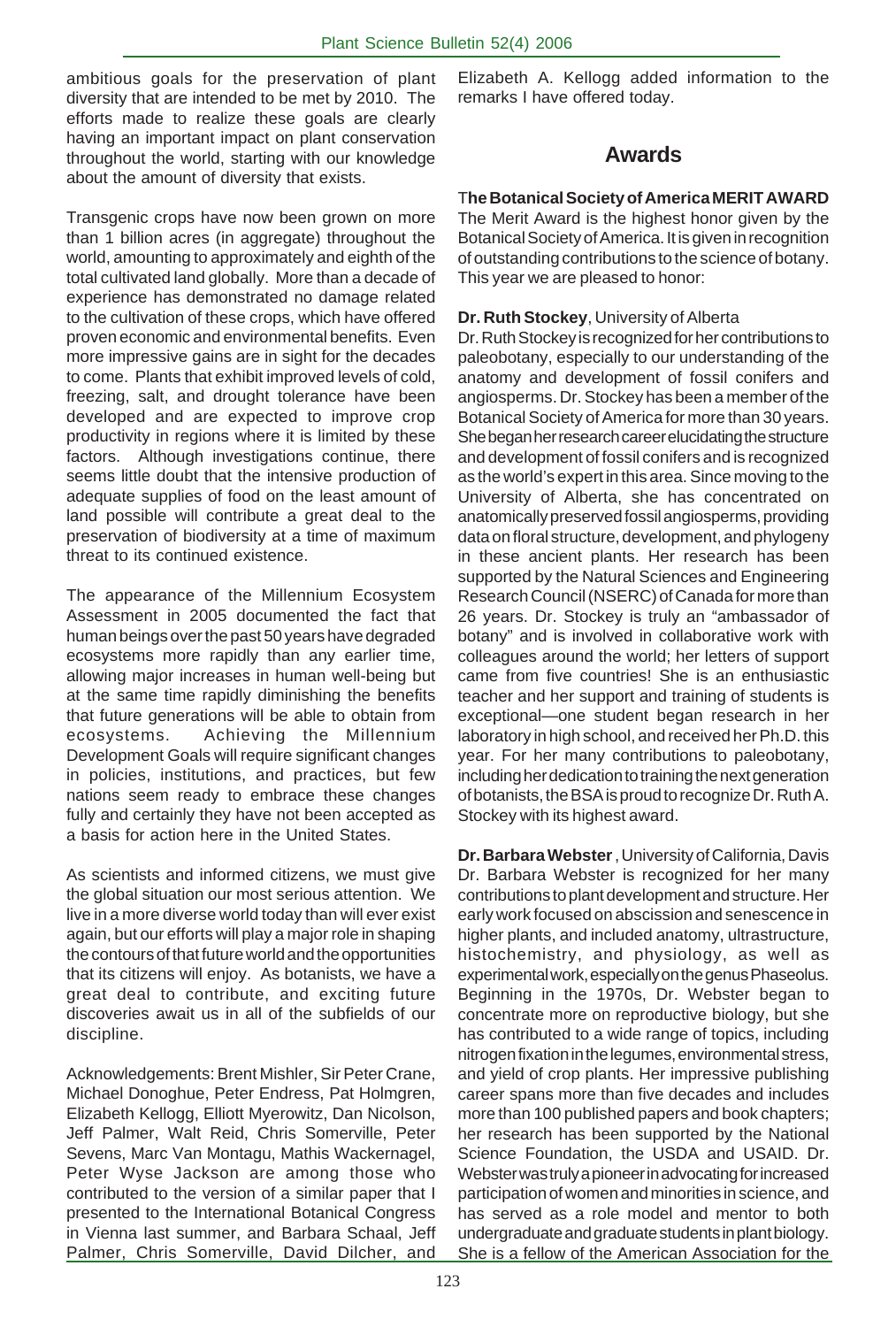ambitious goals for the preservation of plant diversity that are intended to be met by 2010. The efforts made to realize these goals are clearly having an important impact on plant conservation throughout the world, starting with our knowledge about the amount of diversity that exists.

Transgenic crops have now been grown on more than 1 billion acres (in aggregate) throughout the world, amounting to approximately and eighth of the total cultivated land globally. More than a decade of experience has demonstrated no damage related to the cultivation of these crops, which have offered proven economic and environmental benefits. Even more impressive gains are in sight for the decades to come. Plants that exhibit improved levels of cold, freezing, salt, and drought tolerance have been developed and are expected to improve crop productivity in regions where it is limited by these factors. Although investigations continue, there seems little doubt that the intensive production of adequate supplies of food on the least amount of land possible will contribute a great deal to the preservation of biodiversity at a time of maximum threat to its continued existence.

The appearance of the Millennium Ecosystem Assessment in 2005 documented the fact that human beings over the past 50 years have degraded ecosystems more rapidly than any earlier time, allowing major increases in human well-being but at the same time rapidly diminishing the benefits that future generations will be able to obtain from ecosystems. Achieving the Millennium Development Goals will require significant changes in policies, institutions, and practices, but few nations seem ready to embrace these changes fully and certainly they have not been accepted as a basis for action here in the United States.

As scientists and informed citizens, we must give the global situation our most serious attention. We live in a more diverse world today than will ever exist again, but our efforts will play a major role in shaping the contours of that future world and the opportunities that its citizens will enjoy. As botanists, we have a great deal to contribute, and exciting future discoveries await us in all of the subfields of our discipline.

Acknowledgements: Brent Mishler, Sir Peter Crane, Michael Donoghue, Peter Endress, Pat Holmgren, Elizabeth Kellogg, Elliott Myerowitz, Dan Nicolson, Jeff Palmer, Walt Reid, Chris Somerville, Peter Sevens, Marc Van Montagu, Mathis Wackernagel, Peter Wyse Jackson are among those who contributed to the version of a similar paper that I presented to the International Botanical Congress in Vienna last summer, and Barbara Schaal, Jeff Palmer, Chris Somerville, David Dilcher, and Elizabeth A. Kellogg added information to the remarks I have offered today.

## Awards

**The Botanical Society of America MERIT AWARD**

The Merit Award is the highest honor given by the Botanical Society of America. It is given in recognition of outstanding contributions to the science of botany. This year we are pleased to honor:

**Dr. Ruth Stockey**, University of Alberta

Dr. Ruth Stockey is recognized for her contributions to paleobotany, especially to our understanding of the anatomy and development of fossil conifers and angiosperms. Dr. Stockey has been a member of the Botanical Society of America for more than 30 years. She began her research career elucidating the structure and development of fossil conifers and is recognized as the world's expert in this area. Since moving to the University of Alberta, she has concentrated on anatomically preserved fossil angiosperms, providing data on floral structure, development, and phylogeny in these ancient plants. Her research has been supported by the Natural Sciences and Engineering Research Council (NSERC) of Canada for more than 26 years. Dr. Stockey is truly an "ambassador of botany" and is involved in collaborative work with colleagues around the world; her letters of support came from five countries! She is an enthusiastic teacher and her support and training of students is exceptional—one student began research in her laboratory in high school, and received her Ph.D. this year. For her many contributions to paleobotany, including her dedication to training the next generation of botanists, the BSA is proud to recognize Dr. Ruth A. Stockey with its highest award.

**Dr. Barbara Webster**, University of California, Davis

Dr. Barbara Webster is recognized for her many contributions to plant development and structure. Her early work focused on abscission and senescence in higher plants, and included anatomy, ultrastructure, histochemistry, and physiology, as well as experimental work, especially on the genus Phaseolus. Beginning in the 1970s, Dr. Webster began to concentrate more on reproductive biology, but she has contributed to a wide range of topics, including nitrogen fixation in the legumes, environmental stress, and yield of crop plants. Her impressive publishing career spans more than five decades and includes more than 100 published papers and book chapters; her research has been supported by the National Science Foundation, the USDA and USAID. Dr. Webster was truly a pioneer in advocating for increased participation of women and minorities in science, and has served as a role model and mentor to both undergraduate and graduate students in plant biology. She is a fellow of the American Association for the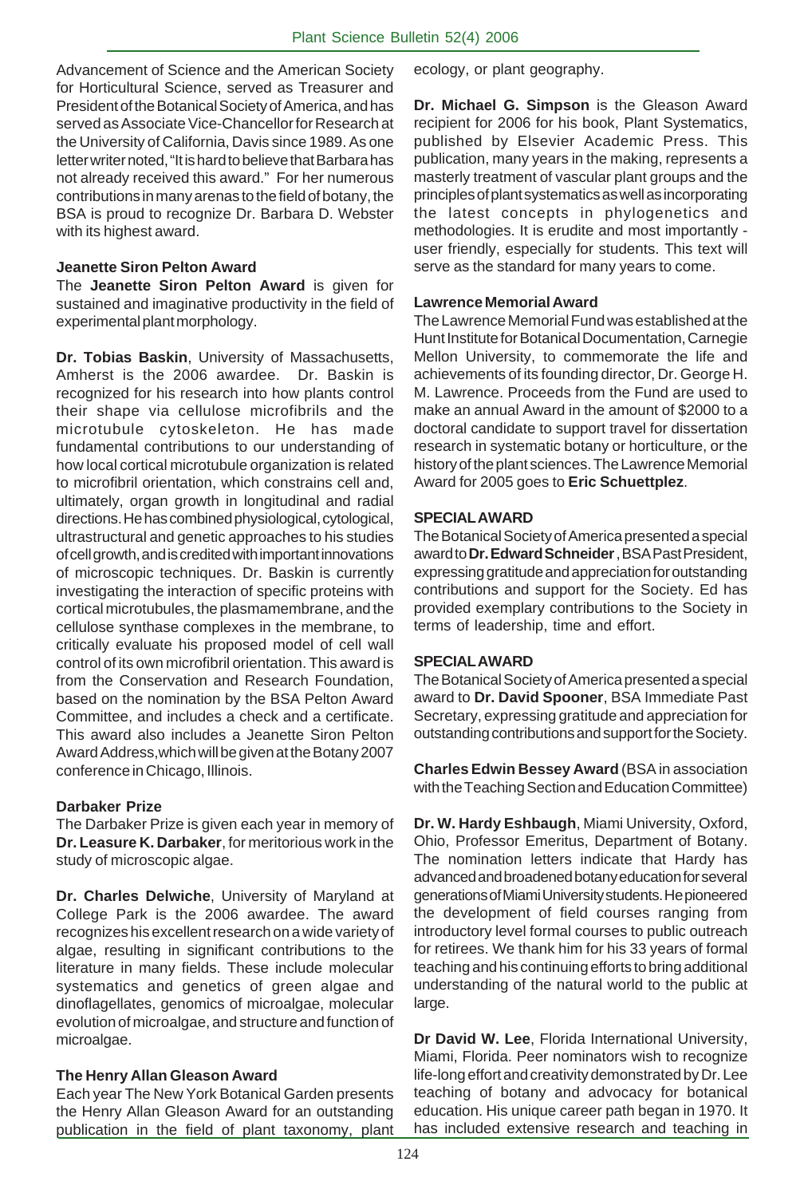Advancement of Science and the American Society for Horticultural Science, served as Treasurer and President of the Botanical Society of America, and has served as Associate Vice-Chancellor for Research at the University of California, Davis since 1989. As one letter writer noted, "It is hard to believe that Barbara has not already received this award." For her numerous contributions in many arenas to the field of botany, the BSA is proud to recognize Dr. Barbara D. Webster with its highest award.

**Jeanette Siron Pelton Award**

The **Jeanette Siron Pelton Award** is given for sustained and imaginative productivity in the field of experimental plant morphology.

**Dr. Tobias Baskin**, University of Massachusetts, Amherst is the 2006 awardee. Dr. Baskin is recognized for his research into how plants control their shape via cellulose microfibrils and the microtubule cytoskeleton. He has made fundamental contributions to our understanding of how local cortical microtubule organization is related to microfibril orientation, which constrains cell and, ultimately, organ growth in longitudinal and radial directions. He has combined physiological, cytological, ultrastructural and genetic approaches to his studies of cell growth, and is credited with important innovations of microscopic techniques. Dr. Baskin is currently investigating the interaction of specific proteins with cortical microtubules, the plasmamembrane, and the cellulose synthase complexes in the membrane, to critically evaluate his proposed model of cell wall control of its own microfibril orientation. This award is from the Conservation and Research Foundation, based on the nomination by the BSA Pelton Award Committee, and includes a check and a certificate. This award also includes a Jeanette Siron Pelton Award Address, which will be given at the Botany 2007 conference in Chicago, Illinois.

**Darbaker Prize**

The Darbaker Prize is given each year in memory of **Dr. Leasure K. Darbaker**, for meritorious work in the study of microscopic algae.

**Dr. Charles Delwiche**, University of Maryland at College Park is the 2006 awardee. The award recognizes his excellent research on a wide variety of algae, resulting in significant contributions to the literature in many fields. These include molecular systematics and genetics of green algae and dinoflagellates, genomics of microalgae, molecular evolution of microalgae, and structure and function of microalgae.

**The Henry Allan Gleason Award**

Each year The New York Botanical Garden presents the Henry Allan Gleason Award for an outstanding publication in the field of plant taxonomy, plant ecology, or plant geography.

**Dr. Michael G. Simpson** is the Gleason Award recipient for 2006 for his book, Plant Systematics, published by Elsevier Academic Press. This publication, many years in the making, represents a masterly treatment of vascular plant groups and the principles of plant systematics as well as incorporating the latest concepts in phylogenetics and methodologies. It is erudite and most importantly - user friendly, especially for students. This text will serve as the standard for many years to come.

**Lawrence Memorial Award**

The Lawrence Memorial Fund was established at the Hunt Institute for Botanical Documentation, Carnegie Mellon University, to commemorate the life and achievements of its founding director, Dr. George H. M. Lawrence. Proceeds from the Fund are used to make an annual Award in the amount of $2000 to a doctoral candidate to support travel for dissertation research in systematic botany or horticulture, or the history of the plant sciences. The Lawrence Memorial Award for 2005 goes to **Eric Schuettplez**.

**SPECIAL AWARD**

The Botanical Society of America presented a special award to **Dr. Edward Schneider**, BSA Past President, expressing gratitude and appreciation for outstanding contributions and support for the Society. Ed has provided exemplary contributions to the Society in terms of leadership, time and effort.

**SPECIAL AWARD**

The Botanical Society of America presented a special award to **Dr. David Spooner**, BSA Immediate Past Secretary, expressing gratitude and appreciation for outstanding contributions and support for the Society.

**Charles Edwin Bessey Award** (BSA in association with the Teaching Section and Education Committee)

**Dr. W. Hardy Eshbaugh**, Miami University, Oxford, Ohio, Professor Emeritus, Department of Botany. The nomination letters indicate that Hardy has advanced and broadened botany education for several generations of Miami University students. He pioneered the development of field courses ranging from introductory level formal courses to public outreach for retirees. We thank him for his 33 years of formal teaching and his continuing efforts to bring additional understanding of the natural world to the public at large.

**Dr David W. Lee**, Florida International University, Miami, Florida. Peer nominators wish to recognize life-long effort and creativity demonstrated by Dr. Lee teaching of botany and advocacy for botanical education. His unique career path began in 1970. It has included extensive research and teaching in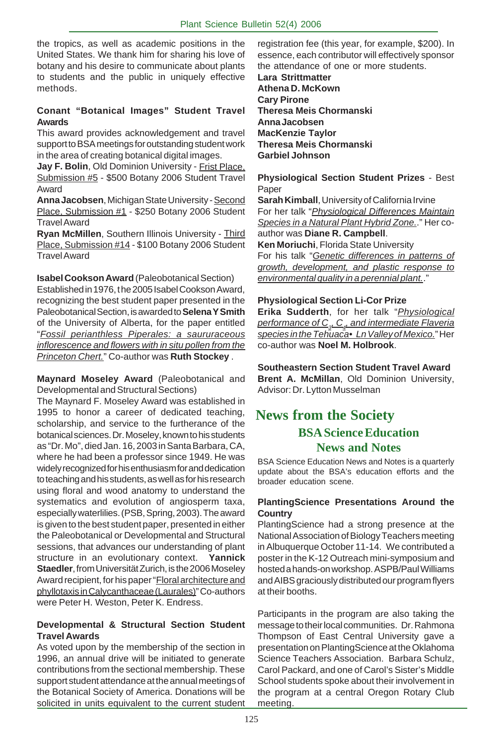the tropics, as well as academic positions in the United States. We thank him for sharing his love of botany and his desire to communicate about plants to students and the public in uniquely effective methods.

**Conant "Botanical Images" Student Travel Awards**

This award provides acknowledgement and travel support to BSA meetings for outstanding student work in the area of creating botanical digital images.

**Jay F. Bolin**, Old Dominion University - Frist Place, Submission #5 - $500 Botany 2006 Student Travel Award

**Anna Jacobsen**, Michigan State University - Second Place, Submission #1 - $250 Botany 2006 Student Travel Award

**Ryan McMillen**, Southern Illinois University - Third Place, Submission #14 - $100 Botany 2006 Student Travel Award

**Isabel Cookson Award** (Paleobotanical Section)

Established in 1976, the 2005 Isabel Cookson Award, recognizing the best student paper presented in the Paleobotanical Section, is awarded to **Selena Y Smith** of the University of Alberta, for the paper entitled "*Fossil perianthless Piperales: a sauruaceous inflorescence and flowers with in situ pollen from the Princeton Chert.*" Co-author was **Ruth Stockey** .

**Maynard Moseley Award** (Paleobotanical and Developmental and Structural Sections)

The Maynard F. Moseley Award was established in 1995 to honor a career of dedicated teaching, scholarship, and service to the furtherance of the botanical sciences. Dr. Moseley, known to his students as "Dr. Mo", died Jan. 16, 2003 in Santa Barbara, CA, where he had been a professor since 1949. He was widely recognized for his enthusiasm for and dedication to teaching and his students, as well as for his research using floral and wood anatomy to understand the systematics and evolution of angiosperm taxa, especially waterlilies. (PSB, Spring, 2003). The award is given to the best student paper, presented in either the Paleobotanical or Developmental and Structural sessions, that advances our understanding of plant structure in an evolutionary context. **Yannick Staedler**, from Universität Zurich, is the 2006 Moseley Award recipient, for his paper "Floral architecture and phyllotaxis in Calycanthaceae (Laurales)" Co-authors were Peter H. Weston, Peter K. Endress.

**Developmental & Structural Section Student Travel Awards**

As voted upon by the membership of the section in 1996, an annual drive will be initiated to generate contributions from the sectional membership. These support student attendance at the annual meetings of the Botanical Society of America. Donations will be solicited in units equivalent to the current student registration fee (this year, for example, $200). In essence, each contributor will effectively sponsor the attendance of one or more students.

**Lara Strittmatter**
**Athena D. McKown**
**Cary Pirone**
**Theresa Meis Chormanski**
**Anna Jacobsen**
**MacKenzie Taylor**
**Theresa Meis Chormanski**
**Garbiel Johnson**

**Physiological Section Student Prizes** - Best Paper

**Sarah Kimball**, University of California Irvine
For her talk "*Physiological Differences Maintain Species in a Natural Plant Hybrid Zone.*." Her co-author was **Diane R. Campbell**.

**Ken Moriuchi**, Florida State University
For his talk "*Genetic differences in patterns of growth, development, and plastic response to environmental quality in a perennial plant.*."

**Physiological Section Li-Cor Prize**

**Erika Sudderth**, for her talk "*Physiological performance of $C_3$, $C_4$, and intermediate Flaveria species in the Tehuaca• Ln Valley of Mexico.*" Her co-author was **Noel M. Holbrook**.

**Southeastern Section Student Travel Award**

**Brent A. McMillan**, Old Dominion University, Advisor: Dr. Lytton Musselman

# News from the Society

## BSA Science Education News and Notes

BSA Science Education News and Notes is a quarterly update about the BSA's education efforts and the broader education scene.

**PlantingScience Presentations Around the Country**

PlantingScience had a strong presence at the National Association of Biology Teachers meeting in Albuquerque October 11-14. We contributed a poster in the K-12 Outreach mini-symposium and hosted a hands-on workshop. ASPB/Paul Williams and AIBS graciously distributed our program flyers at their booths.

Participants in the program are also taking the message to their local communities. Dr. Rahmona Thompson of East Central University gave a presentation on PlantingScience at the Oklahoma Science Teachers Association. Barbara Schulz, Carol Packard, and one of Carol's Sister's Middle School students spoke about their involvement in the program at a central Oregon Rotary Club meeting.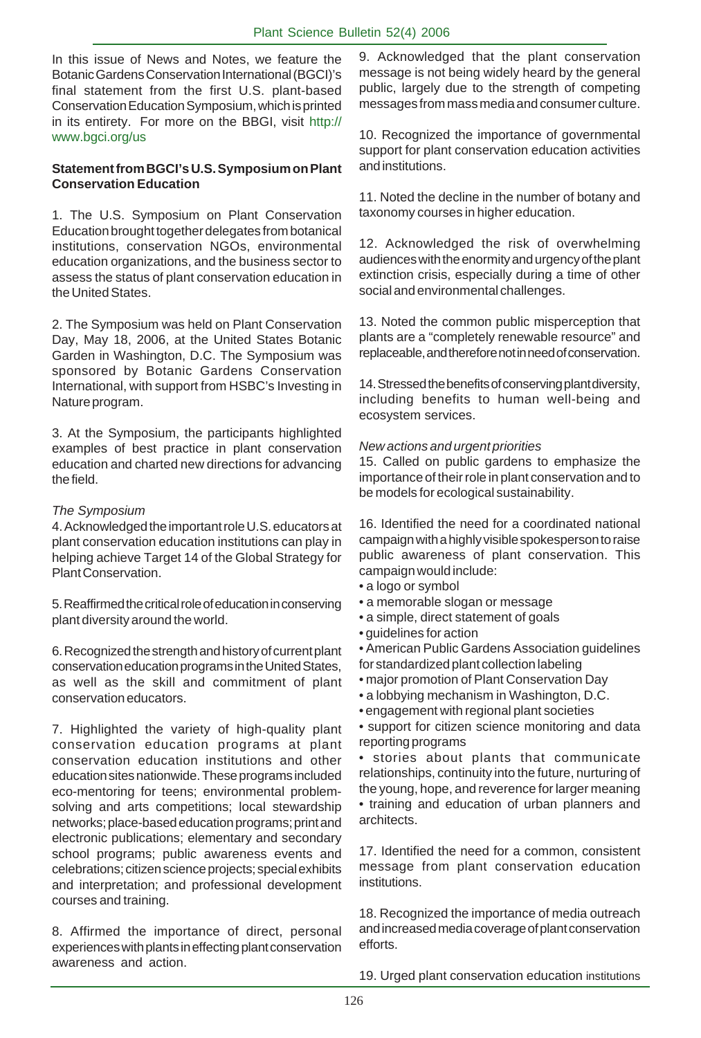In this issue of News and Notes, we feature the Botanic Gardens Conservation International (BGCI)'s final statement from the first U.S. plant-based Conservation Education Symposium, which is printed in its entirety. For more on the BBGI, visit http://www.bgci.org/us

**Statement from BGCI's U.S. Symposium on Plant Conservation Education**

1. The U.S. Symposium on Plant Conservation Education brought together delegates from botanical institutions, conservation NGOs, environmental education organizations, and the business sector to assess the status of plant conservation education in the United States.

2. The Symposium was held on Plant Conservation Day, May 18, 2006, at the United States Botanic Garden in Washington, D.C. The Symposium was sponsored by Botanic Gardens Conservation International, with support from HSBC's Investing in Nature program.

3. At the Symposium, the participants highlighted examples of best practice in plant conservation education and charted new directions for advancing the field.

*The Symposium*

4. Acknowledged the important role U.S. educators at plant conservation education institutions can play in helping achieve Target 14 of the Global Strategy for Plant Conservation.

5. Reaffirmed the critical role of education in conserving plant diversity around the world.

6. Recognized the strength and history of current plant conservation education programs in the United States, as well as the skill and commitment of plant conservation educators.

7. Highlighted the variety of high-quality plant conservation education programs at plant conservation education institutions and other education sites nationwide. These programs included eco-mentoring for teens; environmental problem-solving and arts competitions; local stewardship networks; place-based education programs; print and electronic publications; elementary and secondary school programs; public awareness events and celebrations; citizen science projects; special exhibits and interpretation; and professional development courses and training.

8. Affirmed the importance of direct, personal experiences with plants in effecting plant conservation awareness and action.

9. Acknowledged that the plant conservation message is not being widely heard by the general public, largely due to the strength of competing messages from mass media and consumer culture.

10. Recognized the importance of governmental support for plant conservation education activities and institutions.

11. Noted the decline in the number of botany and taxonomy courses in higher education.

12. Acknowledged the risk of overwhelming audiences with the enormity and urgency of the plant extinction crisis, especially during a time of other social and environmental challenges.

13. Noted the common public misperception that plants are a "completely renewable resource" and replaceable, and therefore not in need of conservation.

14. Stressed the benefits of conserving plant diversity, including benefits to human well-being and ecosystem services.

*New actions and urgent priorities*

15. Called on public gardens to emphasize the importance of their role in plant conservation and to be models for ecological sustainability.

16. Identified the need for a coordinated national campaign with a highly visible spokesperson to raise public awareness of plant conservation. This campaign would include:

- a logo or symbol
- a memorable slogan or message
- a simple, direct statement of goals
- guidelines for action
- American Public Gardens Association guidelines for standardized plant collection labeling
- major promotion of Plant Conservation Day
- a lobbying mechanism in Washington, D.C.
- engagement with regional plant societies
- support for citizen science monitoring and data reporting programs
- stories about plants that communicate relationships, continuity into the future, nurturing of the young, hope, and reverence for larger meaning
- training and education of urban planners and architects.

17. Identified the need for a common, consistent message from plant conservation education institutions.

18. Recognized the importance of media outreach and increased media coverage of plant conservation efforts.

19. Urged plant conservation education institutions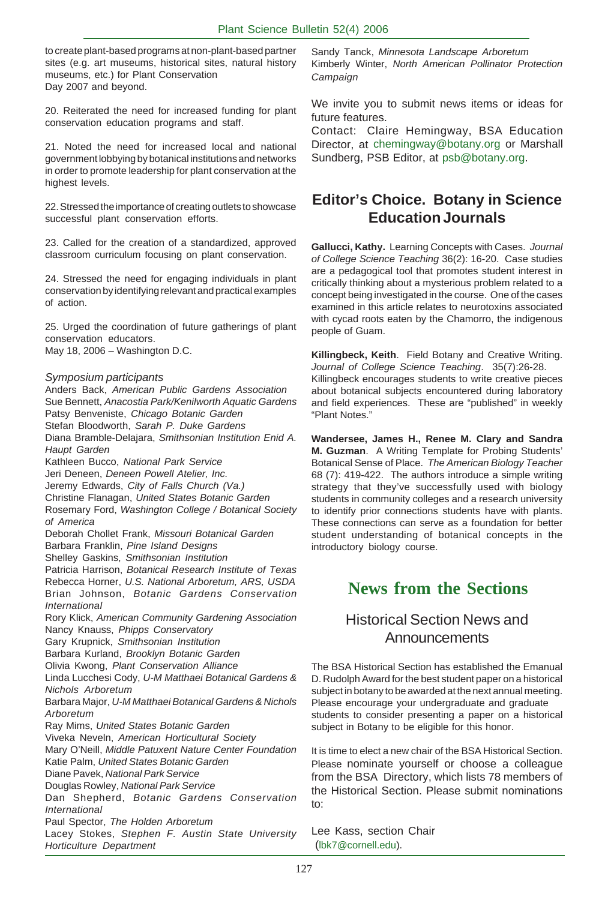to create plant-based programs at non-plant-based partner sites (e.g. art museums, historical sites, natural history museums, etc.) for Plant Conservation Day 2007 and beyond.

20. Reiterated the need for increased funding for plant conservation education programs and staff.

21. Noted the need for increased local and national government lobbying by botanical institutions and networks in order to promote leadership for plant conservation at the highest levels.

22. Stressed the importance of creating outlets to showcase successful plant conservation efforts.

23. Called for the creation of a standardized, approved classroom curriculum focusing on plant conservation.

24. Stressed the need for engaging individuals in plant conservation by identifying relevant and practical examples of action.

25. Urged the coordination of future gatherings of plant conservation educators.
May 18, 2006 – Washington D.C.

*Symposium participants*

Anders Back, *American Public Gardens Association*
Sue Bennett, *Anacostia Park/Kenilworth Aquatic Gardens*
Patsy Benveniste, *Chicago Botanic Garden*
Stefan Bloodworth, *Sarah P. Duke Gardens*
Diana Bramble-Delajara, *Smithsonian Institution Enid A. Haupt Garden*
Kathleen Bucco, *National Park Service*
Jeri Deneen, *Deneen Powell Atelier, Inc.*
Jeremy Edwards, *City of Falls Church (Va.)*
Christine Flanagan, *United States Botanic Garden*
Rosemary Ford, *Washington College / Botanical Society of America*
Deborah Chollet Frank, *Missouri Botanical Garden*
Barbara Franklin, *Pine Island Designs*
Shelley Gaskins, *Smithsonian Institution*
Patricia Harrison, *Botanical Research Institute of Texas*
Rebecca Horner, *U.S. National Arboretum, ARS, USDA*
Brian Johnson, *Botanic Gardens Conservation International*
Rory Klick, *American Community Gardening Association*
Nancy Knauss, *Phipps Conservatory*
Gary Krupnick, *Smithsonian Institution*
Barbara Kurland, *Brooklyn Botanic Garden*
Olivia Kwong, *Plant Conservation Alliance*
Linda Lucchesi Cody, *U-M Matthaei Botanical Gardens & Nichols Arboretum*
Barbara Major, *U-M Matthaei Botanical Gardens & Nichols Arboretum*
Ray Mims, *United States Botanic Garden*
Viveka Neveln, *American Horticultural Society*
Mary O'Neill, *Middle Patuxent Nature Center Foundation*
Katie Palm, *United States Botanic Garden*
Diane Pavek, *National Park Service*
Douglas Rowley, *National Park Service*
Dan Shepherd, *Botanic Gardens Conservation International*
Paul Spector, *The Holden Arboretum*
Lacey Stokes, *Stephen F. Austin State University Horticulture Department*
Sandy Tanck, *Minnesota Landscape Arboretum*
Kimberly Winter, *North American Pollinator Protection Campaign*

We invite you to submit news items or ideas for future features.
Contact: Claire Hemingway, BSA Education Director, at chemingway@botany.org or Marshall Sundberg, PSB Editor, at psb@botany.org.

## Editor's Choice. Botany in Science Education Journals

**Gallucci, Kathy.** Learning Concepts with Cases. *Journal of College Science Teaching* 36(2): 16-20. Case studies are a pedagogical tool that promotes student interest in critically thinking about a mysterious problem related to a concept being investigated in the course. One of the cases examined in this article relates to neurotoxins associated with cycad roots eaten by the Chamorro, the indigenous people of Guam.

**Killingbeck, Keith**. Field Botany and Creative Writing. *Journal of College Science Teaching*. 35(7):26-28. Killingbeck encourages students to write creative pieces about botanical subjects encountered during laboratory and field experiences. These are "published" in weekly "Plant Notes."

**Wandersee, James H., Renee M. Clary and Sandra M. Guzman**. A Writing Template for Probing Students' Botanical Sense of Place. *The American Biology Teacher* 68 (7): 419-422. The authors introduce a simple writing strategy that they've successfully used with biology students in community colleges and a research university to identify prior connections students have with plants. These connections can serve as a foundation for better student understanding of botanical concepts in the introductory biology course.

# News from the Sections

## Historical Section News and Announcements

The BSA Historical Section has established the Emanual D. Rudolph Award for the best student paper on a historical subject in botany to be awarded at the next annual meeting. Please encourage your undergraduate and graduate students to consider presenting a paper on a historical subject in Botany to be eligible for this honor.

It is time to elect a new chair of the BSA Historical Section. Please nominate yourself or choose a colleague from the BSA Directory, which lists 78 members of the Historical Section. Please submit nominations to:

Lee Kass, section Chair
(lbk7@cornell.edu).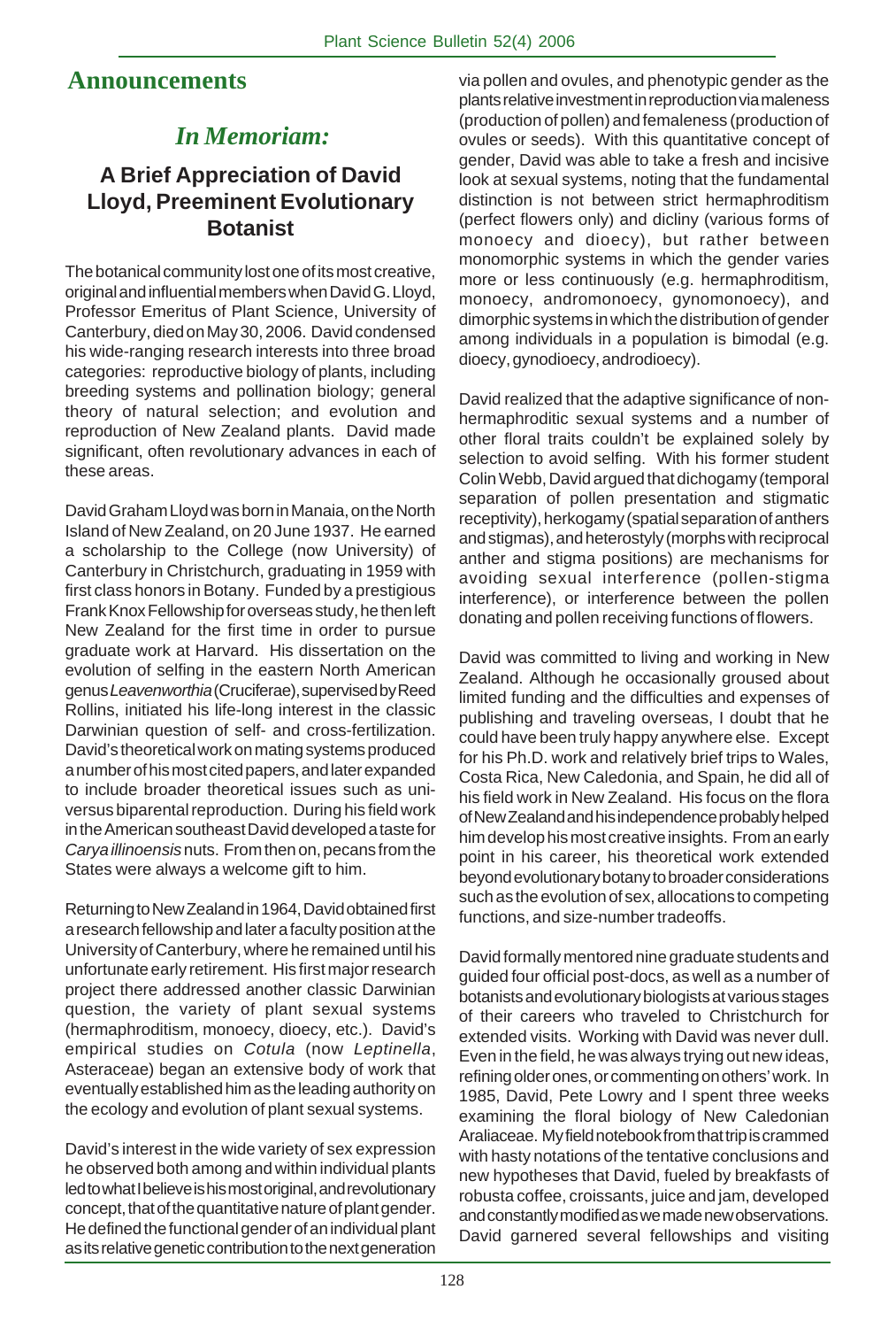# Announcements

## *In Memoriam:*

### A Brief Appreciation of David Lloyd, Preeminent Evolutionary Botanist

The botanical community lost one of its most creative, original and influential members when David G. Lloyd, Professor Emeritus of Plant Science, University of Canterbury, died on May 30, 2006. David condensed his wide-ranging research interests into three broad categories: reproductive biology of plants, including breeding systems and pollination biology; general theory of natural selection; and evolution and reproduction of New Zealand plants. David made significant, often revolutionary advances in each of these areas.

David Graham Lloyd was born in Manaia, on the North Island of New Zealand, on 20 June 1937. He earned a scholarship to the College (now University) of Canterbury in Christchurch, graduating in 1959 with first class honors in Botany. Funded by a prestigious Frank Knox Fellowship for overseas study, he then left New Zealand for the first time in order to pursue graduate work at Harvard. His dissertation on the evolution of selfing in the eastern North American genus *Leavenworthia* (Cruciferae), supervised by Reed Rollins, initiated his life-long interest in the classic Darwinian question of self- and cross-fertilization. David's theoretical work on mating systems produced a number of his most cited papers, and later expanded to include broader theoretical issues such as uni- versus biparental reproduction. During his field work in the American southeast David developed a taste for *Carya illinoensis* nuts. From then on, pecans from the States were always a welcome gift to him.

Returning to New Zealand in 1964, David obtained first a research fellowship and later a faculty position at the University of Canterbury, where he remained until his unfortunate early retirement. His first major research project there addressed another classic Darwinian question, the variety of plant sexual systems (hermaphroditism, monoecy, dioecy, etc.). David's empirical studies on *Cotula* (now *Leptinella*, Asteraceae) began an extensive body of work that eventually established him as the leading authority on the ecology and evolution of plant sexual systems.

David's interest in the wide variety of sex expression he observed both among and within individual plants led to what I believe is his most original, and revolutionary concept, that of the quantitative nature of plant gender. He defined the functional gender of an individual plant as its relative genetic contribution to the next generation via pollen and ovules, and phenotypic gender as the plants relative investment in reproduction via maleness (production of pollen) and femaleness (production of ovules or seeds). With this quantitative concept of gender, David was able to take a fresh and incisive look at sexual systems, noting that the fundamental distinction is not between strict hermaphroditism (perfect flowers only) and dicliny (various forms of monoecy and dioecy), but rather between monomorphic systems in which the gender varies more or less continuously (e.g. hermaphroditism, monoecy, andromonoecy, gynomonoecy), and dimorphic systems in which the distribution of gender among individuals in a population is bimodal (e.g. dioecy, gynodioecy, androdioecy).

David realized that the adaptive significance of non-hermaphroditic sexual systems and a number of other floral traits couldn't be explained solely by selection to avoid selfing. With his former student Colin Webb, David argued that dichogamy (temporal separation of pollen presentation and stigmatic receptivity), herkogamy (spatial separation of anthers and stigmas), and heterostyly (morphs with reciprocal anther and stigma positions) are mechanisms for avoiding sexual interference (pollen-stigma interference), or interference between the pollen donating and pollen receiving functions of flowers.

David was committed to living and working in New Zealand. Although he occasionally groused about limited funding and the difficulties and expenses of publishing and traveling overseas, I doubt that he could have been truly happy anywhere else. Except for his Ph.D. work and relatively brief trips to Wales, Costa Rica, New Caledonia, and Spain, he did all of his field work in New Zealand. His focus on the flora of New Zealand and his independence probably helped him develop his most creative insights. From an early point in his career, his theoretical work extended beyond evolutionary botany to broader considerations such as the evolution of sex, allocations to competing functions, and size-number tradeoffs.

David formally mentored nine graduate students and guided four official post-docs, as well as a number of botanists and evolutionary biologists at various stages of their careers who traveled to Christchurch for extended visits. Working with David was never dull. Even in the field, he was always trying out new ideas, refining older ones, or commenting on others' work. In 1985, David, Pete Lowry and I spent three weeks examining the floral biology of New Caledonian Araliaceae. My field notebook from that trip is crammed with hasty notations of the tentative conclusions and new hypotheses that David, fueled by breakfasts of robusta coffee, croissants, juice and jam, developed and constantly modified as we made new observations. David garnered several fellowships and visiting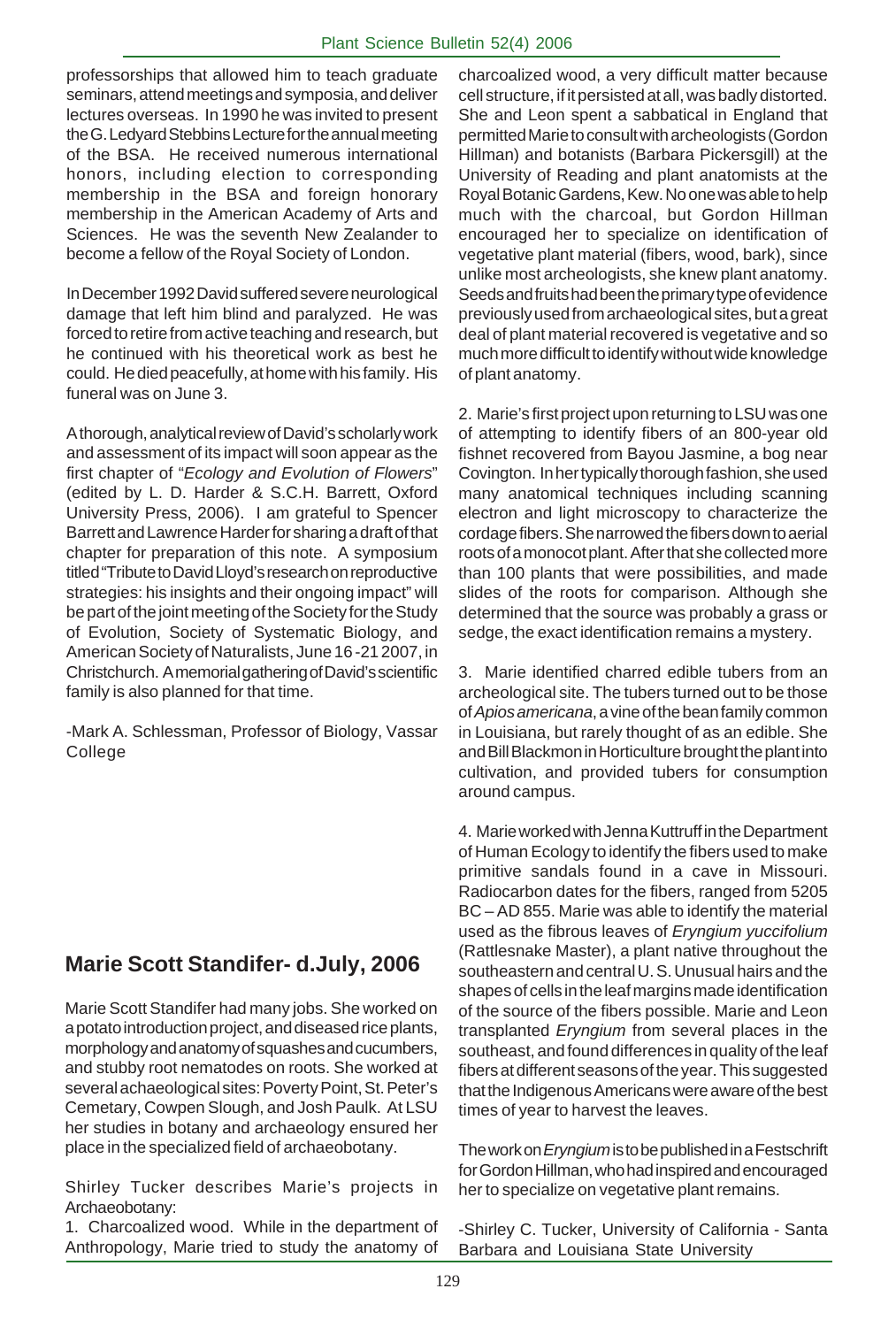professorships that allowed him to teach graduate seminars, attend meetings and symposia, and deliver lectures overseas. In 1990 he was invited to present the G. Ledyard Stebbins Lecture for the annual meeting of the BSA. He received numerous international honors, including election to corresponding membership in the BSA and foreign honorary membership in the American Academy of Arts and Sciences. He was the seventh New Zealander to become a fellow of the Royal Society of London.

In December 1992 David suffered severe neurological damage that left him blind and paralyzed. He was forced to retire from active teaching and research, but he continued with his theoretical work as best he could. He died peacefully, at home with his family. His funeral was on June 3.

A thorough, analytical review of David's scholarly work and assessment of its impact will soon appear as the first chapter of "*Ecology and Evolution of Flowers*" (edited by L. D. Harder & S.C.H. Barrett, Oxford University Press, 2006). I am grateful to Spencer Barrett and Lawrence Harder for sharing a draft of that chapter for preparation of this note. A symposium titled "Tribute to David Lloyd's research on reproductive strategies: his insights and their ongoing impact" will be part of the joint meeting of the Society for the Study of Evolution, Society of Systematic Biology, and American Society of Naturalists, June 16 -21 2007, in Christchurch. A memorial gathering of David's scientific family is also planned for that time.

-Mark A. Schlessman, Professor of Biology, Vassar College

## Marie Scott Standifer- d.July, 2006

Marie Scott Standifer had many jobs. She worked on a potato introduction project, and diseased rice plants, morphology and anatomy of squashes and cucumbers, and stubby root nematodes on roots. She worked at several achaeological sites: Poverty Point, St. Peter's Cemetary, Cowpen Slough, and Josh Paulk. At LSU her studies in botany and archaeology ensured her place in the specialized field of archaeobotany.

Shirley Tucker describes Marie's projects in Archaeobotany:

1. Charcoalized wood. While in the department of Anthropology, Marie tried to study the anatomy of charcoalized wood, a very difficult matter because cell structure, if it persisted at all, was badly distorted. She and Leon spent a sabbatical in England that permitted Marie to consult with archeologists (Gordon Hillman) and botanists (Barbara Pickersgill) at the University of Reading and plant anatomists at the Royal Botanic Gardens, Kew. No one was able to help much with the charcoal, but Gordon Hillman encouraged her to specialize on identification of vegetative plant material (fibers, wood, bark), since unlike most archeologists, she knew plant anatomy. Seeds and fruits had been the primary type of evidence previously used from archaeological sites, but a great deal of plant material recovered is vegetative and so much more difficult to identify without wide knowledge of plant anatomy.

2. Marie's first project upon returning to LSU was one of attempting to identify fibers of an 800-year old fishnet recovered from Bayou Jasmine, a bog near Covington. In her typically thorough fashion, she used many anatomical techniques including scanning electron and light microscopy to characterize the cordage fibers. She narrowed the fibers down to aerial roots of a monocot plant. After that she collected more than 100 plants that were possibilities, and made slides of the roots for comparison. Although she determined that the source was probably a grass or sedge, the exact identification remains a mystery.

3. Marie identified charred edible tubers from an archeological site. The tubers turned out to be those of *Apios americana*, a vine of the bean family common in Louisiana, but rarely thought of as an edible. She and Bill Blackmon in Horticulture brought the plant into cultivation, and provided tubers for consumption around campus.

4. Marie worked with Jenna Kuttruff in the Department of Human Ecology to identify the fibers used to make primitive sandals found in a cave in Missouri. Radiocarbon dates for the fibers, ranged from 5205 BC – AD 855. Marie was able to identify the material used as the fibrous leaves of *Eryngium yuccifolium* (Rattlesnake Master), a plant native throughout the southeastern and central U. S. Unusual hairs and the shapes of cells in the leaf margins made identification of the source of the fibers possible. Marie and Leon transplanted *Eryngium* from several places in the southeast, and found differences in quality of the leaf fibers at different seasons of the year. This suggested that the Indigenous Americans were aware of the best times of year to harvest the leaves.

The work on *Eryngium* is to be published in a Festschrift for Gordon Hillman, who had inspired and encouraged her to specialize on vegetative plant remains.

-Shirley C. Tucker, University of California - Santa Barbara and Louisiana State University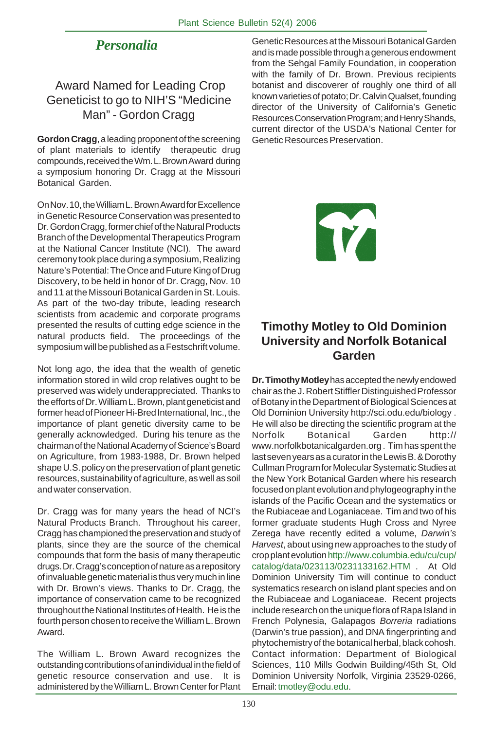# *Personalia*

## Award Named for Leading Crop Geneticist to go to NIH'S "Medicine Man" - Gordon Cragg

**Gordon Cragg**, a leading proponent of the screening of plant materials to identify therapeutic drug compounds, received the Wm. L. Brown Award during a symposium honoring Dr. Cragg at the Missouri Botanical Garden.

On Nov. 10, the William L. Brown Award for Excellence in Genetic Resource Conservation was presented to Dr. Gordon Cragg, former chief of the Natural Products Branch of the Developmental Therapeutics Program at the National Cancer Institute (NCI). The award ceremony took place during a symposium, Realizing Nature's Potential: The Once and Future King of Drug Discovery, to be held in honor of Dr. Cragg, Nov. 10 and 11 at the Missouri Botanical Garden in St. Louis. As part of the two-day tribute, leading research scientists from academic and corporate programs presented the results of cutting edge science in the natural products field. The proceedings of the symposium will be published as a Festschrift volume.

Not long ago, the idea that the wealth of genetic information stored in wild crop relatives ought to be preserved was widely underappreciated. Thanks to the efforts of Dr. William L. Brown, plant geneticist and former head of Pioneer Hi-Bred International, Inc., the importance of plant genetic diversity came to be generally acknowledged. During his tenure as the chairman of the National Academy of Science's Board on Agriculture, from 1983-1988, Dr. Brown helped shape U.S. policy on the preservation of plant genetic resources, sustainability of agriculture, as well as soil and water conservation.

Dr. Cragg was for many years the head of NCI's Natural Products Branch. Throughout his career, Cragg has championed the preservation and study of plants, since they are the source of the chemical compounds that form the basis of many therapeutic drugs. Dr. Cragg's conception of nature as a repository of invaluable genetic material is thus very much in line with Dr. Brown's views. Thanks to Dr. Cragg, the importance of conservation came to be recognized throughout the National Institutes of Health. He is the fourth person chosen to receive the William L. Brown Award.

The William L. Brown Award recognizes the outstanding contributions of an individual in the field of genetic resource conservation and use. It is administered by the William L. Brown Center for Plant Genetic Resources at the Missouri Botanical Garden and is made possible through a generous endowment from the Sehgal Family Foundation, in cooperation with the family of Dr. Brown. Previous recipients botanist and discoverer of roughly one third of all known varieties of potato; Dr. Calvin Qualset, founding director of the University of California's Genetic Resources Conservation Program; and Henry Shands, current director of the USDA's National Center for Genetic Resources Preservation.

## Timothy Motley to Old Dominion University and Norfolk Botanical Garden

**Dr. Timothy Motley** has accepted the newly endowed chair as the J. Robert Stiffler Distinguished Professor of Botany in the Department of Biological Sciences at Old Dominion University http://sci.odu.edu/biology . He will also be directing the scientific program at the Norfolk Botanical Garden http://www.norfolkbotanicalgarden.org . Tim has spent the last seven years as a curator in the Lewis B. & Dorothy Cullman Program for Molecular Systematic Studies at the New York Botanical Garden where his research focused on plant evolution and phylogeography in the islands of the Pacific Ocean and the systematics or the Rubiaceae and Loganiaceae. Tim and two of his former graduate students Hugh Cross and Nyree Zerega have recently edited a volume, *Darwin's Harvest*, about using new approaches to the study of crop plant evolution http://www.columbia.edu/cu/cup/catalog/data/023113/0231133162.HTM . At Old Dominion University Tim will continue to conduct systematics research on island plant species and on the Rubiaceae and Loganiaceae. Recent projects include research on the unique flora of Rapa Island in French Polynesia, Galapagos *Borreria* radiations (Darwin's true passion), and DNA fingerprinting and phytochemistry of the botanical herbal, black cohosh. Contact information: Department of Biological Sciences, 110 Mills Godwin Building/45th St, Old Dominion University Norfolk, Virginia 23529-0266, Email: tmotley@odu.edu.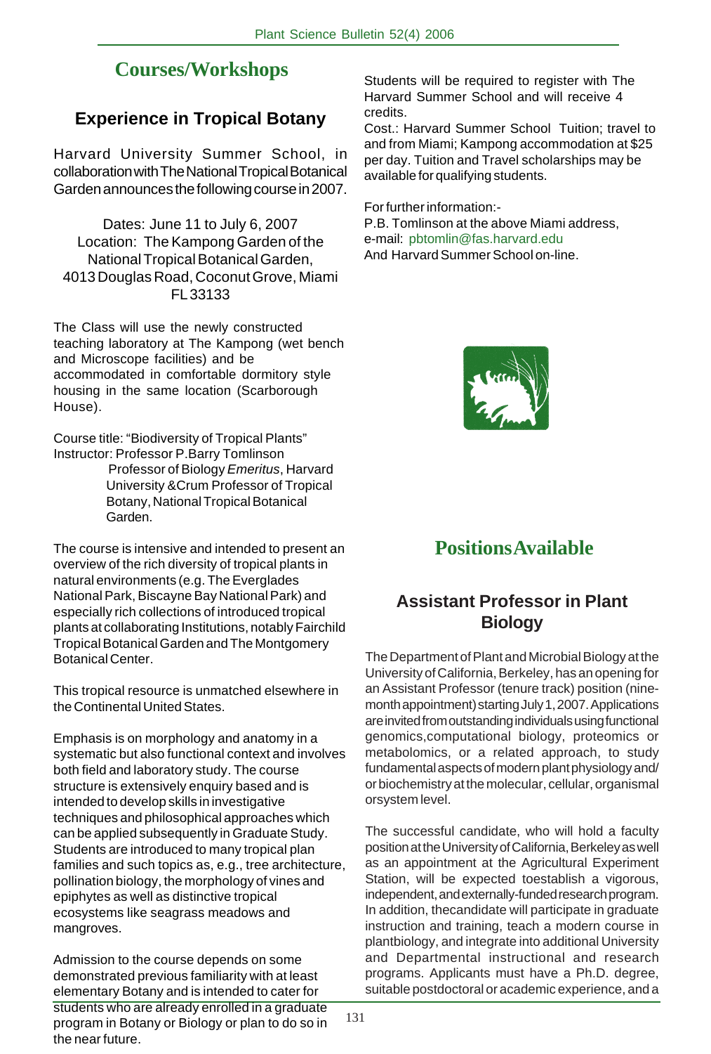## Courses/Workshops

### Experience in Tropical Botany

Harvard University Summer School, in collaboration with The National Tropical Botanical Garden announces the following course in 2007.

Dates: June 11 to July 6, 2007
Location: The Kampong Garden of the National Tropical Botanical Garden, 4013 Douglas Road, Coconut Grove, Miami FL 33133

The Class will use the newly constructed teaching laboratory at The Kampong (wet bench and Microscope facilities) and be accommodated in comfortable dormitory style housing in the same location (Scarborough House).

Course title: "Biodiversity of Tropical Plants"
Instructor: Professor P.Barry Tomlinson
Professor of Biology *Emeritus*, Harvard University &Crum Professor of Tropical Botany, National Tropical Botanical Garden.

The course is intensive and intended to present an overview of the rich diversity of tropical plants in natural environments (e.g. The Everglades National Park, Biscayne Bay National Park) and especially rich collections of introduced tropical plants at collaborating Institutions, notably Fairchild Tropical Botanical Garden and The Montgomery Botanical Center.

This tropical resource is unmatched elsewhere in the Continental United States.

Emphasis is on morphology and anatomy in a systematic but also functional context and involves both field and laboratory study. The course structure is extensively enquiry based and is intended to develop skills in investigative techniques and philosophical approaches which can be applied subsequently in Graduate Study. Students are introduced to many tropical plan families and such topics as, e.g., tree architecture, pollination biology, the morphology of vines and epiphytes as well as distinctive tropical ecosystems like seagrass meadows and mangroves.

Admission to the course depends on some demonstrated previous familiarity with at least elementary Botany and is intended to cater for students who are already enrolled in a graduate program in Botany or Biology or plan to do so in the near future.

Students will be required to register with The Harvard Summer School and will receive 4 credits.
Cost.: Harvard Summer School Tuition; travel to and from Miami; Kampong accommodation at $25 per day. Tuition and Travel scholarships may be available for qualifying students.

For further information:-
P.B. Tomlinson at the above Miami address,
e-mail: pbtomlin@fas.harvard.edu
And Harvard Summer School on-line.

## Positions Available

### Assistant Professor in Plant Biology

The Department of Plant and Microbial Biology at the University of California, Berkeley, has an opening for an Assistant Professor (tenure track) position (nine-month appointment) starting July 1, 2007. Applications are invited from outstanding individuals using functional genomics,computational biology, proteomics or metabolomics, or a related approach, to study fundamental aspects of modern plant physiology and/or biochemistry at the molecular, cellular, organismal orsystem level.

The successful candidate, who will hold a faculty position at the University of California, Berkeley as well as an appointment at the Agricultural Experiment Station, will be expected toestablish a vigorous, independent, and externally-funded research program. In addition, thecandidate will participate in graduate instruction and training, teach a modern course in plantbiology, and integrate into additional University and Departmental instructional and research programs. Applicants must have a Ph.D. degree, suitable postdoctoral or academic experience, and a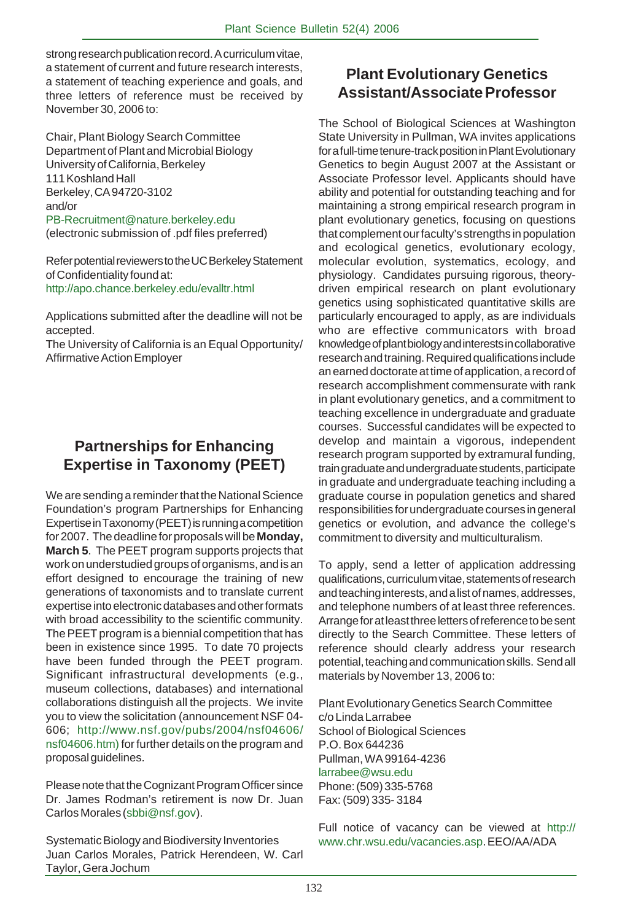strong research publication record. A curriculum vitae, a statement of current and future research interests, a statement of teaching experience and goals, and three letters of reference must be received by November 30, 2006 to:

Chair, Plant Biology Search Committee
Department of Plant and Microbial Biology
University of California, Berkeley
111 Koshland Hall
Berkeley, CA 94720-3102
and/or
PB-Recruitment@nature.berkeley.edu
(electronic submission of .pdf files preferred)

Refer potential reviewers to the UC Berkeley Statement of Confidentiality found at:
http://apo.chance.berkeley.edu/evalltr.html

Applications submitted after the deadline will not be accepted.
The University of California is an Equal Opportunity/Affirmative Action Employer

## Partnerships for Enhancing Expertise in Taxonomy (PEET)

We are sending a reminder that the National Science Foundation's program Partnerships for Enhancing Expertise in Taxonomy (PEET) is running a competition for 2007. The deadline for proposals will be **Monday, March 5**. The PEET program supports projects that work on understudied groups of organisms, and is an effort designed to encourage the training of new generations of taxonomists and to translate current expertise into electronic databases and other formats with broad accessibility to the scientific community. The PEET program is a biennial competition that has been in existence since 1995. To date 70 projects have been funded through the PEET program. Significant infrastructural developments (e.g., museum collections, databases) and international collaborations distinguish all the projects. We invite you to view the solicitation (announcement NSF 04-606; http://www.nsf.gov/pubs/2004/nsf04606/nsf04606.htm) for further details on the program and proposal guidelines.

Please note that the Cognizant Program Officer since Dr. James Rodman's retirement is now Dr. Juan Carlos Morales (sbbi@nsf.gov).

Systematic Biology and Biodiversity Inventories
Juan Carlos Morales, Patrick Herendeen, W. Carl Taylor, Gera Jochum

## Plant Evolutionary Genetics Assistant/Associate Professor

The School of Biological Sciences at Washington State University in Pullman, WA invites applications for a full-time tenure-track position in Plant Evolutionary Genetics to begin August 2007 at the Assistant or Associate Professor level. Applicants should have ability and potential for outstanding teaching and for maintaining a strong empirical research program in plant evolutionary genetics, focusing on questions that complement our faculty's strengths in population and ecological genetics, evolutionary ecology, molecular evolution, systematics, ecology, and physiology. Candidates pursuing rigorous, theory-driven empirical research on plant evolutionary genetics using sophisticated quantitative skills are particularly encouraged to apply, as are individuals who are effective communicators with broad knowledge of plant biology and interests in collaborative research and training. Required qualifications include an earned doctorate at time of application, a record of research accomplishment commensurate with rank in plant evolutionary genetics, and a commitment to teaching excellence in undergraduate and graduate courses. Successful candidates will be expected to develop and maintain a vigorous, independent research program supported by extramural funding, train graduate and undergraduate students, participate in graduate and undergraduate teaching including a graduate course in population genetics and shared responsibilities for undergraduate courses in general genetics or evolution, and advance the college's commitment to diversity and multiculturalism.

To apply, send a letter of application addressing qualifications, curriculum vitae, statements of research and teaching interests, and a list of names, addresses, and telephone numbers of at least three references. Arrange for at least three letters of reference to be sent directly to the Search Committee. These letters of reference should clearly address your research potential, teaching and communication skills. Send all materials by November 13, 2006 to:

Plant Evolutionary Genetics Search Committee
c/o Linda Larrabee
School of Biological Sciences
P.O. Box 644236
Pullman, WA 99164-4236
larrabee@wsu.edu
Phone: (509) 335-5768
Fax: (509) 335- 3184

Full notice of vacancy can be viewed at http://www.chr.wsu.edu/vacancies.asp. EEO/AA/ADA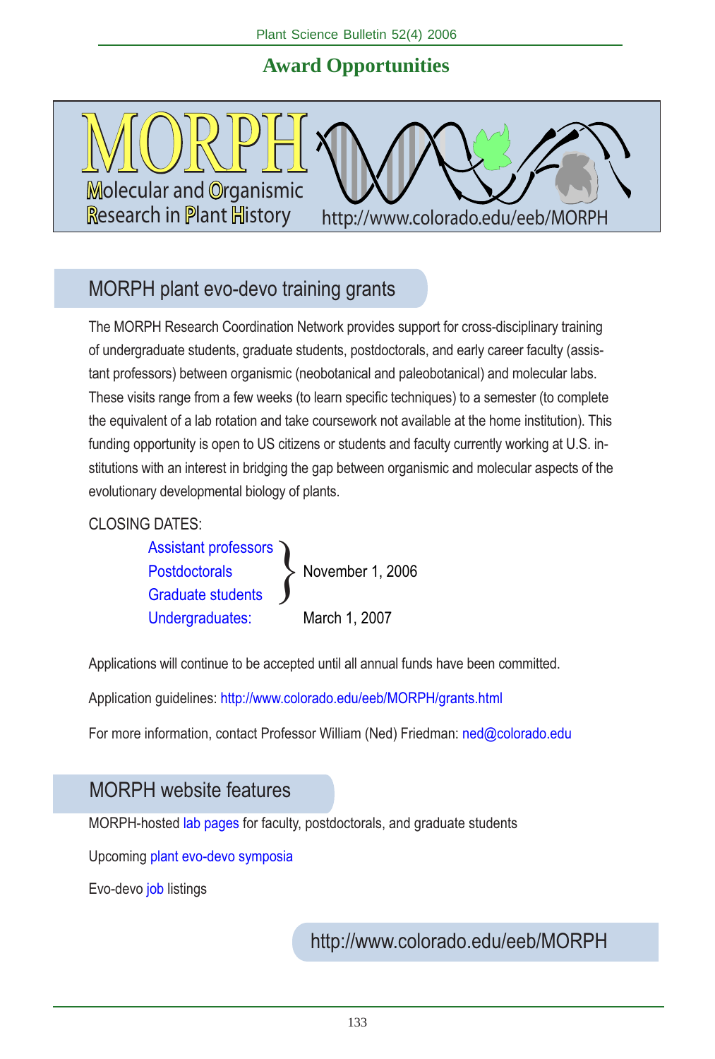## Award Opportunities

MORPH

Molecular and Organismic Research in Plant History

http://www.colorado.edu/eeb/MORPH

### MORPH plant evo-devo training grants

The MORPH Research Coordination Network provides support for cross-disciplinary training of undergraduate students, graduate students, postdoctorals, and early career faculty (assistant professors) between organismic (neobotanical and paleobotanical) and molecular labs. These visits range from a few weeks (to learn specific techniques) to a semester (to complete the equivalent of a lab rotation and take coursework not available at the home institution). This funding opportunity is open to US citizens or students and faculty currently working at U.S. institutions with an interest in bridging the gap between organismic and molecular aspects of the evolutionary developmental biology of plants.

CLOSING DATES:

| | |
|---|---|
| Assistant professors, Postdoctorals, Graduate students | November 1, 2006 |
| Undergraduates: | March 1, 2007 |

Applications will continue to be accepted until all annual funds have been committed.

Application guidelines: http://www.colorado.edu/eeb/MORPH/grants.html

For more information, contact Professor William (Ned) Friedman: ned@colorado.edu

### MORPH website features

MORPH-hosted lab pages for faculty, postdoctorals, and graduate students

Upcoming plant evo-devo symposia

Evo-devo job listings

http://www.colorado.edu/eeb/MORPH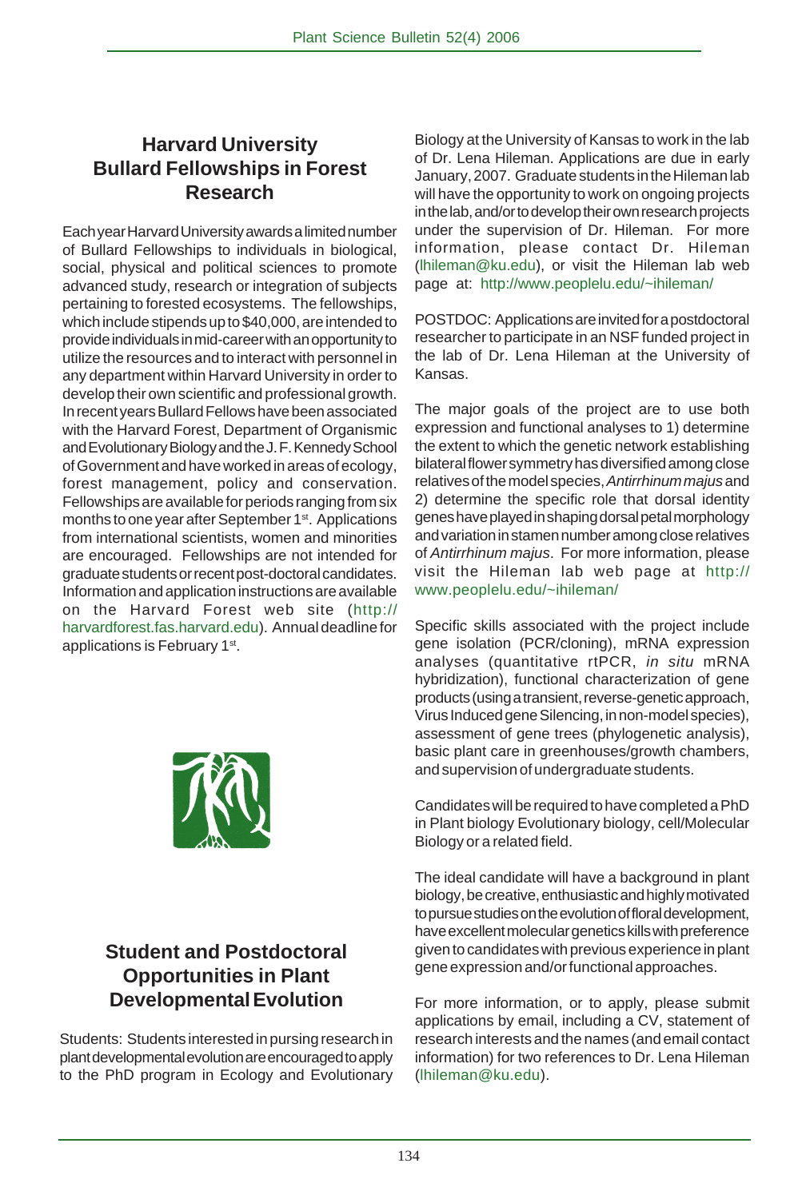## Harvard University Bullard Fellowships in Forest Research

Each year Harvard University awards a limited number of Bullard Fellowships to individuals in biological, social, physical and political sciences to promote advanced study, research or integration of subjects pertaining to forested ecosystems. The fellowships, which include stipends up to $40,000, are intended to provide individuals in mid-career with an opportunity to utilize the resources and to interact with personnel in any department within Harvard University in order to develop their own scientific and professional growth. In recent years Bullard Fellows have been associated with the Harvard Forest, Department of Organismic and Evolutionary Biology and the J. F. Kennedy School of Government and have worked in areas of ecology, forest management, policy and conservation. Fellowships are available for periods ranging from six months to one year after September 1st. Applications from international scientists, women and minorities are encouraged. Fellowships are not intended for graduate students or recent post-doctoral candidates. Information and application instructions are available on the Harvard Forest web site (http://harvardforest.fas.harvard.edu). Annual deadline for applications is February 1st.

## Student and Postdoctoral Opportunities in Plant Developmental Evolution

Students: Students interested in pursing research in plant developmental evolution are encouraged to apply to the PhD program in Ecology and Evolutionary Biology at the University of Kansas to work in the lab of Dr. Lena Hileman. Applications are due in early January, 2007. Graduate students in the Hileman lab will have the opportunity to work on ongoing projects in the lab, and/or to develop their own research projects under the supervision of Dr. Hileman. For more information, please contact Dr. Hileman (lhileman@ku.edu), or visit the Hileman lab web page at: http://www.peoplelu.edu/~ihileman/

POSTDOC: Applications are invited for a postdoctoral researcher to participate in an NSF funded project in the lab of Dr. Lena Hileman at the University of Kansas.

The major goals of the project are to use both expression and functional analyses to 1) determine the extent to which the genetic network establishing bilateral flower symmetry has diversified among close relatives of the model species, *Antirrhinum majus* and 2) determine the specific role that dorsal identity genes have played in shaping dorsal petal morphology and variation in stamen number among close relatives of *Antirrhinum majus*. For more information, please visit the Hileman lab web page at http://www.peoplelu.edu/~ihileman/

Specific skills associated with the project include gene isolation (PCR/cloning), mRNA expression analyses (quantitative rtPCR, *in situ* mRNA hybridization), functional characterization of gene products (using a transient, reverse-genetic approach, Virus Induced gene Silencing, in non-model species), assessment of gene trees (phylogenetic analysis), basic plant care in greenhouses/growth chambers, and supervision of undergraduate students.

Candidates will be required to have completed a PhD in Plant biology Evolutionary biology, cell/Molecular Biology or a related field.

The ideal candidate will have a background in plant biology, be creative, enthusiastic and highly motivated to pursue studies on the evolution of floral development, have excellent molecular genetics kills with preference given to candidates with previous experience in plant gene expression and/or functional approaches.

For more information, or to apply, please submit applications by email, including a CV, statement of research interests and the names (and email contact information) for two references to Dr. Lena Hileman (lhileman@ku.edu).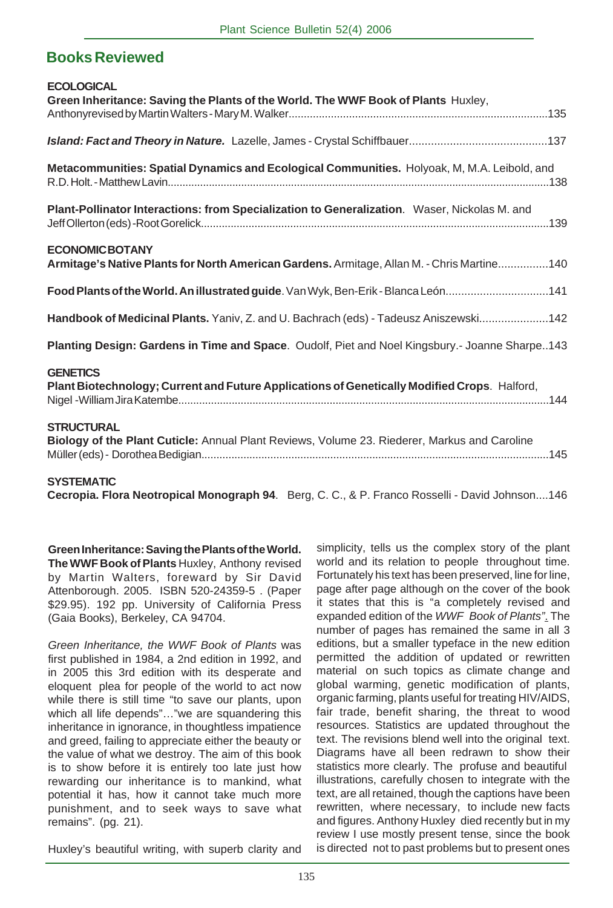## Books Reviewed

**ECOLOGICAL**

**Green Inheritance: Saving the Plants of the World. The WWF Book of Plants** Huxley, Anthony revised by Martin Walters - Mary M. Walker......135

***Island: Fact and Theory in Nature.*** Lazelle, James - Crystal Schiffbauer......137

**Metacommunities: Spatial Dynamics and Ecological Communities.** Holyoak, M, M.A. Leibold, and R.D. Holt. - Matthew Lavin......138

**Plant-Pollinator Interactions: from Specialization to Generalization**. Waser, Nickolas M. and Jeff Ollerton (eds) -Root Gorelick......139

**ECONOMIC BOTANY**

**Armitage's Native Plants for North American Gardens.** Armitage, Allan M. - Chris Martine......140

**Food Plants of the World. An illustrated guide**. Van Wyk, Ben-Erik - Blanca León......141

**Handbook of Medicinal Plants.** Yaniv, Z. and U. Bachrach (eds) - Tadeusz Aniszewski......142

**Planting Design: Gardens in Time and Space**. Oudolf, Piet and Noel Kingsbury.- Joanne Sharpe..143

**GENETICS**

**Plant Biotechnology; Current and Future Applications of Genetically Modified Crops**. Halford, Nigel -William Jira Katembe......144

**STRUCTURAL**

**Biology of the Plant Cuticle:** Annual Plant Reviews, Volume 23. Riederer, Markus and Caroline Müller (eds) - Dorothea Bedigian......145

**SYSTEMATIC**

**Cecropia. Flora Neotropical Monograph 94**. Berg, C. C., & P. Franco Rosselli - David Johnson....146

**Green Inheritance: Saving the Plants of the World. The WWF Book of Plants** Huxley, Anthony revised by Martin Walters, foreward by Sir David Attenborough. 2005. ISBN 520-24359-5 . (Paper $29.95). 192 pp. University of California Press (Gaia Books), Berkeley, CA 94704.

*Green Inheritance, the WWF Book of Plants* was first published in 1984, a 2nd edition in 1992, and in 2005 this 3rd edition with its desperate and eloquent plea for people of the world to act now while there is still time "to save our plants, upon which all life depends"…"we are squandering this inheritance in ignorance, in thoughtless impatience and greed, failing to appreciate either the beauty or the value of what we destroy. The aim of this book is to show before it is entirely too late just how rewarding our inheritance is to mankind, what potential it has, how it cannot take much more punishment, and to seek ways to save what remains". (pg. 21).

Huxley's beautiful writing, with superb clarity and simplicity, tells us the complex story of the plant world and its relation to people throughout time. Fortunately his text has been preserved, line for line, page after page although on the cover of the book it states that this is "a completely revised and expanded edition of the *WWF Book of Plants"*. The number of pages has remained the same in all 3 editions, but a smaller typeface in the new edition permitted the addition of updated or rewritten material on such topics as climate change and global warming, genetic modification of plants, organic farming, plants useful for treating HIV/AIDS, fair trade, benefit sharing, the threat to wood resources. Statistics are updated throughout the text. The revisions blend well into the original text. Diagrams have all been redrawn to show their statistics more clearly. The profuse and beautiful illustrations, carefully chosen to integrate with the text, are all retained, though the captions have been rewritten, where necessary, to include new facts and figures. Anthony Huxley died recently but in my review I use mostly present tense, since the book is directed not to past problems but to present ones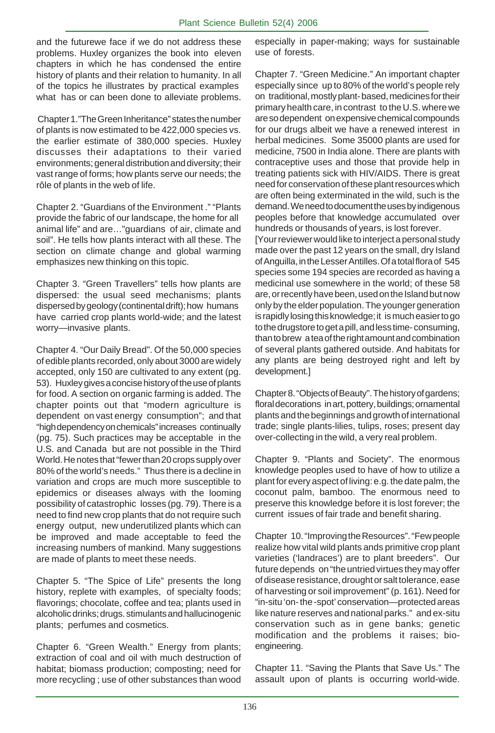and the futurewe face if we do not address these problems. Huxley organizes the book into eleven chapters in which he has condensed the entire history of plants and their relation to humanity. In all of the topics he illustrates by practical examples what has or can been done to alleviate problems.

Chapter 1."The Green Inheritance" states the number of plants is now estimated to be 422,000 species vs. the earlier estimate of 380,000 species. Huxley discusses their adaptations to their varied environments; general distribution and diversity; their vast range of forms; how plants serve our needs; the rôle of plants in the web of life.

Chapter 2. "Guardians of the Environment ." "Plants provide the fabric of our landscape, the home for all animal life" and are…"guardians of air, climate and soil". He tells how plants interact with all these. The section on climate change and global warming emphasizes new thinking on this topic.

Chapter 3. "Green Travellers" tells how plants are dispersed: the usual seed mechanisms; plants dispersed by geology (continental drift); how humans have carried crop plants world-wide; and the latest worry—invasive plants.

Chapter 4. "Our Daily Bread". Of the 50,000 species of edible plants recorded, only about 3000 are widely accepted, only 150 are cultivated to any extent (pg. 53). Huxley gives a concise history of the use of plants for food. A section on organic farming is added. The chapter points out that "modern agriculture is dependent on vast energy consumption"; and that "high dependency on chemicals" increases continually (pg. 75). Such practices may be acceptable in the U.S. and Canada but are not possible in the Third World. He notes that "fewer than 20 crops supply over 80% of the world's needs." Thus there is a decline in variation and crops are much more susceptible to epidemics or diseases always with the looming possibility of catastrophic losses (pg. 79). There is a need to find new crop plants that do not require such energy output, new underutilized plants which can be improved and made acceptable to feed the increasing numbers of mankind. Many suggestions are made of plants to meet these needs.

Chapter 5. "The Spice of Life" presents the long history, replete with examples, of specialty foods; flavorings; chocolate, coffee and tea; plants used in alcoholic drinks; drugs. stimulants and hallucinogenic plants; perfumes and cosmetics.

Chapter 6. "Green Wealth." Energy from plants; extraction of coal and oil with much destruction of habitat; biomass production; composting; need for more recycling ; use of other substances than wood especially in paper-making; ways for sustainable use of forests.

Chapter 7. "Green Medicine." An important chapter especially since up to 80% of the world's people rely on traditional, mostly plant- based, medicines for their primary health care, in contrast to the U.S. where we are so dependent on expensive chemical compounds for our drugs albeit we have a renewed interest in herbal medicines. Some 35000 plants are used for medicine, 7500 in India alone. There are plants with contraceptive uses and those that provide help in treating patients sick with HIV/AIDS. There is great need for conservation of these plant resources which are often being exterminated in the wild, such is the demand. We need to document the uses by indigenous peoples before that knowledge accumulated over hundreds or thousands of years, is lost forever.
[Your reviewer would like to interject a personal study made over the past 12 years on the small, dry Island of Anguilla, in the Lesser Antilles. Of a total flora of 545 species some 194 species are recorded as having a medicinal use somewhere in the world; of these 58 are, or recently have been, used on the Island but now only by the elder population. The younger generation is rapidly losing this knowledge; it is much easier to go to the drugstore to get a pill, and less time- consuming, than to brew a tea of the right amount and combination of several plants gathered outside. And habitats for any plants are being destroyed right and left by development.]

Chapter 8. "Objects of Beauty". The history of gardens; floral decorations in art, pottery, buildings; ornamental plants and the beginnings and growth of international trade; single plants-lilies, tulips, roses; present day over-collecting in the wild, a very real problem.

Chapter 9. "Plants and Society". The enormous knowledge peoples used to have of how to utilize a plant for every aspect of living: e.g. the date palm, the coconut palm, bamboo. The enormous need to preserve this knowledge before it is lost forever; the current issues of fair trade and benefit sharing.

Chapter 10. "Improving the Resources". "Few people realize how vital wild plants ands primitive crop plant varieties ('landraces') are to plant breeders". Our future depends on "the untried virtues they may offer of disease resistance, drought or salt tolerance, ease of harvesting or soil improvement" (p. 161). Need for "in-situ 'on- the -spot' conservation—protected areas like nature reserves and national parks." and ex-situ conservation such as in gene banks; genetic modification and the problems it raises; bio-engineering.

Chapter 11. "Saving the Plants that Save Us." The assault upon of plants is occurring world-wide.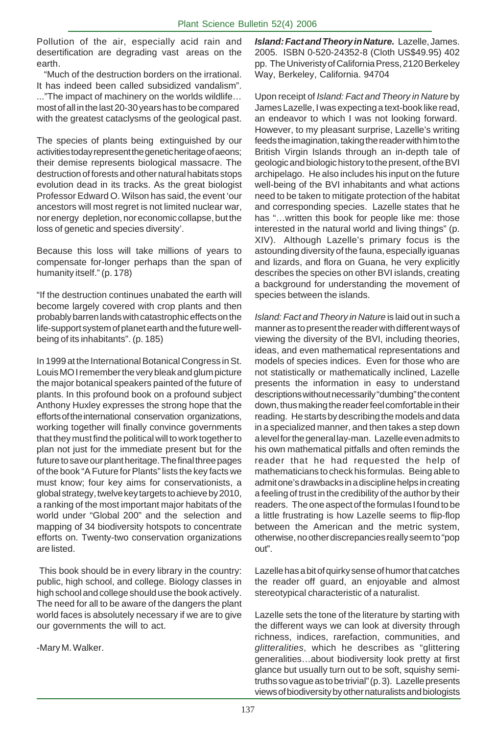Pollution of the air, especially acid rain and desertification are degrading vast areas on the earth.

"Much of the destruction borders on the irrational. It has indeed been called subsidized vandalism". ..."The impact of machinery on the worlds wildlife… most of all in the last 20-30 years has to be compared with the greatest cataclysms of the geological past.

The species of plants being extinguished by our activities today represent the genetic heritage of aeons; their demise represents biological massacre. The destruction of forests and other natural habitats stops evolution dead in its tracks. As the great biologist Professor Edward O. Wilson has said, the event 'our ancestors will most regret is not limited nuclear war, nor energy depletion, nor economic collapse, but the loss of genetic and species diversity'.

Because this loss will take millions of years to compensate for-longer perhaps than the span of humanity itself." (p. 178)

"If the destruction continues unabated the earth will become largely covered with crop plants and then probably barren lands with catastrophic effects on the life-support system of planet earth and the future well-being of its inhabitants". (p. 185)

In 1999 at the International Botanical Congress in St. Louis MO I remember the very bleak and glum picture the major botanical speakers painted of the future of plants. In this profound book on a profound subject Anthony Huxley expresses the strong hope that the efforts of the international conservation organizations, working together will finally convince governments that they must find the political will to work together to plan not just for the immediate present but for the future to save our plant heritage. The final three pages of the book "A Future for Plants" lists the key facts we must know; four key aims for conservationists, a global strategy, twelve key targets to achieve by 2010, a ranking of the most important major habitats of the world under "Global 200" and the selection and mapping of 34 biodiversity hotspots to concentrate efforts on. Twenty-two conservation organizations are listed.

This book should be in every library in the country: public, high school, and college. Biology classes in high school and college should use the book actively. The need for all to be aware of the dangers the plant world faces is absolutely necessary if we are to give our governments the will to act.

-Mary M. Walker.

***Island: Fact and Theory in Nature.*** Lazelle, James. 2005. ISBN 0-520-24352-8 (Cloth US$49.95) 402 pp. The Univeristy of California Press, 2120 Berkeley Way, Berkeley, California. 94704

Upon receipt of *Island: Fact and Theory in Nature* by James Lazelle, I was expecting a text-book like read, an endeavor to which I was not looking forward. However, to my pleasant surprise, Lazelle's writing feeds the imagination, taking the reader with him to the British Virgin Islands through an in-depth tale of geologic and biologic history to the present, of the BVI archipelago. He also includes his input on the future well-being of the BVI inhabitants and what actions need to be taken to mitigate protection of the habitat and corresponding species. Lazelle states that he has "…written this book for people like me: those interested in the natural world and living things" (p. XIV). Although Lazelle's primary focus is the astounding diversity of the fauna, especially iguanas and lizards, and flora on Guana, he very explicitly describes the species on other BVI islands, creating a background for understanding the movement of species between the islands.

*Island: Fact and Theory in Nature* is laid out in such a manner as to present the reader with different ways of viewing the diversity of the BVI, including theories, ideas, and even mathematical representations and models of species indices. Even for those who are not statistically or mathematically inclined, Lazelle presents the information in easy to understand descriptions without necessarily "dumbing" the content down, thus making the reader feel comfortable in their reading. He starts by describing the models and data in a specialized manner, and then takes a step down a level for the general lay-man. Lazelle even admits to his own mathematical pitfalls and often reminds the reader that he had requested the help of mathematicians to check his formulas. Being able to admit one's drawbacks in a discipline helps in creating a feeling of trust in the credibility of the author by their readers. The one aspect of the formulas I found to be a little frustrating is how Lazelle seems to flip-flop between the American and the metric system, otherwise, no other discrepancies really seem to "pop out".

Lazelle has a bit of quirky sense of humor that catches the reader off guard, an enjoyable and almost stereotypical characteristic of a naturalist.

Lazelle sets the tone of the literature by starting with the different ways we can look at diversity through richness, indices, rarefaction, communities, and *glitteralities*, which he describes as "glittering generalities…about biodiversity look pretty at first glance but usually turn out to be soft, squishy semi-truths so vague as to be trivial" (p. 3). Lazelle presents views of biodiversity by other naturalists and biologists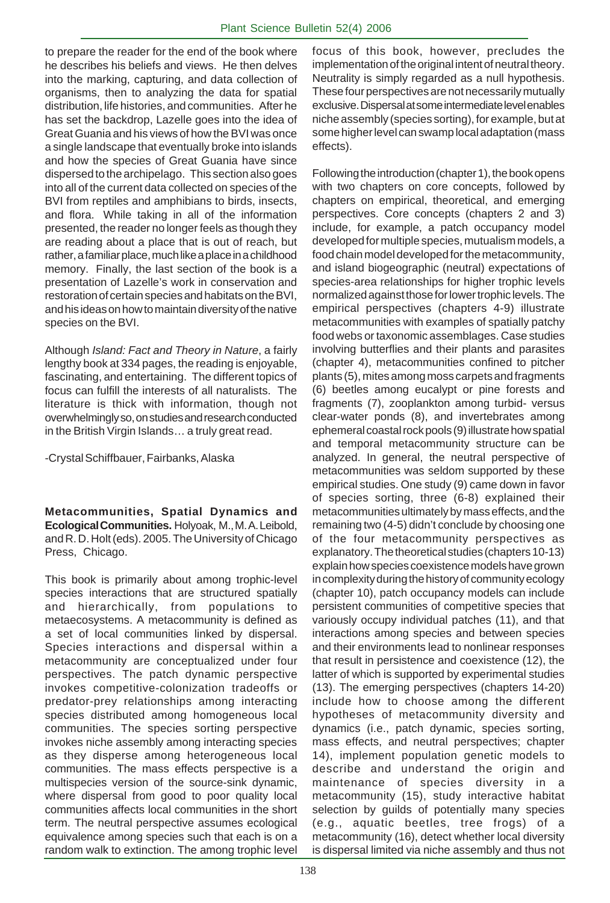to prepare the reader for the end of the book where he describes his beliefs and views. He then delves into the marking, capturing, and data collection of organisms, then to analyzing the data for spatial distribution, life histories, and communities. After he has set the backdrop, Lazelle goes into the idea of Great Guania and his views of how the BVI was once a single landscape that eventually broke into islands and how the species of Great Guania have since dispersed to the archipelago. This section also goes into all of the current data collected on species of the BVI from reptiles and amphibians to birds, insects, and flora. While taking in all of the information presented, the reader no longer feels as though they are reading about a place that is out of reach, but rather, a familiar place, much like a place in a childhood memory. Finally, the last section of the book is a presentation of Lazelle's work in conservation and restoration of certain species and habitats on the BVI, and his ideas on how to maintain diversity of the native species on the BVI.

Although *Island: Fact and Theory in Nature*, a fairly lengthy book at 334 pages, the reading is enjoyable, fascinating, and entertaining. The different topics of focus can fulfill the interests of all naturalists. The literature is thick with information, though not overwhelmingly so, on studies and research conducted in the British Virgin Islands… a truly great read.

-Crystal Schiffbauer, Fairbanks, Alaska

**Metacommunities, Spatial Dynamics and Ecological Communities.** Holyoak, M., M. A. Leibold, and R. D. Holt (eds). 2005. The University of Chicago Press, Chicago.

This book is primarily about among trophic-level species interactions that are structured spatially and hierarchically, from populations to metaecosystems. A metacommunity is defined as a set of local communities linked by dispersal. Species interactions and dispersal within a metacommunity are conceptualized under four perspectives. The patch dynamic perspective invokes competitive-colonization tradeoffs or predator-prey relationships among interacting species distributed among homogeneous local communities. The species sorting perspective invokes niche assembly among interacting species as they disperse among heterogeneous local communities. The mass effects perspective is a multispecies version of the source-sink dynamic, where dispersal from good to poor quality local communities affects local communities in the short term. The neutral perspective assumes ecological equivalence among species such that each is on a random walk to extinction. The among trophic level focus of this book, however, precludes the implementation of the original intent of neutral theory. Neutrality is simply regarded as a null hypothesis. These four perspectives are not necessarily mutually exclusive. Dispersal at some intermediate level enables niche assembly (species sorting), for example, but at some higher level can swamp local adaptation (mass effects).

Following the introduction (chapter 1), the book opens with two chapters on core concepts, followed by chapters on empirical, theoretical, and emerging perspectives. Core concepts (chapters 2 and 3) include, for example, a patch occupancy model developed for multiple species, mutualism models, a food chain model developed for the metacommunity, and island biogeographic (neutral) expectations of species-area relationships for higher trophic levels normalized against those for lower trophic levels. The empirical perspectives (chapters 4-9) illustrate metacommunities with examples of spatially patchy food webs or taxonomic assemblages. Case studies involving butterflies and their plants and parasites (chapter 4), metacommunities confined to pitcher plants (5), mites among moss carpets and fragments (6) beetles among eucalypt or pine forests and fragments (7), zooplankton among turbid- versus clear-water ponds (8), and invertebrates among ephemeral coastal rock pools (9) illustrate how spatial and temporal metacommunity structure can be analyzed. In general, the neutral perspective of metacommunities was seldom supported by these empirical studies. One study (9) came down in favor of species sorting, three (6-8) explained their metacommunities ultimately by mass effects, and the remaining two (4-5) didn't conclude by choosing one of the four metacommunity perspectives as explanatory. The theoretical studies (chapters 10-13) explain how species coexistence models have grown in complexity during the history of community ecology (chapter 10), patch occupancy models can include persistent communities of competitive species that variously occupy individual patches (11), and that interactions among species and between species and their environments lead to nonlinear responses that result in persistence and coexistence (12), the latter of which is supported by experimental studies (13). The emerging perspectives (chapters 14-20) include how to choose among the different hypotheses of metacommunity diversity and dynamics (i.e., patch dynamic, species sorting, mass effects, and neutral perspectives; chapter 14), implement population genetic models to describe and understand the origin and maintenance of species diversity in a metacommunity (15), study interactive habitat selection by guilds of potentially many species (e.g., aquatic beetles, tree frogs) of a metacommunity (16), detect whether local diversity is dispersal limited via niche assembly and thus not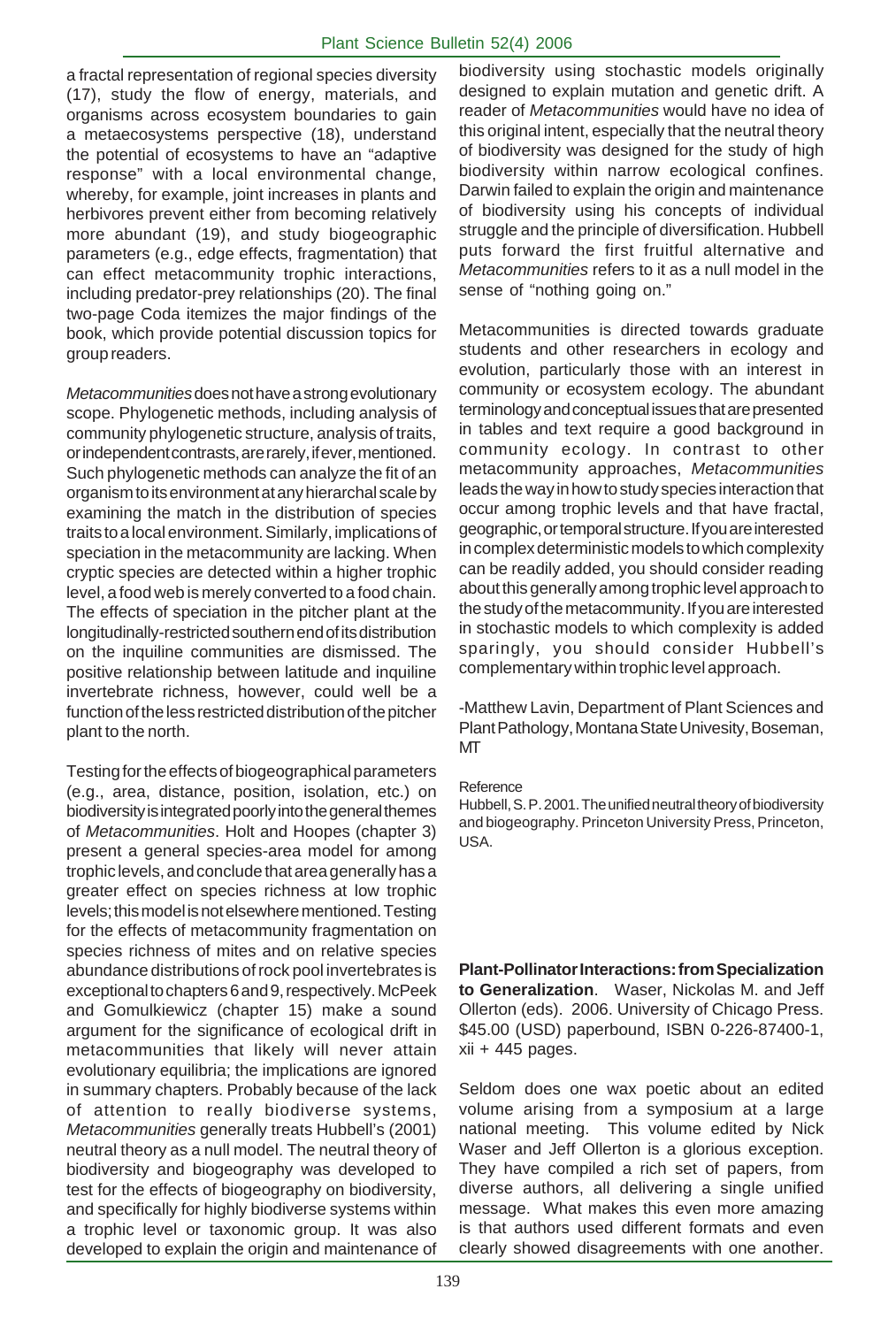a fractal representation of regional species diversity (17), study the flow of energy, materials, and organisms across ecosystem boundaries to gain a metaecosystems perspective (18), understand the potential of ecosystems to have an "adaptive response" with a local environmental change, whereby, for example, joint increases in plants and herbivores prevent either from becoming relatively more abundant (19), and study biogeographic parameters (e.g., edge effects, fragmentation) that can effect metacommunity trophic interactions, including predator-prey relationships (20). The final two-page Coda itemizes the major findings of the book, which provide potential discussion topics for group readers.

*Metacommunities* does not have a strong evolutionary scope. Phylogenetic methods, including analysis of community phylogenetic structure, analysis of traits, or independent contrasts, are rarely, if ever, mentioned. Such phylogenetic methods can analyze the fit of an organism to its environment at any hierarchal scale by examining the match in the distribution of species traits to a local environment. Similarly, implications of speciation in the metacommunity are lacking. When cryptic species are detected within a higher trophic level, a food web is merely converted to a food chain. The effects of speciation in the pitcher plant at the longitudinally-restricted southern end of its distribution on the inquiline communities are dismissed. The positive relationship between latitude and inquiline invertebrate richness, however, could well be a function of the less restricted distribution of the pitcher plant to the north.

Testing for the effects of biogeographical parameters (e.g., area, distance, position, isolation, etc.) on biodiversity is integrated poorly into the general themes of *Metacommunities*. Holt and Hoopes (chapter 3) present a general species-area model for among trophic levels, and conclude that area generally has a greater effect on species richness at low trophic levels; this model is not elsewhere mentioned. Testing for the effects of metacommunity fragmentation on species richness of mites and on relative species abundance distributions of rock pool invertebrates is exceptional to chapters 6 and 9, respectively. McPeek and Gomulkiewicz (chapter 15) make a sound argument for the significance of ecological drift in metacommunities that likely will never attain evolutionary equilibria; the implications are ignored in summary chapters. Probably because of the lack of attention to really biodiverse systems, *Metacommunities* generally treats Hubbell's (2001) neutral theory as a null model. The neutral theory of biodiversity and biogeography was developed to test for the effects of biogeography on biodiversity, and specifically for highly biodiverse systems within a trophic level or taxonomic group. It was also developed to explain the origin and maintenance of biodiversity using stochastic models originally designed to explain mutation and genetic drift. A reader of *Metacommunities* would have no idea of this original intent, especially that the neutral theory of biodiversity was designed for the study of high biodiversity within narrow ecological confines. Darwin failed to explain the origin and maintenance of biodiversity using his concepts of individual struggle and the principle of diversification. Hubbell puts forward the first fruitful alternative and *Metacommunities* refers to it as a null model in the sense of "nothing going on."

Metacommunities is directed towards graduate students and other researchers in ecology and evolution, particularly those with an interest in community or ecosystem ecology. The abundant terminology and conceptual issues that are presented in tables and text require a good background in community ecology. In contrast to other metacommunity approaches, *Metacommunities* leads the way in how to study species interaction that occur among trophic levels and that have fractal, geographic, or temporal structure. If you are interested in complex deterministic models to which complexity can be readily added, you should consider reading about this generally among trophic level approach to the study of the metacommunity. If you are interested in stochastic models to which complexity is added sparingly, you should consider Hubbell's complementary within trophic level approach.

-Matthew Lavin, Department of Plant Sciences and Plant Pathology, Montana State Univesity, Boseman, MT

Reference

Hubbell, S. P. 2001. The unified neutral theory of biodiversity and biogeography. Princeton University Press, Princeton, USA.

**Plant-Pollinator Interactions: from Specialization to Generalization**. Waser, Nickolas M. and Jeff Ollerton (eds). 2006. University of Chicago Press. $45.00 (USD) paperbound, ISBN 0-226-87400-1, xii + 445 pages.

Seldom does one wax poetic about an edited volume arising from a symposium at a large national meeting. This volume edited by Nick Waser and Jeff Ollerton is a glorious exception. They have compiled a rich set of papers, from diverse authors, all delivering a single unified message. What makes this even more amazing is that authors used different formats and even clearly showed disagreements with one another.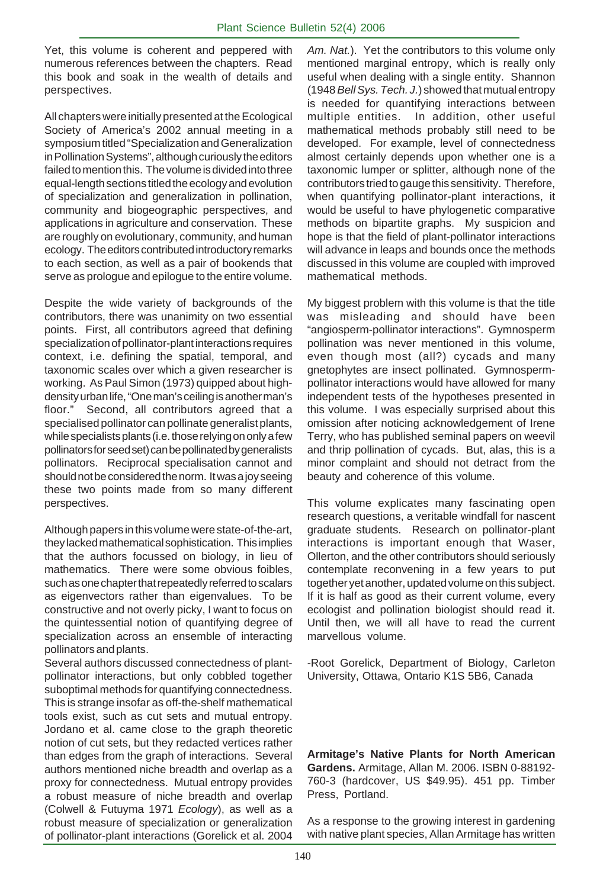Yet, this volume is coherent and peppered with numerous references between the chapters. Read this book and soak in the wealth of details and perspectives.

All chapters were initially presented at the Ecological Society of America's 2002 annual meeting in a symposium titled "Specialization and Generalization in Pollination Systems", although curiously the editors failed to mention this. The volume is divided into three equal-length sections titled the ecology and evolution of specialization and generalization in pollination, community and biogeographic perspectives, and applications in agriculture and conservation. These are roughly on evolutionary, community, and human ecology. The editors contributed introductory remarks to each section, as well as a pair of bookends that serve as prologue and epilogue to the entire volume.

Despite the wide variety of backgrounds of the contributors, there was unanimity on two essential points. First, all contributors agreed that defining specialization of pollinator-plant interactions requires context, i.e. defining the spatial, temporal, and taxonomic scales over which a given researcher is working. As Paul Simon (1973) quipped about high-density urban life, "One man's ceiling is another man's floor." Second, all contributors agreed that a specialised pollinator can pollinate generalist plants, while specialists plants (i.e. those relying on only a few pollinators for seed set) can be pollinated by generalists pollinators. Reciprocal specialisation cannot and should not be considered the norm. It was a joy seeing these two points made from so many different perspectives.

Although papers in this volume were state-of-the-art, they lacked mathematical sophistication. This implies that the authors focussed on biology, in lieu of mathematics. There were some obvious foibles, such as one chapter that repeatedly referred to scalars as eigenvectors rather than eigenvalues. To be constructive and not overly picky, I want to focus on the quintessential notion of quantifying degree of specialization across an ensemble of interacting pollinators and plants.

Several authors discussed connectedness of plant-pollinator interactions, but only cobbled together suboptimal methods for quantifying connectedness. This is strange insofar as off-the-shelf mathematical tools exist, such as cut sets and mutual entropy. Jordano et al. came close to the graph theoretic notion of cut sets, but they redacted vertices rather than edges from the graph of interactions. Several authors mentioned niche breadth and overlap as a proxy for connectedness. Mutual entropy provides a robust measure of niche breadth and overlap (Colwell & Futuyma 1971 *Ecology*), as well as a robust measure of specialization or generalization of pollinator-plant interactions (Gorelick et al. 2004 *Am. Nat.*). Yet the contributors to this volume only mentioned marginal entropy, which is really only useful when dealing with a single entity. Shannon (1948 *Bell Sys. Tech. J.*) showed that mutual entropy is needed for quantifying interactions between multiple entities. In addition, other useful mathematical methods probably still need to be developed. For example, level of connectedness almost certainly depends upon whether one is a taxonomic lumper or splitter, although none of the contributors tried to gauge this sensitivity. Therefore, when quantifying pollinator-plant interactions, it would be useful to have phylogenetic comparative methods on bipartite graphs. My suspicion and hope is that the field of plant-pollinator interactions will advance in leaps and bounds once the methods discussed in this volume are coupled with improved mathematical methods.

My biggest problem with this volume is that the title was misleading and should have been "angiosperm-pollinator interactions". Gymnosperm pollination was never mentioned in this volume, even though most (all?) cycads and many gnetophytes are insect pollinated. Gymnosperm-pollinator interactions would have allowed for many independent tests of the hypotheses presented in this volume. I was especially surprised about this omission after noticing acknowledgement of Irene Terry, who has published seminal papers on weevil and thrip pollination of cycads. But, alas, this is a minor complaint and should not detract from the beauty and coherence of this volume.

This volume explicates many fascinating open research questions, a veritable windfall for nascent graduate students. Research on pollinator-plant interactions is important enough that Waser, Ollerton, and the other contributors should seriously contemplate reconvening in a few years to put together yet another, updated volume on this subject. If it is half as good as their current volume, every ecologist and pollination biologist should read it. Until then, we will all have to read the current marvellous volume.

-Root Gorelick, Department of Biology, Carleton University, Ottawa, Ontario K1S 5B6, Canada

**Armitage's Native Plants for North American Gardens.** Armitage, Allan M. 2006. ISBN 0-88192-760-3 (hardcover, US $49.95). 451 pp. Timber Press, Portland.

As a response to the growing interest in gardening with native plant species, Allan Armitage has written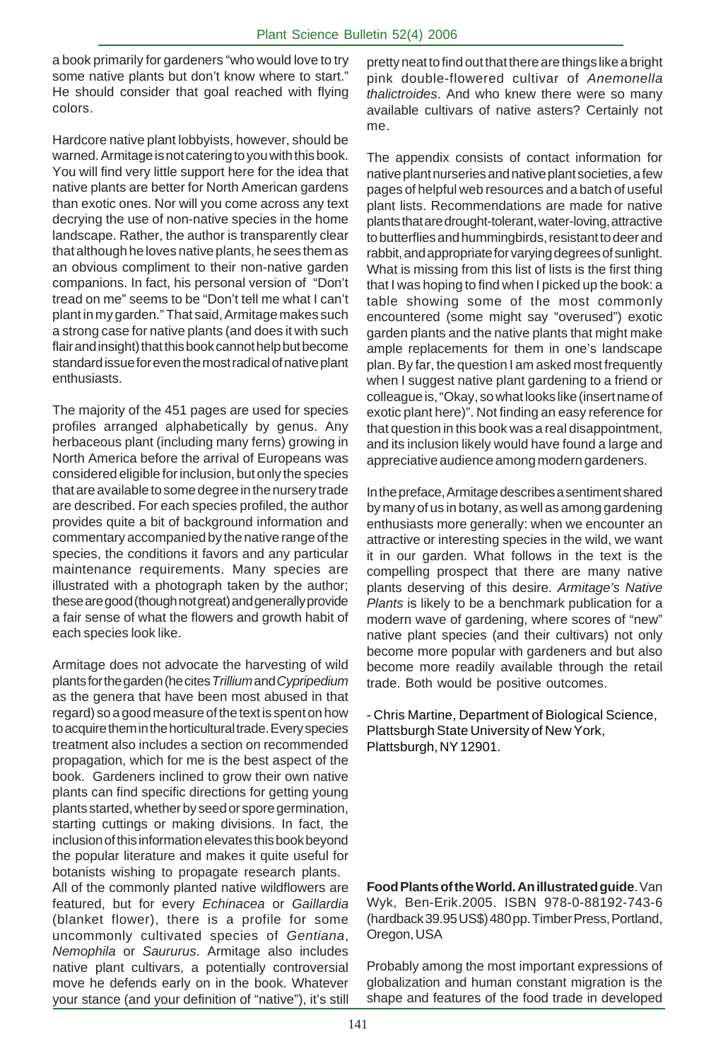a book primarily for gardeners "who would love to try some native plants but don't know where to start." He should consider that goal reached with flying colors.

Hardcore native plant lobbyists, however, should be warned. Armitage is not catering to you with this book. You will find very little support here for the idea that native plants are better for North American gardens than exotic ones. Nor will you come across any text decrying the use of non-native species in the home landscape. Rather, the author is transparently clear that although he loves native plants, he sees them as an obvious compliment to their non-native garden companions. In fact, his personal version of "Don't tread on me" seems to be "Don't tell me what I can't plant in my garden." That said, Armitage makes such a strong case for native plants (and does it with such flair and insight) that this book cannot help but become standard issue for even the most radical of native plant enthusiasts.

The majority of the 451 pages are used for species profiles arranged alphabetically by genus. Any herbaceous plant (including many ferns) growing in North America before the arrival of Europeans was considered eligible for inclusion, but only the species that are available to some degree in the nursery trade are described. For each species profiled, the author provides quite a bit of background information and commentary accompanied by the native range of the species, the conditions it favors and any particular maintenance requirements. Many species are illustrated with a photograph taken by the author; these are good (though not great) and generally provide a fair sense of what the flowers and growth habit of each species look like.

Armitage does not advocate the harvesting of wild plants for the garden (he cites *Trillium* and *Cypripedium* as the genera that have been most abused in that regard) so a good measure of the text is spent on how to acquire them in the horticultural trade. Every species treatment also includes a section on recommended propagation, which for me is the best aspect of the book. Gardeners inclined to grow their own native plants can find specific directions for getting young plants started, whether by seed or spore germination, starting cuttings or making divisions. In fact, the inclusion of this information elevates this book beyond the popular literature and makes it quite useful for botanists wishing to propagate research plants.

All of the commonly planted native wildflowers are featured, but for every *Echinacea* or *Gaillardia* (blanket flower), there is a profile for some uncommonly cultivated species of *Gentiana*, *Nemophila* or *Saururus*. Armitage also includes native plant cultivars, a potentially controversial move he defends early on in the book. Whatever your stance (and your definition of "native"), it's still pretty neat to find out that there are things like a bright pink double-flowered cultivar of *Anemonella thalictroides*. And who knew there were so many available cultivars of native asters? Certainly not me.

The appendix consists of contact information for native plant nurseries and native plant societies, a few pages of helpful web resources and a batch of useful plant lists. Recommendations are made for native plants that are drought-tolerant, water-loving, attractive to butterflies and hummingbirds, resistant to deer and rabbit, and appropriate for varying degrees of sunlight. What is missing from this list of lists is the first thing that I was hoping to find when I picked up the book: a table showing some of the most commonly encountered (some might say "overused") exotic garden plants and the native plants that might make ample replacements for them in one's landscape plan. By far, the question I am asked most frequently when I suggest native plant gardening to a friend or colleague is, "Okay, so what looks like (insert name of exotic plant here)". Not finding an easy reference for that question in this book was a real disappointment, and its inclusion likely would have found a large and appreciative audience among modern gardeners.

In the preface, Armitage describes a sentiment shared by many of us in botany, as well as among gardening enthusiasts more generally: when we encounter an attractive or interesting species in the wild, we want it in our garden. What follows in the text is the compelling prospect that there are many native plants deserving of this desire. *Armitage's Native Plants* is likely to be a benchmark publication for a modern wave of gardening, where scores of "new" native plant species (and their cultivars) not only become more popular with gardeners and but also become more readily available through the retail trade. Both would be positive outcomes.

- Chris Martine, Department of Biological Science, Plattsburgh State University of New York, Plattsburgh, NY 12901.

**Food Plants of the World. An illustrated guide**. Van Wyk, Ben-Erik.2005. ISBN 978-0-88192-743-6 (hardback 39.95 US$) 480 pp. Timber Press, Portland, Oregon, USA

Probably among the most important expressions of globalization and human constant migration is the shape and features of the food trade in developed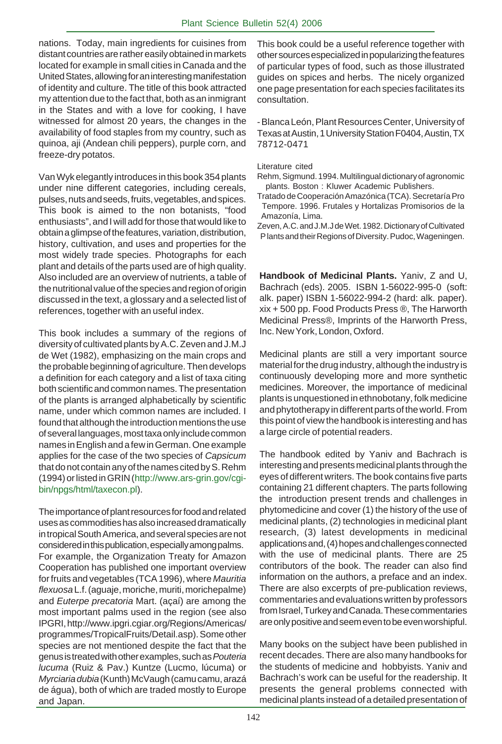nations. Today, main ingredients for cuisines from distant countries are rather easily obtained in markets located for example in small cities in Canada and the United States, allowing for an interesting manifestation of identity and culture. The title of this book attracted my attention due to the fact that, both as an inmigrant in the States and with a love for cooking, I have witnessed for almost 20 years, the changes in the availability of food staples from my country, such as quinoa, aji (Andean chili peppers), purple corn, and freeze-dry potatos.

Van Wyk elegantly introduces in this book 354 plants under nine different categories, including cereals, pulses, nuts and seeds, fruits, vegetables, and spices. This book is aimed to the non botanists, "food enthusiasts", and I will add for those that would like to obtain a glimpse of the features, variation, distribution, history, cultivation, and uses and properties for the most widely trade species. Photographs for each plant and details of the parts used are of high quality. Also included are an overview of nutrients, a table of the nutritional value of the species and region of origin discussed in the text, a glossary and a selected list of references, together with an useful index.

This book includes a summary of the regions of diversity of cultivated plants by A.C. Zeven and J.M.J de Wet (1982), emphasizing on the main crops and the probable beginning of agriculture. Then develops a definition for each category and a list of taxa citing both scientific and common names. The presentation of the plants is arranged alphabetically by scientific name, under which common names are included. I found that although the introduction mentions the use of several languages, most taxa only include common names in English and a few in German. One example applies for the case of the two species of *Capsicum* that do not contain any of the names cited by S. Rehm (1994) or listed in GRIN (http://www.ars-grin.gov/cgi-bin/npgs/html/taxecon.pl).

The importance of plant resources for food and related uses as commodities has also increased dramatically in tropical South America, and several species are not considered in this publication, especially among palms. For example, the Organization Treaty for Amazon Cooperation has published one important overview for fruits and vegetables (TCA 1996), where *Mauritia flexuosa* L.f. (aguaje, moriche, muriti, morichepalme) and *Euterpe precatoria* Mart. (açaí) are among the most important palms used in the region (see also IPGRI, http://www.ipgri.cgiar.org/Regions/Americas/programmes/TropicalFruits/Detail.asp). Some other species are not mentioned despite the fact that the genus is treated with other examples, such as *Pouteria lucuma* (Ruiz & Pav.) Kuntze (Lucmo, lúcuma) or *Myrciaria dubia* (Kunth) McVaugh (camu camu, arazá de água), both of which are traded mostly to Europe and Japan.

This book could be a useful reference together with other sources specialized in popularizing the features of particular types of food, such as those illustrated guides on spices and herbs. The nicely organized one page presentation for each species facilitates its consultation.

- Blanca León, Plant Resources Center, University of Texas at Austin, 1 University Station F0404, Austin, TX 78712-0471

Literature cited

Rehm, Sigmund. 1994. Multilingual dictionary of agronomic plants. Boston : Kluwer Academic Publishers.

Tratado de Cooperación Amazónica (TCA). Secretaría Pro Tempore. 1996. Frutales y Hortalizas Promisorios de la Amazonía, Lima.

Zeven, A.C. and J.M.J de Wet. 1982. Dictionary of Cultivated Plants and their Regions of Diversity. Pudoc, Wageningen.

**Handbook of Medicinal Plants.** Yaniv, Z and U, Bachrach (eds). 2005. ISBN 1-56022-995-0 (soft: alk. paper) ISBN 1-56022-994-2 (hard: alk. paper). xix + 500 pp. Food Products Press ®, The Harworth Medicinal Press®, Imprints of the Harworth Press, Inc. New York, London, Oxford.

Medicinal plants are still a very important source material for the drug industry, although the industry is continuously developing more and more synthetic medicines. Moreover, the importance of medicinal plants is unquestioned in ethnobotany, folk medicine and phytotherapy in different parts of the world. From this point of view the handbook is interesting and has a large circle of potential readers.

The handbook edited by Yaniv and Bachrach is interesting and presents medicinal plants through the eyes of different writers. The book contains five parts containing 21 different chapters. The parts following the introduction present trends and challenges in phytomedicine and cover (1) the history of the use of medicinal plants, (2) technologies in medicinal plant research, (3) latest developments in medicinal applications and, (4) hopes and challenges connected with the use of medicinal plants. There are 25 contributors of the book. The reader can also find information on the authors, a preface and an index. There are also excerpts of pre-publication reviews, commentaries and evaluations written by professors from Israel, Turkey and Canada. These commentaries are only positive and seem even to be even worshipful.

Many books on the subject have been published in recent decades. There are also many handbooks for the students of medicine and hobbyists. Yaniv and Bachrach's work can be useful for the readership. It presents the general problems connected with medicinal plants instead of a detailed presentation of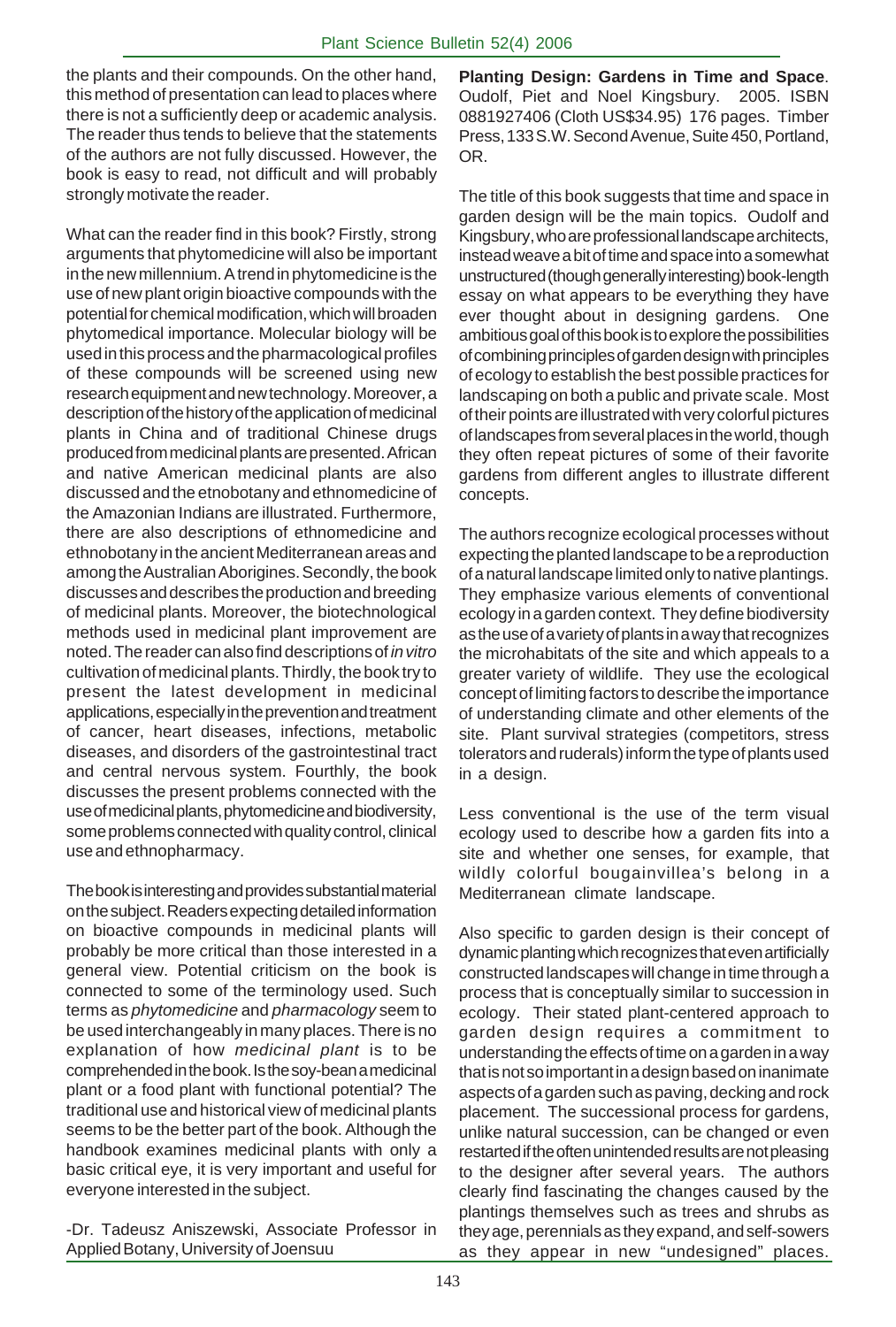the plants and their compounds. On the other hand, this method of presentation can lead to places where there is not a sufficiently deep or academic analysis. The reader thus tends to believe that the statements of the authors are not fully discussed. However, the book is easy to read, not difficult and will probably strongly motivate the reader.

What can the reader find in this book? Firstly, strong arguments that phytomedicine will also be important in the new millennium. A trend in phytomedicine is the use of new plant origin bioactive compounds with the potential for chemical modification, which will broaden phytomedical importance. Molecular biology will be used in this process and the pharmacological profiles of these compounds will be screened using new research equipment and new technology. Moreover, a description of the history of the application of medicinal plants in China and of traditional Chinese drugs produced from medicinal plants are presented. African and native American medicinal plants are also discussed and the etnobotany and ethnomedicine of the Amazonian Indians are illustrated. Furthermore, there are also descriptions of ethnomedicine and ethnobotany in the ancient Mediterranean areas and among the Australian Aborigines. Secondly, the book discusses and describes the production and breeding of medicinal plants. Moreover, the biotechnological methods used in medicinal plant improvement are noted. The reader can also find descriptions of *in vitro* cultivation of medicinal plants. Thirdly, the book try to present the latest development in medicinal applications, especially in the prevention and treatment of cancer, heart diseases, infections, metabolic diseases, and disorders of the gastrointestinal tract and central nervous system. Fourthly, the book discusses the present problems connected with the use of medicinal plants, phytomedicine and biodiversity, some problems connected with quality control, clinical use and ethnopharmacy.

The book is interesting and provides substantial material on the subject. Readers expecting detailed information on bioactive compounds in medicinal plants will probably be more critical than those interested in a general view. Potential criticism on the book is connected to some of the terminology used. Such terms as *phytomedicine* and *pharmacology* seem to be used interchangeably in many places. There is no explanation of how *medicinal plant* is to be comprehended in the book. Is the soy-bean a medicinal plant or a food plant with functional potential? The traditional use and historical view of medicinal plants seems to be the better part of the book. Although the handbook examines medicinal plants with only a basic critical eye, it is very important and useful for everyone interested in the subject.

-Dr. Tadeusz Aniszewski, Associate Professor in Applied Botany, University of Joensuu

**Planting Design: Gardens in Time and Space**. Oudolf, Piet and Noel Kingsbury. 2005. ISBN 0881927406 (Cloth US$34.95) 176 pages. Timber Press, 133 S.W. Second Avenue, Suite 450, Portland, OR.

The title of this book suggests that time and space in garden design will be the main topics. Oudolf and Kingsbury, who are professional landscape architects, instead weave a bit of time and space into a somewhat unstructured (though generally interesting) book-length essay on what appears to be everything they have ever thought about in designing gardens. One ambitious goal of this book is to explore the possibilities of combining principles of garden design with principles of ecology to establish the best possible practices for landscaping on both a public and private scale. Most of their points are illustrated with very colorful pictures of landscapes from several places in the world, though they often repeat pictures of some of their favorite gardens from different angles to illustrate different concepts.

The authors recognize ecological processes without expecting the planted landscape to be a reproduction of a natural landscape limited only to native plantings. They emphasize various elements of conventional ecology in a garden context. They define biodiversity as the use of a variety of plants in a way that recognizes the microhabitats of the site and which appeals to a greater variety of wildlife. They use the ecological concept of limiting factors to describe the importance of understanding climate and other elements of the site. Plant survival strategies (competitors, stress tolerators and ruderals) inform the type of plants used in a design.

Less conventional is the use of the term visual ecology used to describe how a garden fits into a site and whether one senses, for example, that wildly colorful bougainvillea's belong in a Mediterranean climate landscape.

Also specific to garden design is their concept of dynamic planting which recognizes that even artificially constructed landscapes will change in time through a process that is conceptually similar to succession in ecology. Their stated plant-centered approach to garden design requires a commitment to understanding the effects of time on a garden in a way that is not so important in a design based on inanimate aspects of a garden such as paving, decking and rock placement. The successional process for gardens, unlike natural succession, can be changed or even restarted if the often unintended results are not pleasing to the designer after several years. The authors clearly find fascinating the changes caused by the plantings themselves such as trees and shrubs as they age, perennials as they expand, and self-sowers as they appear in new "undesigned" places.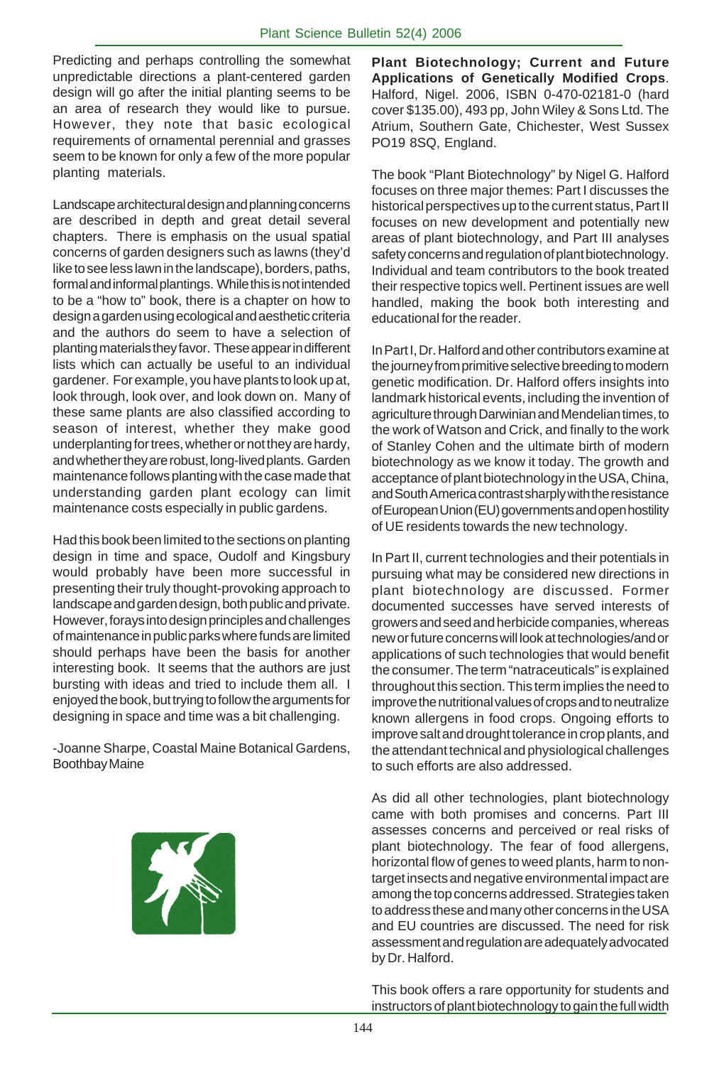Predicting and perhaps controlling the somewhat unpredictable directions a plant-centered garden design will go after the initial planting seems to be an area of research they would like to pursue. However, they note that basic ecological requirements of ornamental perennial and grasses seem to be known for only a few of the more popular planting materials.

Landscape architectural design and planning concerns are described in depth and great detail several chapters. There is emphasis on the usual spatial concerns of garden designers such as lawns (they'd like to see less lawn in the landscape), borders, paths, formal and informal plantings. While this is not intended to be a "how to" book, there is a chapter on how to design a garden using ecological and aesthetic criteria and the authors do seem to have a selection of planting materials they favor. These appear in different lists which can actually be useful to an individual gardener. For example, you have plants to look up at, look through, look over, and look down on. Many of these same plants are also classified according to season of interest, whether they make good underplanting for trees, whether or not they are hardy, and whether they are robust, long-lived plants. Garden maintenance follows planting with the case made that understanding garden plant ecology can limit maintenance costs especially in public gardens.

Had this book been limited to the sections on planting design in time and space, Oudolf and Kingsbury would probably have been more successful in presenting their truly thought-provoking approach to landscape and garden design, both public and private. However, forays into design principles and challenges of maintenance in public parks where funds are limited should perhaps have been the basis for another interesting book. It seems that the authors are just bursting with ideas and tried to include them all. I enjoyed the book, but trying to follow the arguments for designing in space and time was a bit challenging.

-Joanne Sharpe, Coastal Maine Botanical Gardens, Boothbay Maine

**Plant Biotechnology; Current and Future Applications of Genetically Modified Crops**. Halford, Nigel. 2006, ISBN 0-470-02181-0 (hard cover $135.00), 493 pp, John Wiley & Sons Ltd. The Atrium, Southern Gate, Chichester, West Sussex PO19 8SQ, England.

The book "Plant Biotechnology" by Nigel G. Halford focuses on three major themes: Part I discusses the historical perspectives up to the current status, Part II focuses on new development and potentially new areas of plant biotechnology, and Part III analyses safety concerns and regulation of plant biotechnology. Individual and team contributors to the book treated their respective topics well. Pertinent issues are well handled, making the book both interesting and educational for the reader.

In Part I, Dr. Halford and other contributors examine at the journey from primitive selective breeding to modern genetic modification. Dr. Halford offers insights into landmark historical events, including the invention of agriculture through Darwinian and Mendelian times, to the work of Watson and Crick, and finally to the work of Stanley Cohen and the ultimate birth of modern biotechnology as we know it today. The growth and acceptance of plant biotechnology in the USA, China, and South America contrast sharply with the resistance of European Union (EU) governments and open hostility of UE residents towards the new technology.

In Part II, current technologies and their potentials in pursuing what may be considered new directions in plant biotechnology are discussed. Former documented successes have served interests of growers and seed and herbicide companies, whereas new or future concerns will look at technologies/and or applications of such technologies that would benefit the consumer. The term "natraceuticals" is explained throughout this section. This term implies the need to improve the nutritional values of crops and to neutralize known allergens in food crops. Ongoing efforts to improve salt and drought tolerance in crop plants, and the attendant technical and physiological challenges to such efforts are also addressed.

As did all other technologies, plant biotechnology came with both promises and concerns. Part III assesses concerns and perceived or real risks of plant biotechnology. The fear of food allergens, horizontal flow of genes to weed plants, harm to non-target insects and negative environmental impact are among the top concerns addressed. Strategies taken to address these and many other concerns in the USA and EU countries are discussed. The need for risk assessment and regulation are adequately advocated by Dr. Halford.

This book offers a rare opportunity for students and instructors of plant biotechnology to gain the full width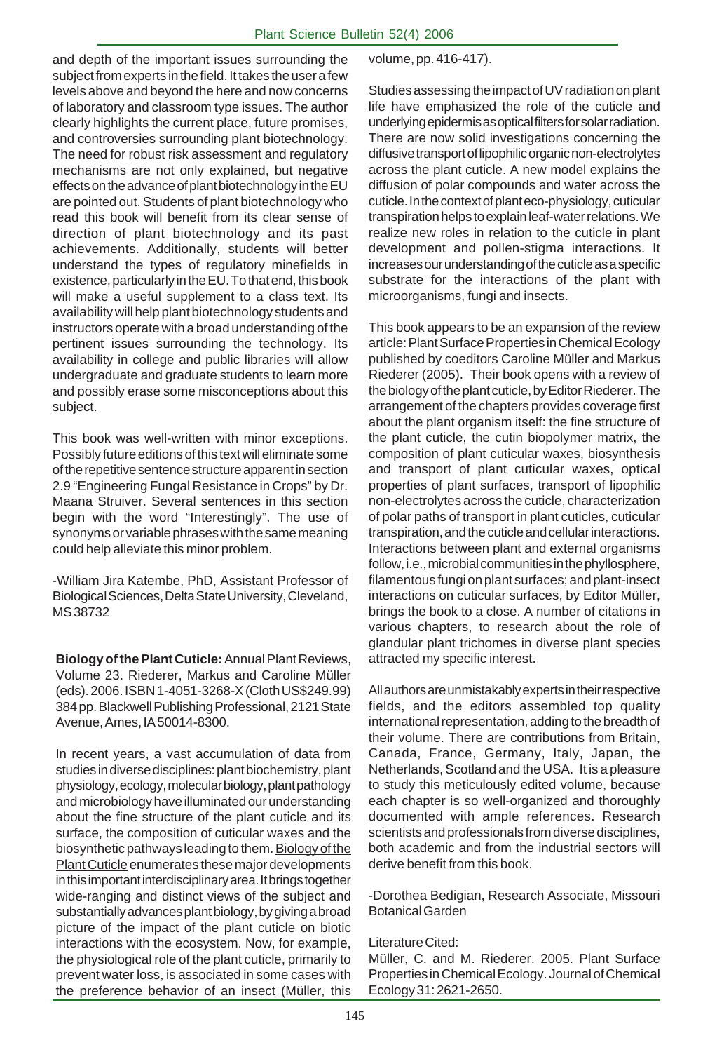and depth of the important issues surrounding the subject from experts in the field. It takes the user a few levels above and beyond the here and now concerns of laboratory and classroom type issues. The author clearly highlights the current place, future promises, and controversies surrounding plant biotechnology. The need for robust risk assessment and regulatory mechanisms are not only explained, but negative effects on the advance of plant biotechnology in the EU are pointed out. Students of plant biotechnology who read this book will benefit from its clear sense of direction of plant biotechnology and its past achievements. Additionally, students will better understand the types of regulatory minefields in existence, particularly in the EU. To that end, this book will make a useful supplement to a class text. Its availability will help plant biotechnology students and instructors operate with a broad understanding of the pertinent issues surrounding the technology. Its availability in college and public libraries will allow undergraduate and graduate students to learn more and possibly erase some misconceptions about this subject.

This book was well-written with minor exceptions. Possibly future editions of this text will eliminate some of the repetitive sentence structure apparent in section 2.9 "Engineering Fungal Resistance in Crops" by Dr. Maana Struiver. Several sentences in this section begin with the word "Interestingly". The use of synonyms or variable phrases with the same meaning could help alleviate this minor problem.

-William Jira Katembe, PhD, Assistant Professor of Biological Sciences, Delta State University, Cleveland, MS 38732

**Biology of the Plant Cuticle:** Annual Plant Reviews, Volume 23. Riederer, Markus and Caroline Müller (eds). 2006. ISBN 1-4051-3268-X (Cloth US$249.99) 384 pp. Blackwell Publishing Professional, 2121 State Avenue, Ames, IA 50014-8300.

In recent years, a vast accumulation of data from studies in diverse disciplines: plant biochemistry, plant physiology, ecology, molecular biology, plant pathology and microbiology have illuminated our understanding about the fine structure of the plant cuticle and its surface, the composition of cuticular waxes and the biosynthetic pathways leading to them. Biology of the Plant Cuticle enumerates these major developments in this important interdisciplinary area. It brings together wide-ranging and distinct views of the subject and substantially advances plant biology, by giving a broad picture of the impact of the plant cuticle on biotic interactions with the ecosystem. Now, for example, the physiological role of the plant cuticle, primarily to prevent water loss, is associated in some cases with the preference behavior of an insect (Müller, this volume, pp. 416-417).

Studies assessing the impact of UV radiation on plant life have emphasized the role of the cuticle and underlying epidermis as optical filters for solar radiation. There are now solid investigations concerning the diffusive transport of lipophilic organic non-electrolytes across the plant cuticle. A new model explains the diffusion of polar compounds and water across the cuticle. In the context of plant eco-physiology, cuticular transpiration helps to explain leaf-water relations. We realize new roles in relation to the cuticle in plant development and pollen-stigma interactions. It increases our understanding of the cuticle as a specific substrate for the interactions of the plant with microorganisms, fungi and insects.

This book appears to be an expansion of the review article: Plant Surface Properties in Chemical Ecology published by coeditors Caroline Müller and Markus Riederer (2005). Their book opens with a review of the biology of the plant cuticle, by Editor Riederer. The arrangement of the chapters provides coverage first about the plant organism itself: the fine structure of the plant cuticle, the cutin biopolymer matrix, the composition of plant cuticular waxes, biosynthesis and transport of plant cuticular waxes, optical properties of plant surfaces, transport of lipophilic non-electrolytes across the cuticle, characterization of polar paths of transport in plant cuticles, cuticular transpiration, and the cuticle and cellular interactions. Interactions between plant and external organisms follow, i.e., microbial communities in the phyllosphere, filamentous fungi on plant surfaces; and plant-insect interactions on cuticular surfaces, by Editor Müller, brings the book to a close. A number of citations in various chapters, to research about the role of glandular plant trichomes in diverse plant species attracted my specific interest.

All authors are unmistakably experts in their respective fields, and the editors assembled top quality international representation, adding to the breadth of their volume. There are contributions from Britain, Canada, France, Germany, Italy, Japan, the Netherlands, Scotland and the USA. It is a pleasure to study this meticulously edited volume, because each chapter is so well-organized and thoroughly documented with ample references. Research scientists and professionals from diverse disciplines, both academic and from the industrial sectors will derive benefit from this book.

-Dorothea Bedigian, Research Associate, Missouri Botanical Garden

Literature Cited:

Müller, C. and M. Riederer. 2005. Plant Surface Properties in Chemical Ecology. Journal of Chemical Ecology 31: 2621-2650.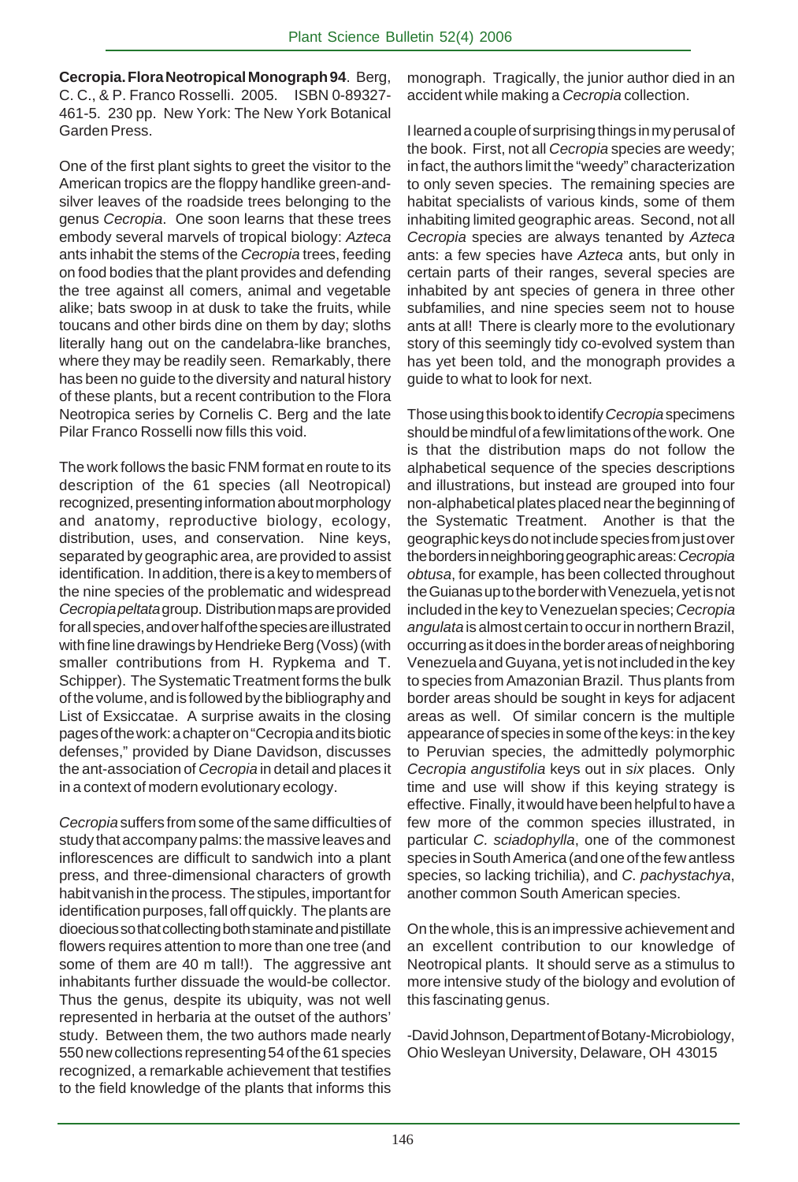**Cecropia. Flora Neotropical Monograph 94**. Berg, C. C., & P. Franco Rosselli. 2005. ISBN 0-89327-461-5. 230 pp. New York: The New York Botanical Garden Press.

One of the first plant sights to greet the visitor to the American tropics are the floppy handlike green-and-silver leaves of the roadside trees belonging to the genus *Cecropia*. One soon learns that these trees embody several marvels of tropical biology: *Azteca* ants inhabit the stems of the *Cecropia* trees, feeding on food bodies that the plant provides and defending the tree against all comers, animal and vegetable alike; bats swoop in at dusk to take the fruits, while toucans and other birds dine on them by day; sloths literally hang out on the candelabra-like branches, where they may be readily seen. Remarkably, there has been no guide to the diversity and natural history of these plants, but a recent contribution to the Flora Neotropica series by Cornelis C. Berg and the late Pilar Franco Rosselli now fills this void.

The work follows the basic FNM format en route to its description of the 61 species (all Neotropical) recognized, presenting information about morphology and anatomy, reproductive biology, ecology, distribution, uses, and conservation. Nine keys, separated by geographic area, are provided to assist identification. In addition, there is a key to members of the nine species of the problematic and widespread *Cecropia peltata* group. Distribution maps are provided for all species, and over half of the species are illustrated with fine line drawings by Hendrieke Berg (Voss) (with smaller contributions from H. Rypkema and T. Schipper). The Systematic Treatment forms the bulk of the volume, and is followed by the bibliography and List of Exsiccatae. A surprise awaits in the closing pages of the work: a chapter on "Cecropia and its biotic defenses," provided by Diane Davidson, discusses the ant-association of *Cecropia* in detail and places it in a context of modern evolutionary ecology.

*Cecropia* suffers from some of the same difficulties of study that accompany palms: the massive leaves and inflorescences are difficult to sandwich into a plant press, and three-dimensional characters of growth habit vanish in the process. The stipules, important for identification purposes, fall off quickly. The plants are dioecious so that collecting both staminate and pistillate flowers requires attention to more than one tree (and some of them are 40 m tall!). The aggressive ant inhabitants further dissuade the would-be collector. Thus the genus, despite its ubiquity, was not well represented in herbaria at the outset of the authors' study. Between them, the two authors made nearly 550 new collections representing 54 of the 61 species recognized, a remarkable achievement that testifies to the field knowledge of the plants that informs this monograph. Tragically, the junior author died in an accident while making a *Cecropia* collection.

I learned a couple of surprising things in my perusal of the book. First, not all *Cecropia* species are weedy; in fact, the authors limit the "weedy" characterization to only seven species. The remaining species are habitat specialists of various kinds, some of them inhabiting limited geographic areas. Second, not all *Cecropia* species are always tenanted by *Azteca* ants: a few species have *Azteca* ants, but only in certain parts of their ranges, several species are inhabited by ant species of genera in three other subfamilies, and nine species seem not to house ants at all! There is clearly more to the evolutionary story of this seemingly tidy co-evolved system than has yet been told, and the monograph provides a guide to what to look for next.

Those using this book to identify *Cecropia* specimens should be mindful of a few limitations of the work. One is that the distribution maps do not follow the alphabetical sequence of the species descriptions and illustrations, but instead are grouped into four non-alphabetical plates placed near the beginning of the Systematic Treatment. Another is that the geographic keys do not include species from just over the borders in neighboring geographic areas: *Cecropia obtusa*, for example, has been collected throughout the Guianas up to the border with Venezuela, yet is not included in the key to Venezuelan species; *Cecropia angulata* is almost certain to occur in northern Brazil, occurring as it does in the border areas of neighboring Venezuela and Guyana, yet is not included in the key to species from Amazonian Brazil. Thus plants from border areas should be sought in keys for adjacent areas as well. Of similar concern is the multiple appearance of species in some of the keys: in the key to Peruvian species, the admittedly polymorphic *Cecropia angustifolia* keys out in *six* places. Only time and use will show if this keying strategy is effective. Finally, it would have been helpful to have a few more of the common species illustrated, in particular *C. sciadophylla*, one of the commonest species in South America (and one of the few antless species, so lacking trichilia), and *C. pachystachya*, another common South American species.

On the whole, this is an impressive achievement and an excellent contribution to our knowledge of Neotropical plants. It should serve as a stimulus to more intensive study of the biology and evolution of this fascinating genus.

-David Johnson, Department of Botany-Microbiology, Ohio Wesleyan University, Delaware, OH 43015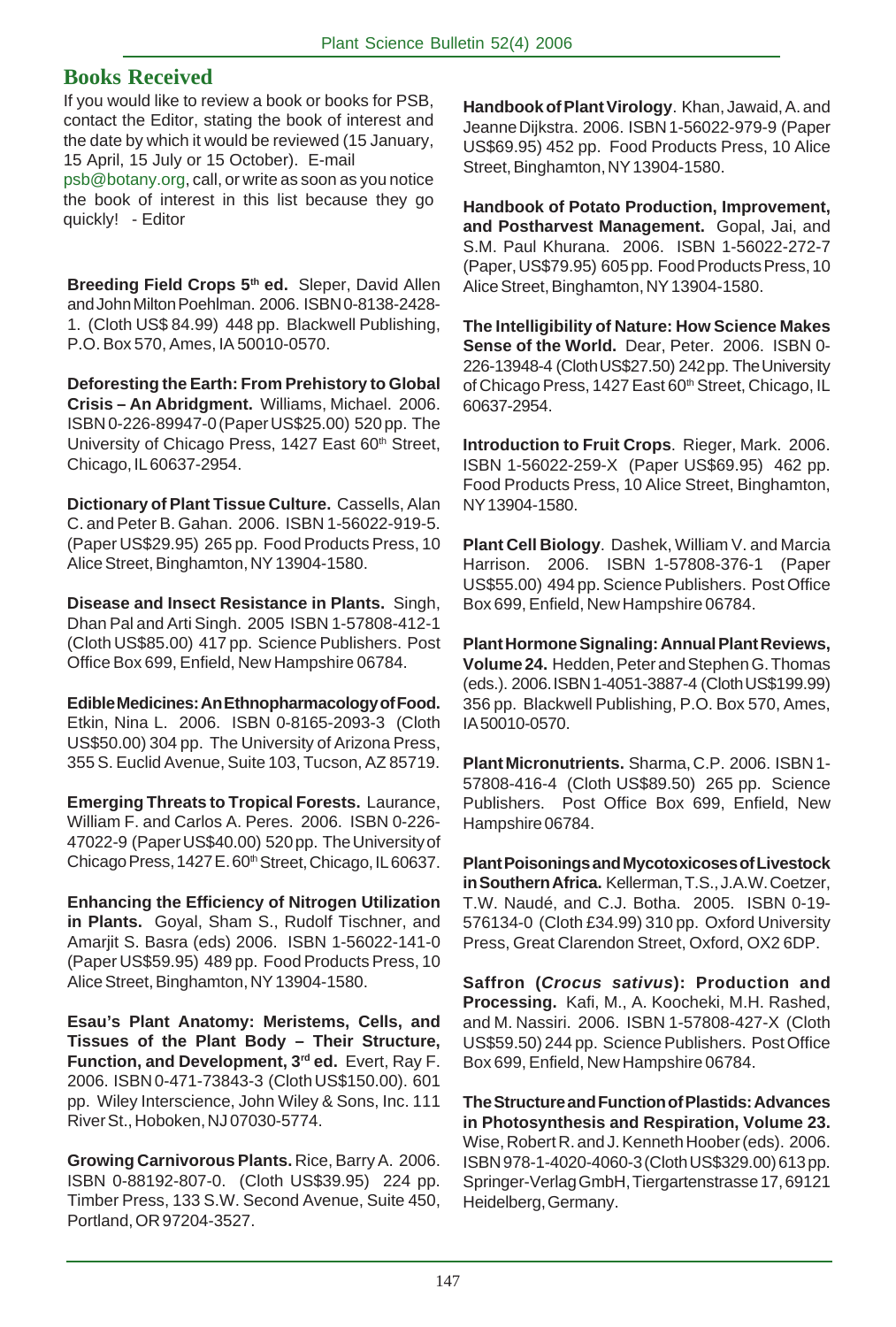## Books Received

If you would like to review a book or books for PSB, contact the Editor, stating the book of interest and the date by which it would be reviewed (15 January, 15 April, 15 July or 15 October). E-mail psb@botany.org, call, or write as soon as you notice the book of interest in this list because they go quickly! - Editor

**Breeding Field Crops 5th ed.** Sleper, David Allen and John Milton Poehlman. 2006. ISBN 0-8138-2428-1. (Cloth US$ 84.99) 448 pp. Blackwell Publishing, P.O. Box 570, Ames, IA 50010-0570.

**Deforesting the Earth: From Prehistory to Global Crisis – An Abridgment.** Williams, Michael. 2006. ISBN 0-226-89947-0 (Paper US$25.00) 520 pp. The University of Chicago Press, 1427 East 60th Street, Chicago, IL 60637-2954.

**Dictionary of Plant Tissue Culture.** Cassells, Alan C. and Peter B. Gahan. 2006. ISBN 1-56022-919-5. (Paper US$29.95) 265 pp. Food Products Press, 10 Alice Street, Binghamton, NY 13904-1580.

**Disease and Insect Resistance in Plants.** Singh, Dhan Pal and Arti Singh. 2005 ISBN 1-57808-412-1 (Cloth US$85.00) 417 pp. Science Publishers. Post Office Box 699, Enfield, New Hampshire 06784.

**Edible Medicines: An Ethnopharmacology of Food.** Etkin, Nina L. 2006. ISBN 0-8165-2093-3 (Cloth US$50.00) 304 pp. The University of Arizona Press, 355 S. Euclid Avenue, Suite 103, Tucson, AZ 85719.

**Emerging Threats to Tropical Forests.** Laurance, William F. and Carlos A. Peres. 2006. ISBN 0-226-47022-9 (Paper US$40.00) 520 pp. The University of Chicago Press, 1427 E. 60th Street, Chicago, IL 60637.

**Enhancing the Efficiency of Nitrogen Utilization in Plants.** Goyal, Sham S., Rudolf Tischner, and Amarjit S. Basra (eds) 2006. ISBN 1-56022-141-0 (Paper US$59.95) 489 pp. Food Products Press, 10 Alice Street, Binghamton, NY 13904-1580.

**Esau's Plant Anatomy: Meristems, Cells, and Tissues of the Plant Body – Their Structure, Function, and Development, 3rd ed.** Evert, Ray F. 2006. ISBN 0-471-73843-3 (Cloth US$150.00). 601 pp. Wiley Interscience, John Wiley & Sons, Inc. 111 River St., Hoboken, NJ 07030-5774.

**Growing Carnivorous Plants.** Rice, Barry A. 2006. ISBN 0-88192-807-0. (Cloth US$39.95) 224 pp. Timber Press, 133 S.W. Second Avenue, Suite 450, Portland, OR 97204-3527.

**Handbook of Plant Virology**. Khan, Jawaid, A. and Jeanne Dijkstra. 2006. ISBN 1-56022-979-9 (Paper US$69.95) 452 pp. Food Products Press, 10 Alice Street, Binghamton, NY 13904-1580.

**Handbook of Potato Production, Improvement, and Postharvest Management.** Gopal, Jai, and S.M. Paul Khurana. 2006. ISBN 1-56022-272-7 (Paper, US$79.95) 605 pp. Food Products Press, 10 Alice Street, Binghamton, NY 13904-1580.

**The Intelligibility of Nature: How Science Makes Sense of the World.** Dear, Peter. 2006. ISBN 0-226-13948-4 (Cloth US$27.50) 242 pp. The University of Chicago Press, 1427 East 60th Street, Chicago, IL 60637-2954.

**Introduction to Fruit Crops**. Rieger, Mark. 2006. ISBN 1-56022-259-X (Paper US$69.95) 462 pp. Food Products Press, 10 Alice Street, Binghamton, NY 13904-1580.

**Plant Cell Biology**. Dashek, William V. and Marcia Harrison. 2006. ISBN 1-57808-376-1 (Paper US$55.00) 494 pp. Science Publishers. Post Office Box 699, Enfield, New Hampshire 06784.

**Plant Hormone Signaling: Annual Plant Reviews, Volume 24.** Hedden, Peter and Stephen G. Thomas (eds.). 2006. ISBN 1-4051-3887-4 (Cloth US$199.99) 356 pp. Blackwell Publishing, P.O. Box 570, Ames, IA 50010-0570.

**Plant Micronutrients.** Sharma, C.P. 2006. ISBN 1-57808-416-4 (Cloth US$89.50) 265 pp. Science Publishers. Post Office Box 699, Enfield, New Hampshire 06784.

**Plant Poisonings and Mycotoxicoses of Livestock in Southern Africa.** Kellerman, T.S., J.A.W. Coetzer, T.W. Naudé, and C.J. Botha. 2005. ISBN 0-19-576134-0 (Cloth £34.99) 310 pp. Oxford University Press, Great Clarendon Street, Oxford, OX2 6DP.

**Saffron (*Crocus sativus*): Production and Processing.** Kafi, M., A. Koocheki, M.H. Rashed, and M. Nassiri. 2006. ISBN 1-57808-427-X (Cloth US$59.50) 244 pp. Science Publishers. Post Office Box 699, Enfield, New Hampshire 06784.

**The Structure and Function of Plastids: Advances in Photosynthesis and Respiration, Volume 23.** Wise, Robert R. and J. Kenneth Hoober (eds). 2006. ISBN 978-1-4020-4060-3 (Cloth US$329.00) 613 pp. Springer-Verlag GmbH, Tiergartenstrasse 17, 69121 Heidelberg, Germany.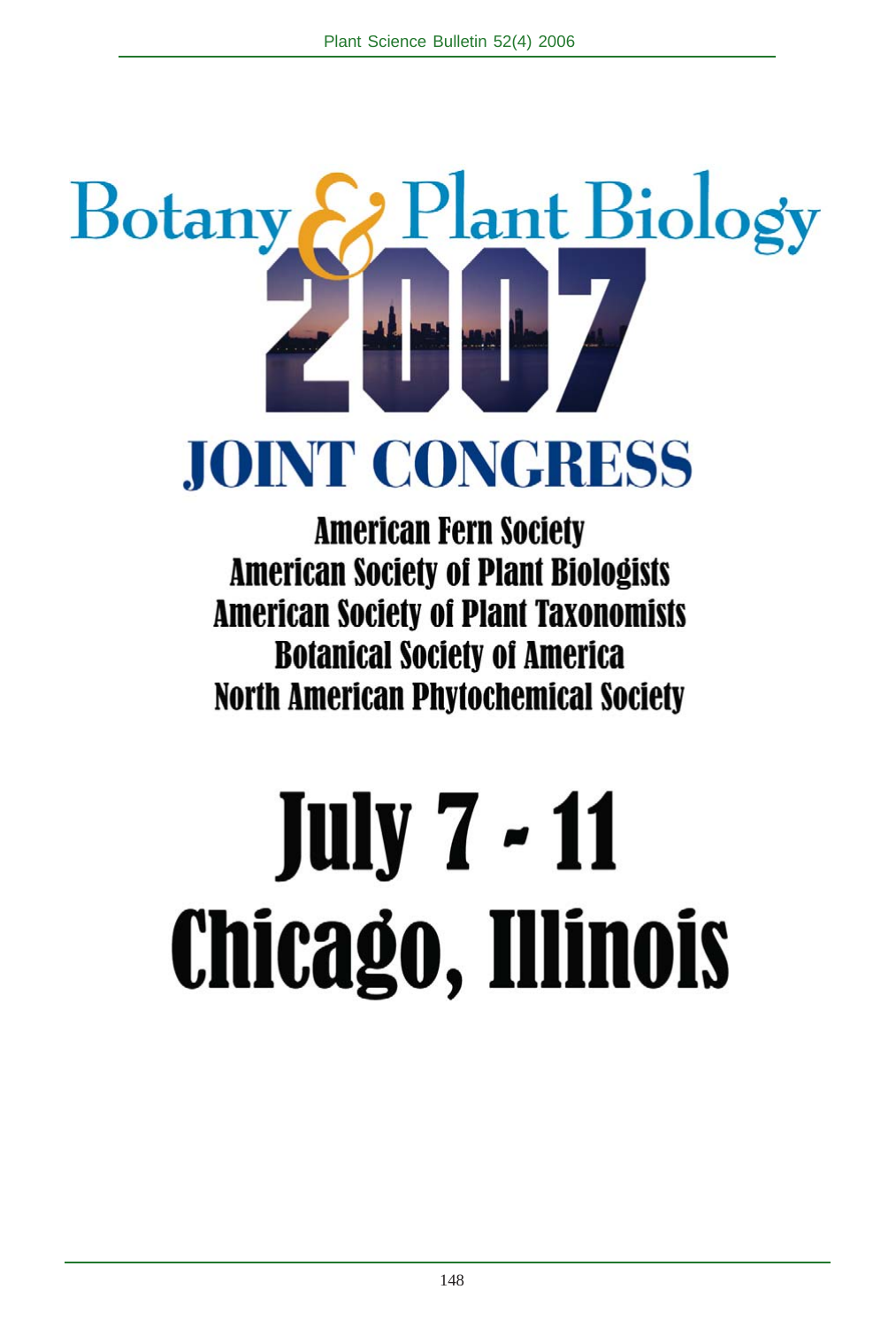# Botany & Plant Biology 2007

# JOINT CONGRESS

**American Fern Society**
**American Society of Plant Biologists**
**American Society of Plant Taxonomists**
**Botanical Society of America**
**North American Phytochemical Society**

# July 7 - 11
# Chicago, Illinois